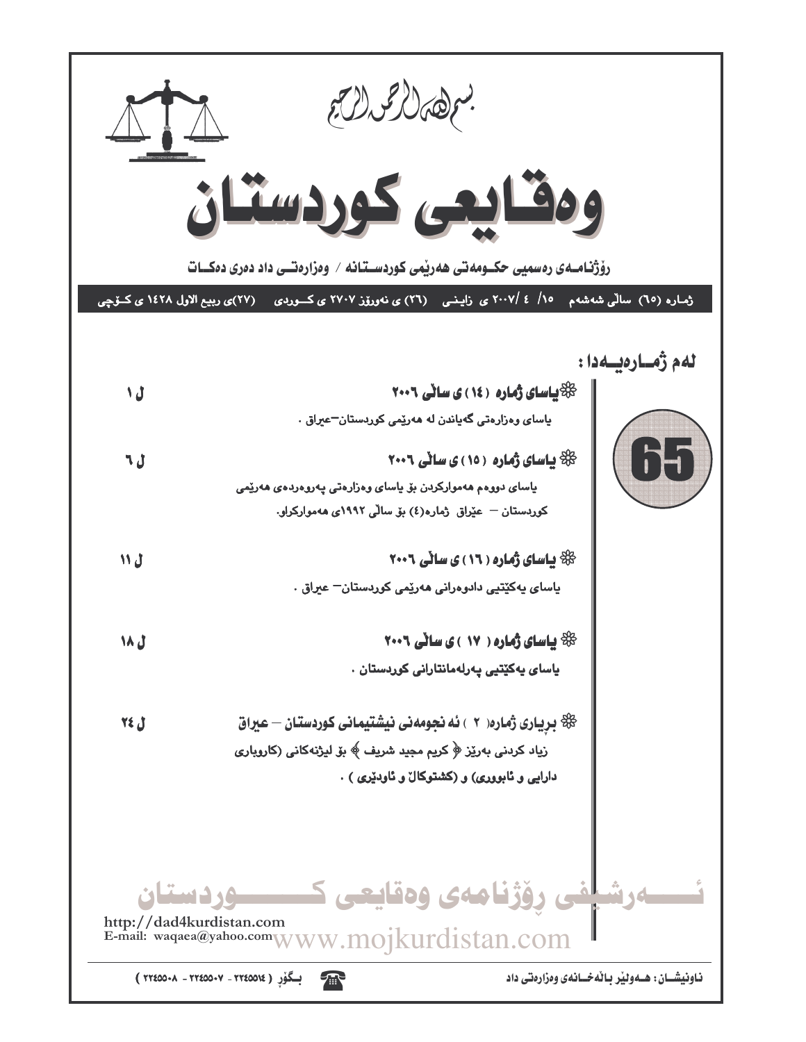بسم الله الرحمن الرحيم

# وەقایعی کوردستان

رۆژنامەی رەسمیی حکومەتی هەرێمی کوردستانە / وەزارەتی داد دەری دەکات

ژمارە (٦٥) ساڵی شەشەم ١٥/ ٤ /٢٠٠٧ ی زاینی (٢٦) ی نەورۆز ٢٧٠٧ ی کوردی (٢٧)ی ربیع الاول ١٤٢٨ ی کۆچی

**65**

## لەم ژمارەیەدا :

| | |
|---|---|
| ❀ **یاسای ژمارە (١٤) ی ساڵی ٢٠٠٦**<br>یاسای وەزارەتی گەیاندن لە هەرێمی کوردستان–عیراق . | ل ١ |
| ❀ **یاسای ژمارە (١٥) ی ساڵی ٢٠٠٦**<br>یاسای دووەم هەموارکردن بۆ یاسای وەزارەتی پەروەردەی هەرێمی کوردستان – عێراق ژمارە(٤) بۆ ساڵی ١٩٩٢ی هەموارکراو. | ل ٦ |
| ❀ **یاسای ژمارە (١٦) ی ساڵی ٢٠٠٦**<br>یاسای یەکێتیی دادوەرانی هەرێمی کوردستان– عیراق . | ل ١١ |
| ❀ **یاسای ژمارە (١٧) ی ساڵی ٢٠٠٦**<br>یاسای یەکێتیی پەرلەمانتارانی کوردستان . | ل ١٨ |
| ❀ **بڕیاری ژمارە( ٢ ) ئەنجومەنی نیشتیمانی کوردستان – عیراق**<br>زیاد کردنی بەرێز ﴿ کریم مجید شریف ﴾ بۆ لیژنەکانی (کاروباری دارایی و ئابووری) و (کشتوکاڵ و ئاودێری) . | ل ٢٤ |

ئەرشیفی رۆژنامەی وەقایعی کوردستان

http://dad4kurdistan.com
E-mail: waqaea@yahoo.com
www.mojkurdistan.com

ناونیشان : هەولێر باڵەخانەی وەزارەتی داد

بگۆڕ ( ٢٢٤٥٥١٤ - ٢٢٤٥٥٠٧ - ٢٢٤٥٥٠٨ )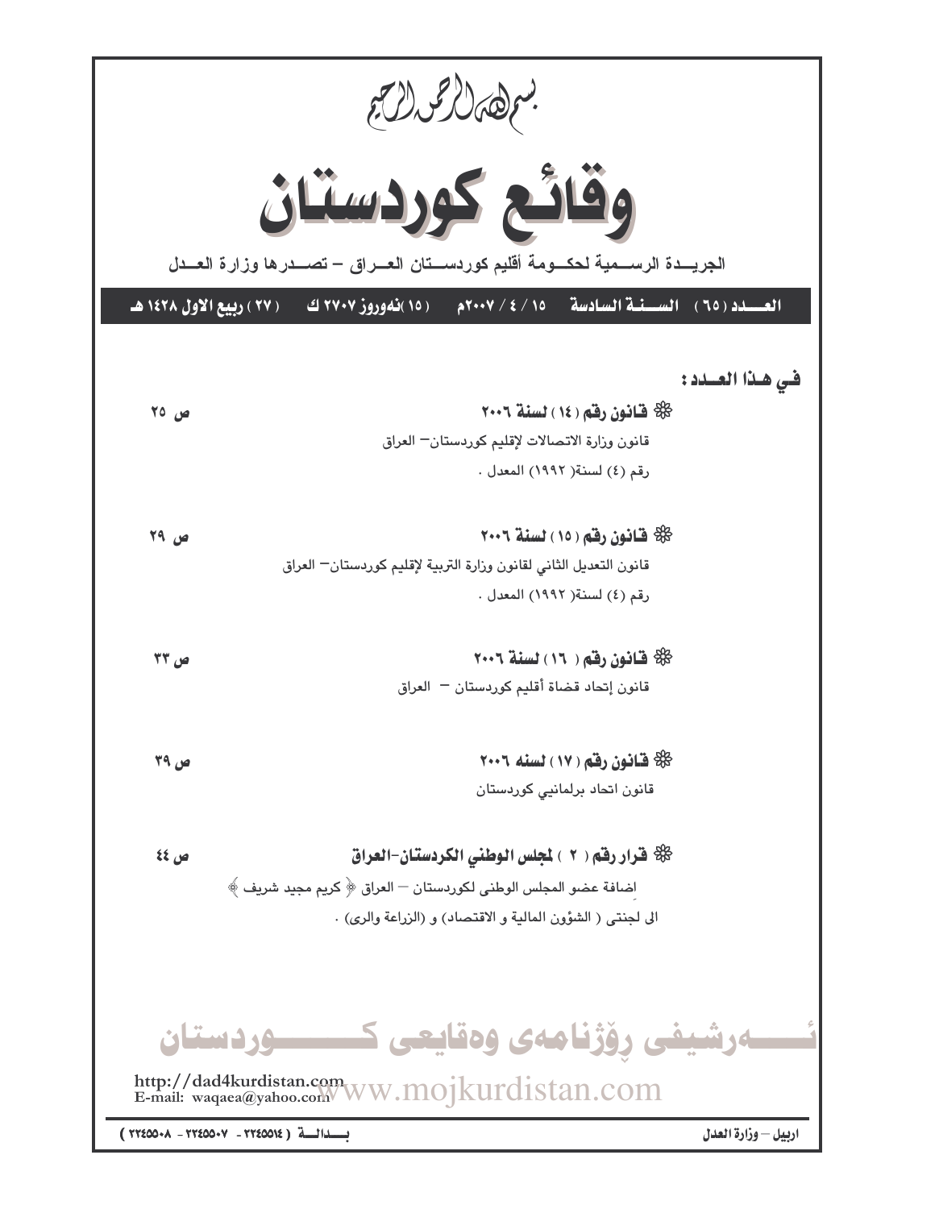بسم الله الرحمن الرحيم

# وقائع كوردستان

الجريدة الرسمية لحكومة أقليم كوردستان العراق – تصدرها وزارة العدل

**العدد (٦٥) السنة السادسة ١٥ / ٤ / ٢٠٠٧م (١٥)نەوروز ٢٧٠٧ ك (٢٧) ربيع الاول ١٤٢٨ هـ**

## في هذا العدد :

❁ **قانون رقم (١٤) لسنة ٢٠٠٦** ص ٢٥

قانون وزارة الاتصالات لإقليم كوردستان– العراق
رقم (٤) لسنة( ١٩٩٢) المعدل .

❁ **قانون رقم (١٥) لسنة ٢٠٠٦** ص ٢٩

قانون التعديل الثاني لقانون وزارة التربية لإقليم كوردستان– العراق
رقم (٤) لسنة( ١٩٩٢) المعدل .

❁ **قانون رقم ( ١٦) لسنة ٢٠٠٦** ص ٣٣

قانون إتحاد قضاة أقليم كوردستان – العراق

❁ **قانون رقم (١٧) لسنه ٢٠٠٦** ص ٣٩

قانون اتحاد برلمانيي كوردستان

❁ **قرار رقم ( ٢ ) لمجلس الوطني الكردستان-العراق** ص ٤٤

اضافة عضو المجلس الوطنى لكوردستان – العراق ﴿ كريم مجيد شريف ﴾
الى لجنتى ( الشؤون المالية و الاقتصاد) و (الزراعة والرى) .

ئـــەرشيفی رۆژنامەی وەقايعی كـــوردستان

http://dad4kurdistan.com
E-mail: waqaea@yahoo.com
www.mojkurdistan.com

اربيل – وزارة العدل بـدالـة ( ٢٢٤٥٥١٤ - ٢٢٤٥٥٠٧ - ٢٢٤٥٥٠٨ )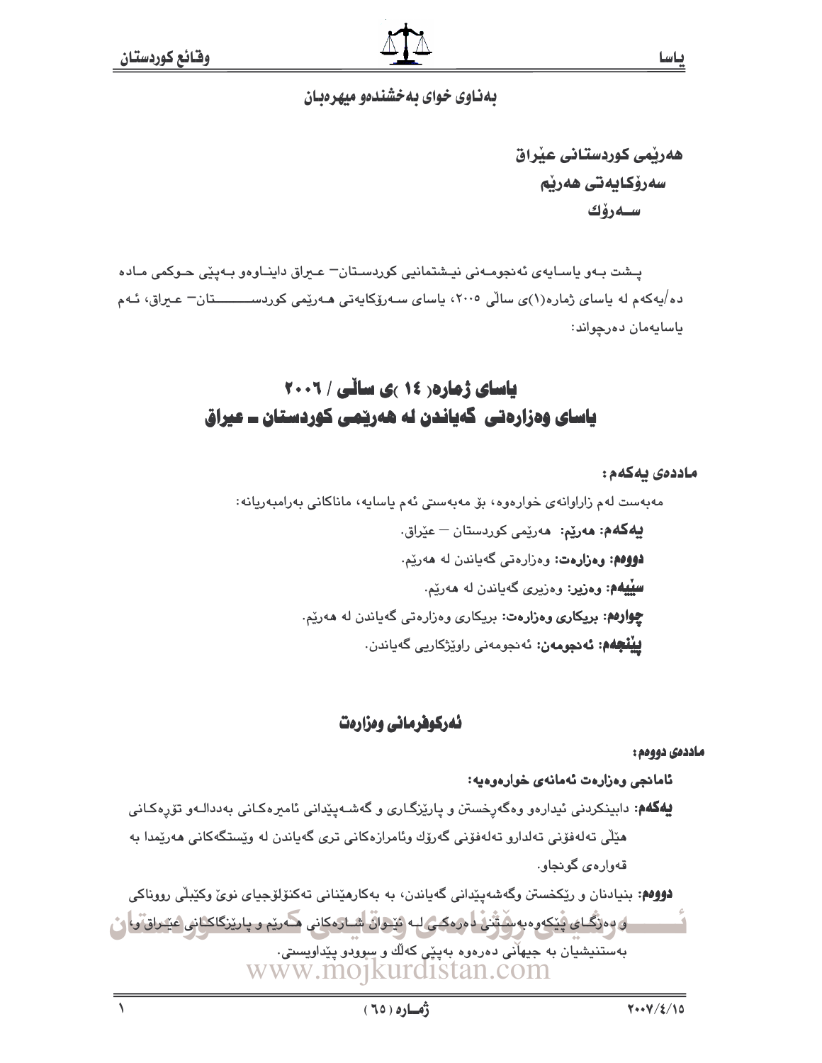بەناوی خوای بەخشندەو میهرەبان

**هەرێمی کوردستانی عێراق**
**سەرۆکایەتی هەرێم**
**سەرۆك**

پشت بەو یاسایەی ئەنجومەنی نیشتمانیی کوردستان– عیراق دایناوەو بەپێی حوکمی مادە دە/یەکەم لە یاسای ژمارە(١)ی ساڵی ٢٠٠٥، یاسای سەرۆکایەتی هەرێمی کوردستان– عیراق، ئەم یاسایەمان دەرچواند:

# یاسای ژمارە( ١٤ )ی ساڵی / ٢٠٠٦
# یاسای وەزارەتی گەیاندن لە هەرێمی کوردستان ـ عیراق

**ماددەی یەکەم:**

مەبەست لەم زاراوانەی خوارەوە، بۆ مەبەستی ئەم یاسایە، ماناکانی بەرامبەریانە:

**یەکەم: هەرێم:** هەرێمی کوردستان – عێراق.

**دووەم: وەزارەت:** وەزارەتی گەیاندن لە هەرێم.

**سێیەم: وەزیر:** وەزیری گەیاندن لە هەرێم.

**چوارەم: بریکاری وەزارەت:** بریکاری وەزارەتی گەیاندن لە هەرێم.

**پێنجەم: ئەنجومەن:** ئەنجومەنی راوێژکاریی گەیاندن.

## ئەرکوفرمانی وەزارەت

**ماددەی دووەم:**

**ئامانجی وەزارەت ئەمانەی خوارەوەیە:**

**یەکەم:** دابینکردنی ئیدارەو وەگەڕخستن و پارێزگاری و گەشەپێدانی ئامیرەکانی بەددالەو تۆڕەکانی هێڵی تەلەفۆنی تەلدارو تەلەفۆنی گەڕۆك وئامرازەکانی تری گەیاندن لە وێستگەکانی هەرێمدا بە قەوارەی گونجاو.

**دووەم:** بنیادنان و رێکخستن وگەشەپێدانی گەیاندن، بە بەکارهێنانی تەکنۆلۆجیای نوێ وکێبڵی رووناکی و دەزگای پێکەوەبەستنی دەرەکی لە نێوان شارەکانی هەرێم و پارێزگاکانی عێراق و، بەستنیشیان بە جیهانی دەرەوە بەپێی کەڵك و سوودو پێداویستی.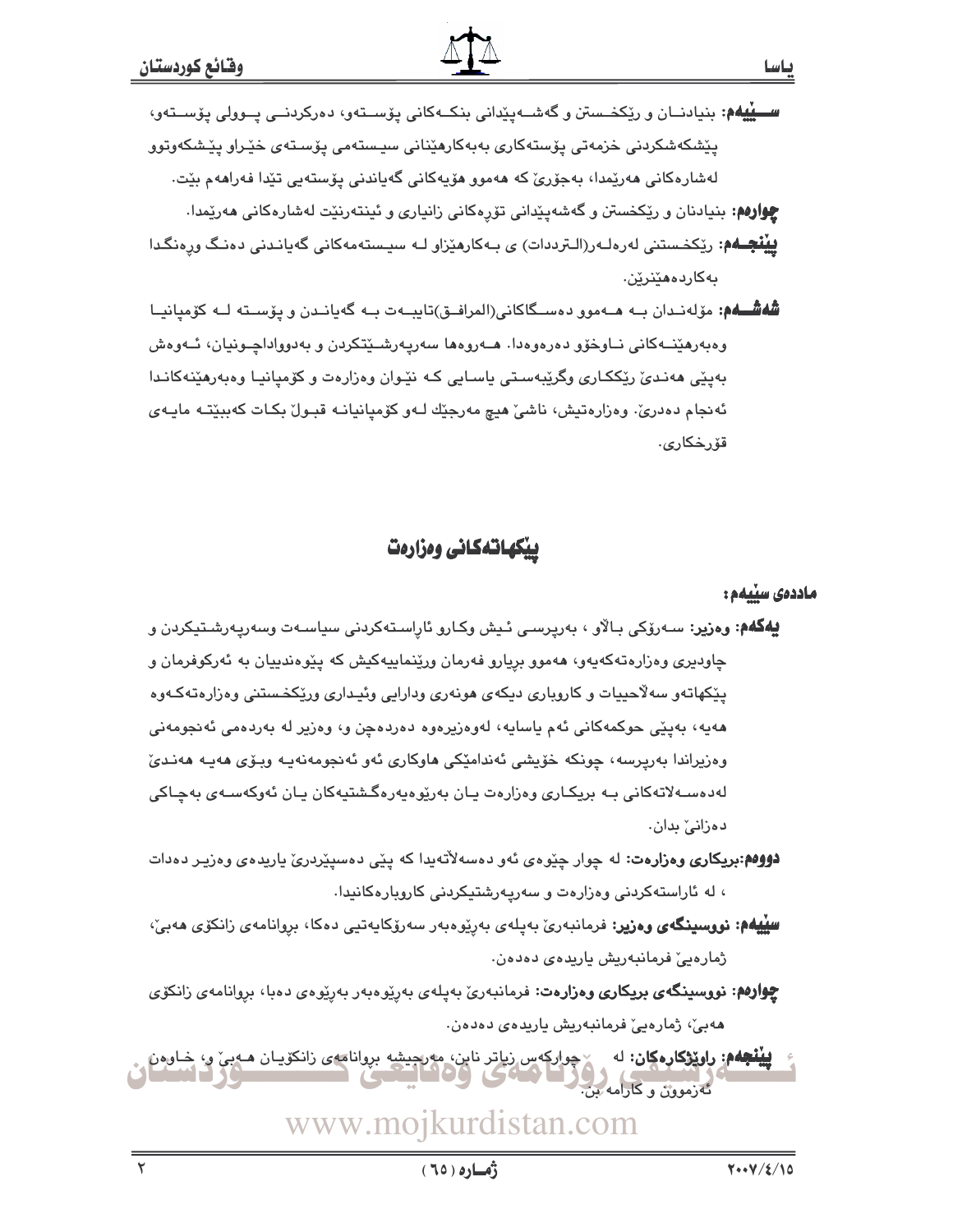**سـێیەم:** بنیادنـان و ڕێکخـستن و گەشـەپێدانی بنکـەکانی پۆسـتەو، دەرکردنـی پـوولی پۆسـتەو، پێشکەشکردنی خزمەتی پۆستەکاری بەبەکارهێنانی سیستەمی پۆستەی خێراو پێشکەوتوو لەشارەکانی هەرێمدا، بەجۆرێ کە هەموو هۆیەکانی گەیاندنی پۆستەیی تێدا فەراهەم بێت.

**چوارەم:** بنیادنان و ڕێکخستن و گەشەپێدانی تۆڕەکانی زانیاری و ئینتەرنێت لەشارەکانی هەرێمدا.

**پێنجـەم:** ڕێکخستنی لەرەلـەر(الـترددات) ی بـەکارهێزاو لـە سیـستەمەکانی گەیانـدنی دەنـگ ورەنگـدا بەکاردەهێنرێن.

**شەشـەم:** مۆلەنـدان بـە هـەموو دەسـگاکانی(المرافـق)تایبـەت بـە گەیانـدن و پۆسـتە لـە کۆمپانیـا وەبەرهێنـەکانی نـاوخۆو دەرەوەدا. هـەروەها سەرپەرشـتیکردن و بەدوواداچـونیان، ئـەوەش بەپێی هەنـدێ ڕێککـاری وگرێبەسـتی یاسـایی کـە نێوان وەزارەت و کۆمپانیـا وەبەرهێنەکانـدا ئەنجام دەدرێ. وەزارەتیش، ناشێ هیچ مەرجێك لـەو کۆمپانیانـە قبـوڵ بکـات کەببێتـە مایـەی قۆرخکاری.

## پێکهاتەکانی وەزارەت

**ماددەی سێیەم:**

**یەکەم: وەزیر:** سـەرۆکی بـاڵاو ، بەرپرسـی ئـیش وکـارو ئاڕاسـتەکردنی سیاسـەت وسەرپەرشـتیکردن و چاودێری وەزارەتەکەیەو، هەموو بڕیارو فەرمان ورێنماییەکیش کە پێوەندییان بە ئەرکوفرمان و پێکهاتەو سەڵاحییات و کاروباری دیکەی هونەری ودارایی وئیداری ورێکخستنی وەزارەتەکـەوە هەیە، بەپێی حوکمەکانی ئەم یاسایە، لەوەزیرەوە دەردەچن و، وەزیر لە بەردەمی ئەنجومەنی وەزیراندا بەرپرسە، چونکە خۆیشی ئەندامێکی هاوکاری ئەو ئەنجومەنەیە وبـۆی هەیـە هەنـدێ لەدەسـەڵاتەکانی بـە بریکـاری وەزارەت یـان بەڕێوەبەرەگشتیەکان یـان ئەوکەسـەی بەچـاکی دەزانێ بدان.

**دووەم:بریکاری وەزارەت:** لە چوار چێوەی ئەو دەسەڵاتەیدا کە پێی دەسپێردرێ یاریدەی وەزیـر دەدات ، لە ئاراستەکردنی وەزارەت و سەرپەرشتیکردنی کاروبارەکانیدا.

**سێیەم: نووسینگەی وەزیر:** فرمانبەرێ بەپلەی بەڕێوەبەر سەرۆکایەتیی دەکا، بڕوانامەی زانکۆی هەبێ، ژمارەیێ فرمانبەریش یاریدەی دەدەن.

**چوارەم: نووسینگەی بریکاری وەزارەت:** فرمانبەرێ بەپلەی بەڕێوەبەر بەڕێوەی دەبا، بڕوانامەی زانکۆی هەبێ، ژمارەیێ فرمانبەریش یاریدەی دەدەن.

**پێنجەم: ڕاوێژکارەکان:** لە چوارکەس زیاتر نابن، مەرجیشە بڕوانامەی زانکۆیان هـەبێ و، خـاوەن ئەزموون و کارامە بن.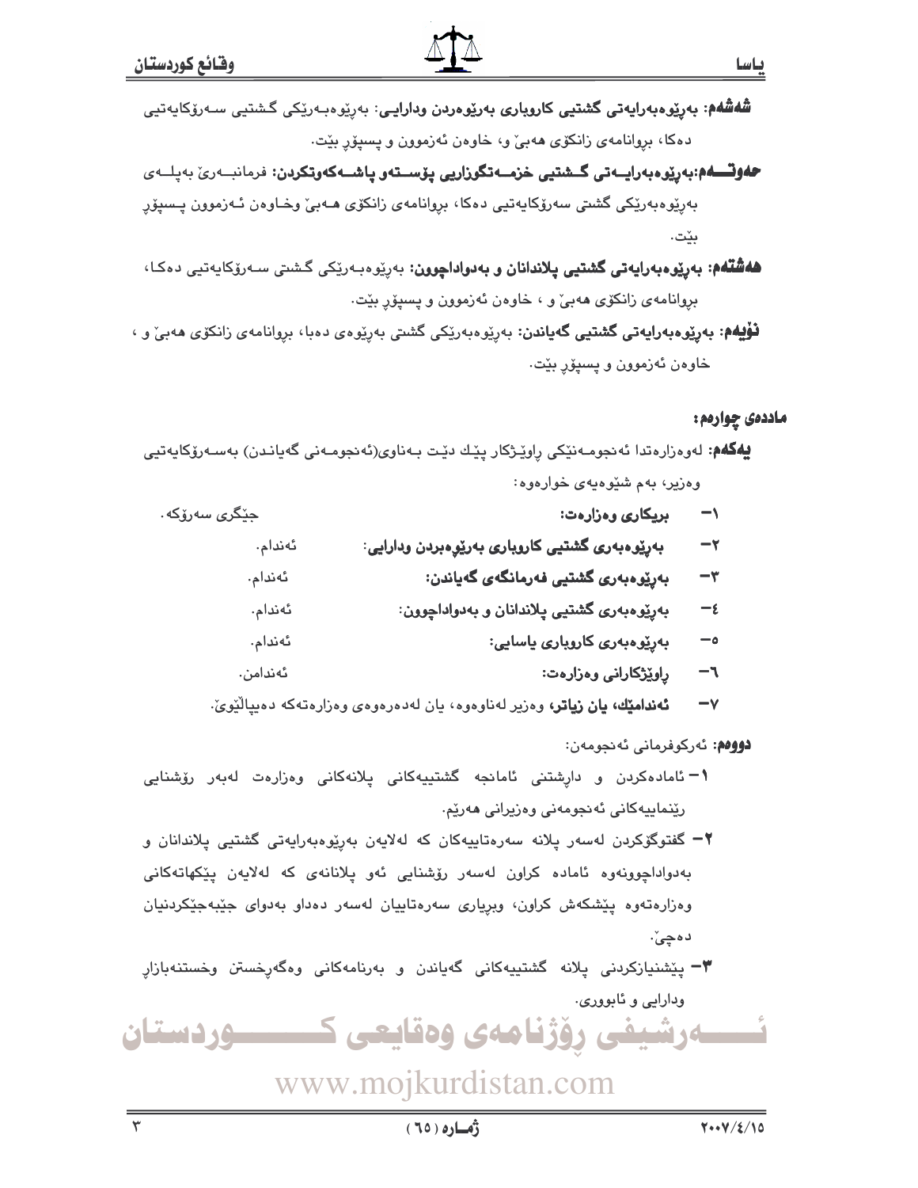**شەشەم: بەڕێوەبەرایەتی گشتیی کاروباری بەڕێوەردن ودارایی:** بەڕێوەبەرێکی گشتیی سەرۆکایەتیی دەکا، بڕوانامەی زانکۆی هەبێ و، خاوەن ئەزموون و پسپۆڕ بێت.

**حەوتەم:بەڕێوەبەرایەتی گشتیی خزمەتگوزاریی پۆستەو پاشەکەوتکردن:** فرمانبەرێ بەپلەی بەڕێوەبەرێکی گشتی سەرۆکایەتیی دەکا، بڕوانامەی زانکۆی هەبێ وخاوەن ئەزموون پسپۆڕ بێت.

**هەشتەم: بەڕێوەبەرایەتی گشتیی پلاندانان و بەدواداچوون:** بەڕێوەبەرێکی گشتی سەرۆکایەتیی دەکا، بڕوانامەی زانکۆی هەبێ و ، خاوەن ئەزموون و پسپۆڕ بێت.

**نۆیەم: بەڕێوەبەرایەتی گشتیی گەیاندن:** بەڕێوەبەرێکی گشتی بەڕێوەی دەبا، بڕوانامەی زانکۆی هەبێ و ، خاوەن ئەزموون و پسپۆڕ بێت.

**ماددەی چوارەم:**

**یەکەم:** لەوەزارەتدا ئەنجومەنێکی ڕاوێژکار پێك دێت بەناوی(ئەنجومەنی گەیاندن) بەسەرۆکایەتیی وەزیر، بەم شێوەیەی خوارەوە:

١- **بریکاری وەزارەت:** جێگری سەرۆکە.
٢- **بەڕێوەبەری گشتیی کاروباری بەڕێوەبردن ودارایی:** ئەندام.
٣- **بەڕێوەبەری گشتیی فەرمانگەی گەیاندن:** ئەندام.
٤- **بەڕێوەبەری گشتیی پلاندانان و بەدواداچوون:** ئەندام.
٥- **بەڕێوەبەری کاروباری یاسایی:** ئەندام.
٦- **ڕاوێژکارانی وەزارەت:** ئەندامن.
٧- **ئەندامێك، یان زیاتر،** وەزیر لەناوەوە، یان لەدەرەوەی وەزارەتەکە دەیپاڵێوێ.

**دووەم:** ئەرکوفرمانی ئەنجومەن:

١- ئامادەکردن و داڕشتنی ئامانجە گشتییەکانی پلانەکانی وەزارەت لەبەر ڕۆشنایی ڕێنماییەکانی ئەنجومەنی وەزیرانی هەرێم.

٢- گفتوگۆکردن لەسەر پلانە سەرەتاییەکان کە لەلایەن بەڕێوەبەرایەتی گشتیی پلاندانان و بەدواداچوونەوە ئامادە کراون لەسەر ڕۆشنایی ئەو پلانانەی کە لەلایەن پێکهاتەکانی وەزارەتەوە پێشکەش کراون، وبڕیاری سەرەتاییان لەسەر دەداو بەدوای جێبەجێکردنیان دەچێ.

٣- پێشنیازکردنی پلانە گشتییەکانی گەیاندن و بەرنامەکانی وەگەڕخستن وخستنەبازاڕ ودارایی و ئابووری.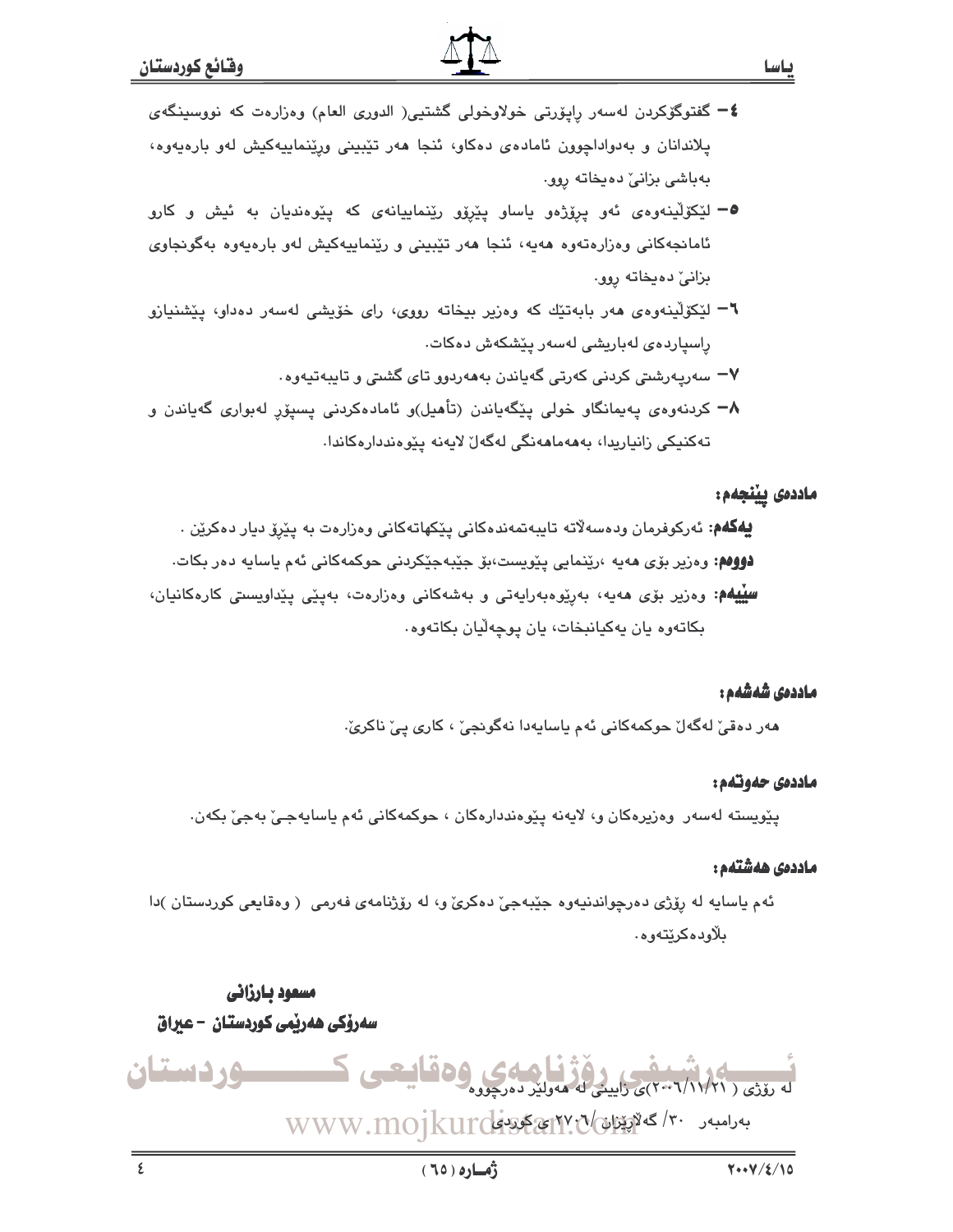٤– گفتوگۆکردن لەسەر ڕاپۆرتی خولاوخولی گشتیی( الدوری العام) وەزارەت کە نووسینگەی پلاندانان و بەدواداچوون ئامادەی دەکاو، ئنجا هەر تێبینی وڕێنماییەکیش لەو بارەیەوە، بەباشی بزانێ دەیخاتە ڕوو.

٥– لێکۆڵینەوەی ئەو پرۆژەو یاساو پێڕۆو ڕێنماییانەی کە پێوەندیان بە ئیش و کارو ئامانجەکانی وەزارەتەوە هەیە، ئنجا هەر تێبینی و ڕێنماییەکیش لەو بارەیەوە بەگونجاوی بزانێ دەیخاتە ڕوو.

٦– لێکۆڵینەوەی هەر بابەتێك کە وەزیر بیخاتە ڕووی، ڕای خۆیشی لەسەر دەداو، پێشنیازو ڕاسپاردەی لەباریشی لەسەر پێشکەش دەکات.

٧– سەرپەرشتی کردنی کەرتی گەیاندن بەهەردوو تای گشتی و تایبەتیەوە.

٨– کردنەوەی پەیمانگاو خولی پێگەیاندن (تأهیل)و ئامادەکردنی پسپۆڕ لەبواری گەیاندن و تەکنیکی زانیاریدا، بەهەماهەنگی لەگەڵ لایەنە پێوەندداره‌کاندا.

## ماددەی پێنجەم:

**یەکەم:** ئەرکوفرمان ودەسەڵاتە تایبەتمەندەکانی پێکهاتەکانی وەزارەت بە پێڕۆ دیار دەکرێن .

**دووەم:** وەزیر بۆی هەیە ،ڕێنمایی پێویست،بۆ جێبەجێکردنی حوکمەکانی ئەم یاسایە دەر بکات.

**سێیەم:** وەزیر بۆی هەیە، بەڕێوەبەرایەتی و بەشەکانی وەزارەت، بەپێی پێداویستی کارەکانیان، بکاتەوە یان یەکیانبخات، یان پوچەڵیان بکاتەوە.

## ماددەی شەشەم:

هەر دەقێ لەگەڵ حوکمەکانی ئەم یاسایەدا نەگونجێ ، کاری پێ ناکرێ.

## ماددەی حەوتەم:

پێویستە لەسەر وەزیرەکان و، لایەنە پێوەندداره‌کان ، حوکمەکانی ئەم یاسایەجێ بەجێ بکەن.

## ماددەی هەشتەم:

ئەم یاسایە لە ڕۆژی دەرچواندنیەوە جێبەجێ دەکرێ و، لە ڕۆژنامەی فەرمی ( وەقایعی کوردستان )دا بڵاودەکرێتەوە.

**مسعود بارزانی**

**سەرۆکی هەرێمی کوردستان – عیراق**

لە ڕۆژی ( ٢٠٠٦/١١/٢١)ی زایینی لە هەولێر دەرچووە

بەرامبەر ٣٠/ گەلاڕێزان /٢٧٠٦ ی کوردی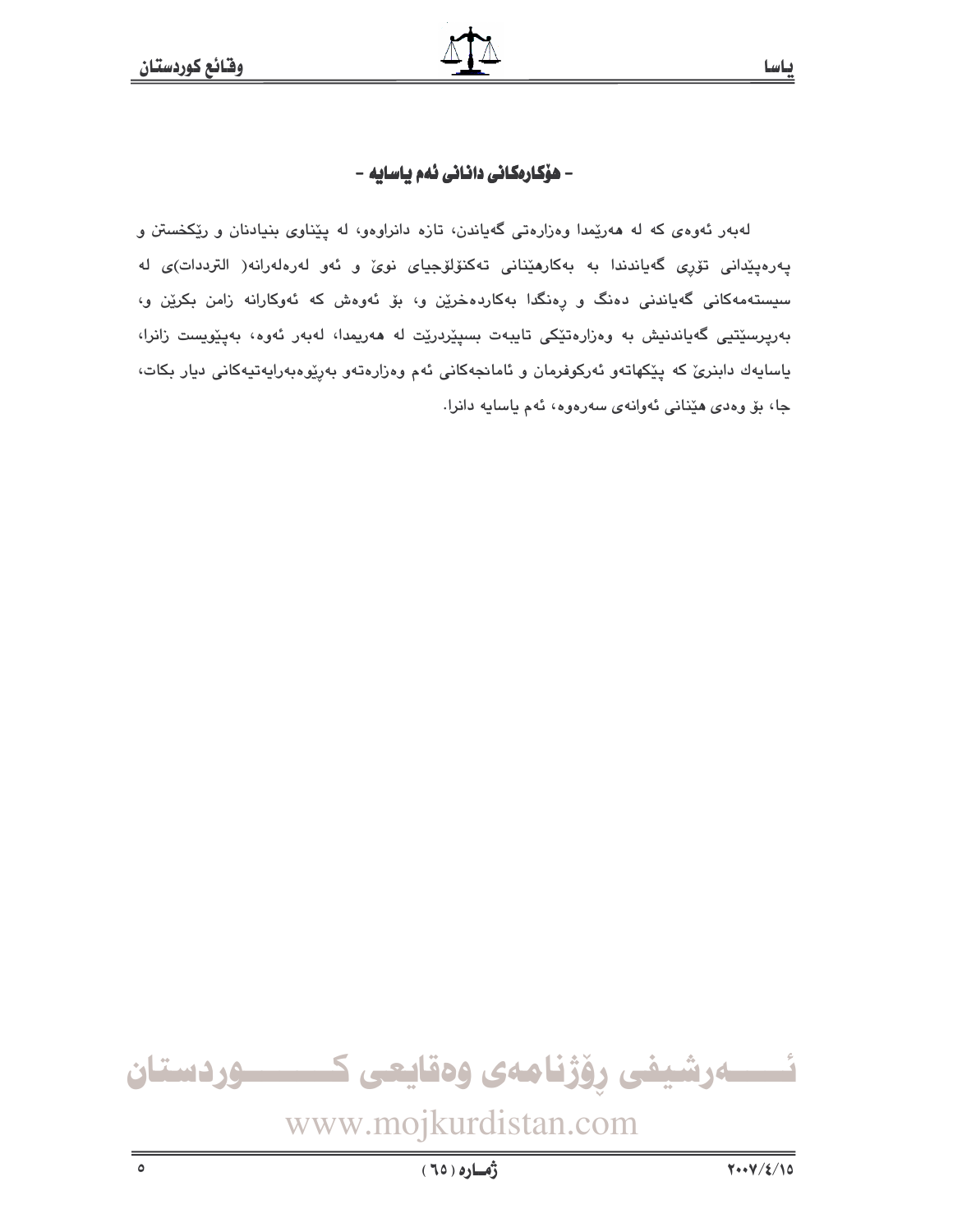## - هۆكارەكانی دانانی ئەم یاسایە -

لەبەر ئەوەی كە لە هەرێمدا وەزارەتی گەیاندن، تازە دانراوەو، لە پێناوی بنیادنان و رێكخستن و پەرەپێدانی تۆڕی گەیاندندا بە بەكارهێنانی تەكنۆلۆجیای نوێ و ئەو لەرەلەرانە( الترددات)ی لە سیستەمەكانی گەیاندنی دەنگ و ڕەنگدا بەكاردەخرێن و، بۆ ئەوەش كە ئەوكارانە زامن بكرێن و، بەرپرسێتیی گەیاندنیش بە وەزارەتێكی تایبەت بسپێردرێت لە هەریمدا، لەبەر ئەوە، بەپێویست زانرا، یاسایەك دابنرێ كە پێكهاتەو ئەركوفرمان و ئامانجەكانی ئەم وەزارەتەو بەڕێوەبەرایەتیەكانی دیار بكات، جا، بۆ وەدی هێنانی ئەوانەی سەرەوە، ئەم یاسایە دانرا.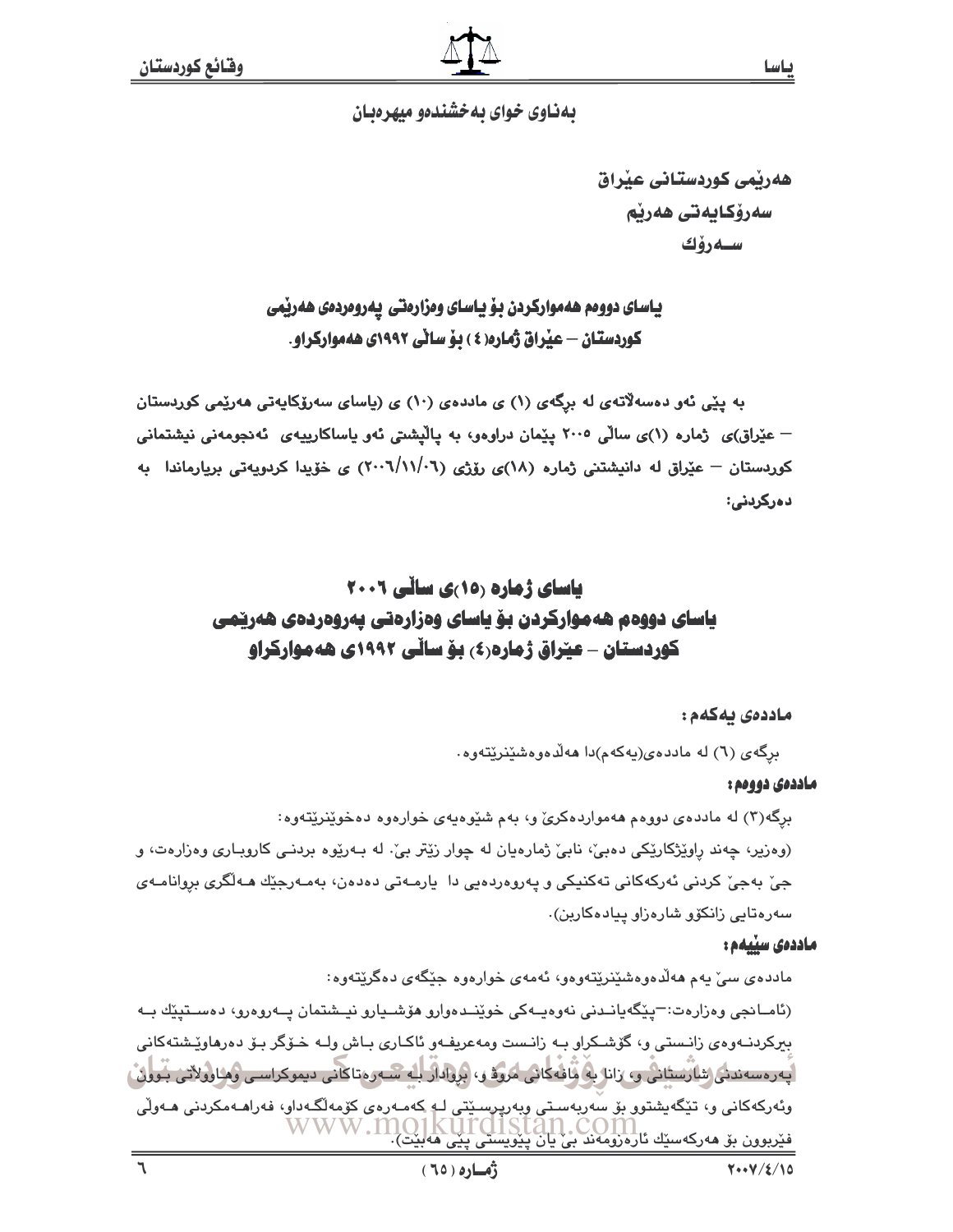بەناوی خوای بەخشندەو میهرەبان

هەرێمی کوردستانی عێراق
سەرۆکایەتی هەرێم
سەرۆك

**یاسای دووەم هەموارکردن بۆ یاسای وەزارەتی پەروەردەی هەرێمی کوردستان – عێراق ژمارە(٤) بۆ ساڵی ١٩٩٢ی هەموارکراو.**

بە پێی ئەو دەسەڵاتەی لە بڕگەی (١) ی ماددەی (١٠) ی (یاسای سەرۆکایەتی هەرێمی کوردستان – عێراق)ی ژمارە (١)ی ساڵی ٢٠٠٥ پێمان دراوەو، بە پاڵپشتی ئەو یاساکارییەی ئەنجومەنی نیشتمانی کوردستان – عێراق لە دانیشتنی ژمارە (١٨)ی ڕۆژی (٢٠٠٦/١١/٠٦) ی خۆیدا کردویەتی بریارماندا بە دەرکردنی:

## یاسای ژمارە (١٥)ی ساڵی ٢٠٠٦
## یاسای دووەم هەموارکردن بۆ یاسای وەزارەتی پەروەردەی هەرێمی کوردستان – عێراق ژمارە(٤) بۆ ساڵی ١٩٩٢ی هەموارکراو

**ماددەی یەکەم:**

بڕگەی (٦) لە ماددەی(یەکەم)دا هەڵدەوەشێنرێتەوە.

**ماددەی دووەم:**

بڕگە(٣) لە ماددەی دووەم هەمواردەکرێ و، بەم شێوەیەی خوارەوە دەخوێنرێتەوە:
(وەزیر، چەند ڕاوێژکارێکی دەبێ، نابێ ژمارەیان لە چوار زێتر بێ. لە بەڕێوە بردنی کاروباری وەزارەت، و جێ بەجێ کردنی ئەرکەکانی تەکنیکی و پەروەردەیی دا یارمەتی دەدەن، بەمەرجێك هەڵگری بڕوانامەی سەرەتایی زانکۆو شارەزاو پیادەکاربن).

**ماددەی سێیەم:**

ماددەی سێ یەم هەڵدەوەشێنرێتەوەو، ئەمەی خوارەوە جێگەی دەگرێتەوە:
(ئامانجی وەزارەت:–پێگەیاندنی نەوەیەکی خوێندەوارو هۆشیارو نیشتمان پەروەرو، دەستپێك بە بیرکردنەوەی زانستی و، گۆشکراو بە زانست ومەعریفەو ئاکاری باش ولە خۆگر بۆ دەرهاوێشتەکانی پەرەسەندنی شارستانی و، زانا بە مافەکانی مرۆ و، بڕوادار بە سەرەتاکانی دیموکراسی وهاووڵاتی بوون وئەرکەکانی و، تێگەیشتوو بۆ سەربەستی وبەرپرسێتی لە کەمەرەی کۆمەڵگەداو، فەراهەمکردنی هەوڵی فێربوون بۆ هەرکەسێك ئارەزوومەند بێ یان پێویستی پێی هەبێت).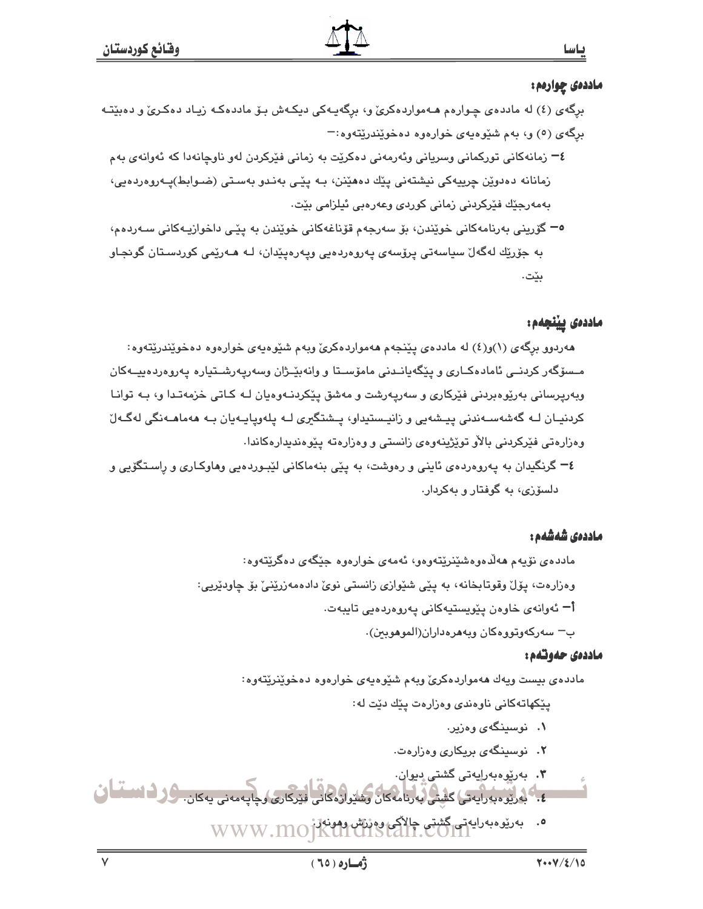## ماددەی چوارەم:

برگەی (٤) لە ماددەی چوارەم هەمواردەکرێ و، برگەیەکی دیکەش بۆ ماددەکە زیاد دەکرێ و دەبێتە برگەی (٥) و، بەم شێوەیەی خوارەوە دەخوێندرێتەوە:-

٤- زمانەکانی تورکمانی وسریانی وئەرمەنی دەکرێت بە زمانی فێرکردن لەو ناوچانەدا کە ئەوانەی بەم زمانانە دەدوێن چرییەکی نیشتەنی پێك دەهێنن، بە پێی بەندو بەستی (ضوابط)پەروەردەیی، بەمەرجێك فێرکردنی زمانی کوردی وعەرەبی ئیلزامی بێت.

٥- گۆرینی بەرنامەکانی خوێندن، بۆ سەرجەم قۆناغەکانی خوێندن بە پێی داخوازیەکانی سەردەم، بە جۆرێك لەگەڵ سیاسەتی پرۆسەی پەروەردەیی وپەرەپێدان، لە هەرێمی کوردستان گونجاو بێت.

## ماددەی پێنجەم:

هەردوو برگەی (١)و(٤) لە ماددەی پێنجەم هەمواردەکرێ وبەم شێوەیەی خوارەوە دەخوێندرێتەوە:

مسۆگەر کردنی ئامادەکاری و پێگەیاندنی مامۆستا و وانەبێژان وسەرپەرشتیارە پەروەردەییەکان وبەرپرسانی بەرێوەبردنی فێرکاری و سەرپەرشت و مەشق پێکردنەوەیان لە کاتی خزمەتدا و، بە توانا کردنیان لە گەشەسەندنی پیشەیی و زانیستیداو، پشتگیری لە پلەوپایەیان بە هەماهەنگی لەگەڵ وەزارەتی فێرکردنی بالاو توێژینەوەی زانستی و وەزارەتە پێوەندیدارەکاندا.

٤- گرنگیدان بە پەروەردەی ئاینی و رەوشت، بە پێی بنەماکانی لێبوردەیی وهاوکاری و راستگۆیی و دلسۆزی، بە گوفتار و بەکردار.

## ماددەی شەشەم:

ماددەی نۆیەم هەڵدەوەشێنرێتەوەو، ئەمەی خوارەوە جێگەی دەگرێتەوە:

وەزارەت، پۆل وقوتابخانە، بە پێی شێوازی زانستی نوێ دادەمەزرێنێ بۆ چاودێریی:

أ- ئەوانەی خاوەن پێویستیەکانی پەروەردەیی تایبەت.

ب- سەرکەوتووەکان وبەهرەداران(الموهوبین).

## ماددەی حەوتەم:

ماددەی بیست ویەك هەمواردەکرێ وبەم شێوەیەی خوارەوە دەخوێنرێتەوە:

پێکهاتەکانی ناوەندی وەزارەت پێك دێت لە:

١. نوسینگەی وەزیر.
٢. نوسینگەی بریکاری وەزارەت.
٣. بەرێوەبەرایەتی گشتی دیوان.
٤. بەرێوەبەرایەتی گشتی بەرنامەکان وشێوازەکانی فێرکاری وچاپەمەنی یەکان.
٥. بەرێوەبەرایەتی گشتی چالاکی وەرزش وهونەر.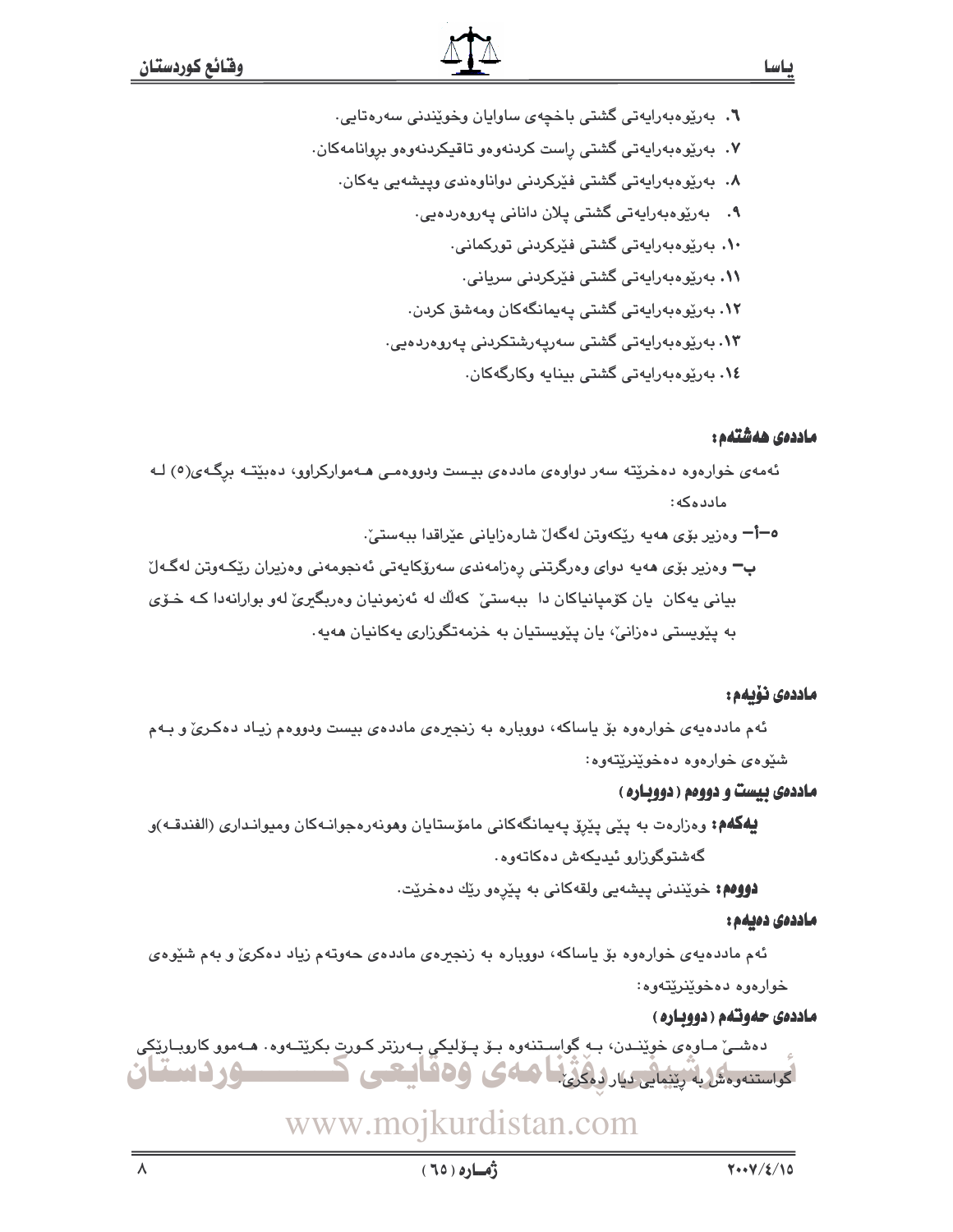٦. بەڕێوەبەرایەتی گشتی باخچەی ساوایان وخوێندنی سەرەتایی.

٧. بەڕێوەبەرایەتی گشتی ڕاست کردنەوەو تاقیکردنەوەو بڕوانامەکان.

٨. بەڕێوەبەرایەتی گشتی فێرکردنی دواناوەندی وپیشەیی یەکان.

٩. بەڕێوەبەرایەتی گشتی پلان دانانی پەروەردەیی.

١٠. بەڕێوەبەرایەتی گشتی فێرکردنی تورکمانی.

١١. بەڕێوەبەرایەتی گشتی فێرکردنی سریانی.

١٢. بەڕێوەبەرایەتی گشتی پەیمانگەکان ومەشق کردن.

١٣. بەڕێوەبەرایەتی گشتی سەرپەرشتکردنی پەروەردەیی.

١٤. بەڕێوەبەرایەتی گشتی بینایە وکارگەکان.

**ماددەی هەشتەم:**

ئەمەی خوارەوە دەخرێتە سەر دواوەی ماددەی بیست ودووەمی هەموارکراوو، دەبێتە برگەی(٥) لە ماددەکە:

٥–أ– وەزیر بۆی هەیە ڕێکەوتن لەگەڵ شارەزایانی عێراقدا ببەستێ.

ب– وەزیر بۆی هەیە دوای وەرگرتنی ڕەزامەندی سەرۆکایەتی ئەنجومەنی وەزیران ڕێکەوتن لەگەڵ بیانی یەکان یان کۆمپانیاکان دا ببەستێ کەڵك لە ئەزمونیان وەربگیرێ لەو بوارانەدا کە خۆی بە پێویستی دەزانێ، یان پێویستیان بە خزمەتگوزاری یەکانیان هەیە.

**ماددەی نۆیەم:**

ئەم ماددەیەی خوارەوە بۆ یاساکە، دووبارە بە زنجیرەی ماددەی بیست ودووەم زیاد دەکرێ و بەم شێوەی خوارەوە دەخوێنرێتەوە:

**ماددەی بیست و دووەم (دووبارە)**

**یەکەم:** وەزارەت بە پێی پێڕۆ پەیمانگەکانی مامۆستایان وهونەرەجوانەکان ومیوانداری (الفندقە)و گەشتوگوزارو ئیدیکەش دەکاتەوە.

**دووەم:** خوێندنی پیشەیی ولقەکانی بە پێڕەو ڕێك دەخرێت.

**ماددەی دەیەم:**

ئەم ماددەیەی خوارەوە بۆ یاساکە، دووبارە بە زنجیرەی ماددەی حەوتەم زیاد دەکرێ و بەم شێوەی خوارەوە دەخوێنرێتەوە:

**ماددەی حەوتەم (دووبارە)**

دەشێ ماوەی خوێندن، بە گواستنەوە بۆ پۆلێکی بەرزتر کورت بکرێتەوە. هەموو کاروبارێکی گواستنەوەش بە ڕێنمایی دیار دەکرێ.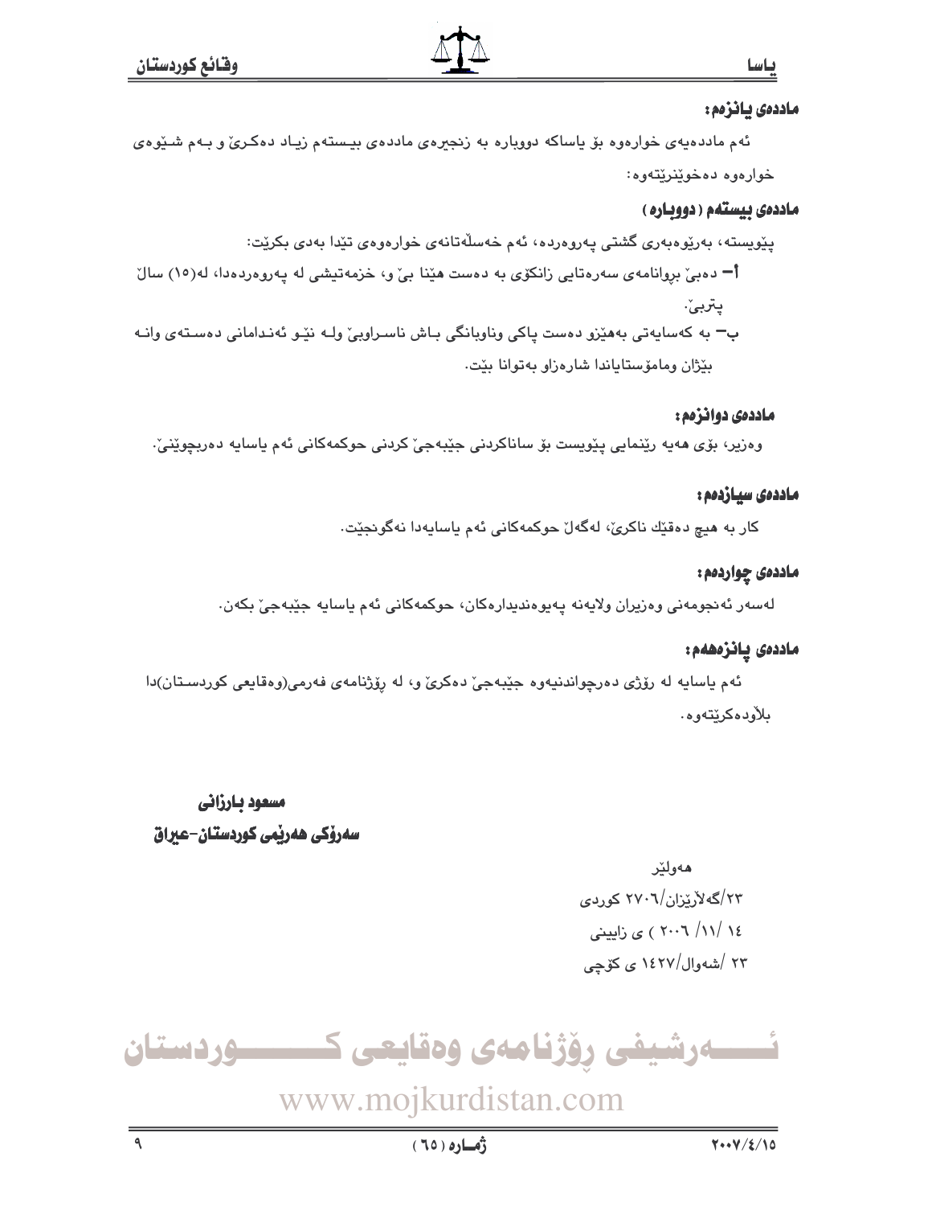**ماددەی یانزەم:**

ئەم ماددەیەی خوارەوە بۆ یاساکە دووبارە بە زنجیرەی ماددەی بیستەم زیاد دەکرێ و بەم شێوەی خوارەوە دەخوێنرێتەوە:

**ماددەی بیستەم (دووبارە)**

پێویستە، بەرێوەبەری گشتی پەروەردە، ئەم خەسڵەتانەی خوارەوەی تێدا بەدی بکرێت:

أ– دەبێ بڕوانامەی سەرەتایی زانکۆی بە دەست هێنا بێ و، خزمەتیشی لە پەروەردەدا، لە(١٥) ساڵ پتربێ.

ب– بە کەسایەتی بەهێزو دەست پاکی وناوبانگی باش ناسراوبێ ولە نێو ئەندامانی دەستەی وانە بێژان ومامۆستایاندا شارەزاو بەتوانا بێت.

**ماددەی دوانزەم:**

وەزیر، بۆی هەیە ڕێنمایی پێویست بۆ ساناکردنی جێبەجێ کردنی حوکمەکانی ئەم یاسایە دەربچوێنێ.

**ماددەی سیازدەم:**

کار بە هیچ دەقێك ناکرێ، لەگەڵ حوکمەکانی ئەم یاسایەدا نەگونجێت.

**ماددەی چواردەم:**

لەسەر ئەنجومەنی وەزیران ولایەنە پەیوەندیدارەکان، حوکمەکانی ئەم یاسایە جێبەجێ بکەن.

**ماددەی پانزەهەم:**

ئەم یاسایە لە ڕۆژی دەرچواندنیەوە جێبەجێ دەکرێ و، لە ڕۆژنامەی فەرمی(وەقایعی کوردستان)دا بلاّودەکرێتەوە.

**مسعود بارزانی**

**سەرۆکی هەرێمی کوردستان–عێراق**

هەولێر

٢٣/گەلاّرێزان/٢٧٠٦ کوردی

١٤ /١١/ ٢٠٠٦ ) ی زایینی

٢٣ /شەوال/١٤٢٧ ی کۆچی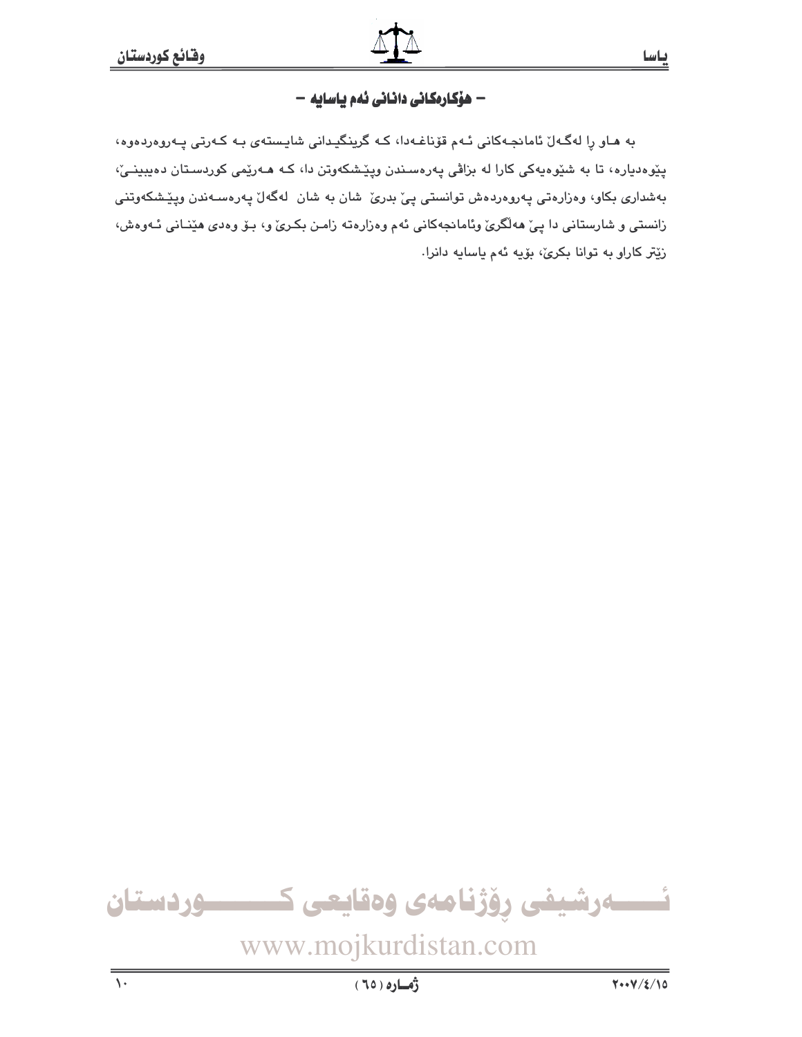## – هۆكارەكانی دانانی ئەم یاسایە –

بە هاو ڕا لەگەڵ ئامانجەكانی ئەم قۆناغەدا، كە گرینگیدانی شایستەی بە كەرتی پەروەردەوە، پێوەدیارە، تا بە شێوەیەكی كارا لە بزاڤی پەرەسندن وپێشكەوتن دا، كە هەرێمی كوردستان دەیبینێ، بەشداری بكاو، وەزارەتی پەروەردەش توانستی پێ بدرێ شان بە شان لەگەڵ پەرەسەندن وپێشكەوتنی زانستی و شارستانی دا پێ هەڵگرێ وئامانجەكانی ئەم وەزارەتە زامن بكرێ و، بۆ وەدی هێنانی ئەوەش، زێتر كاراو بە توانا بكرێ، بۆیە ئەم یاسایە دانرا.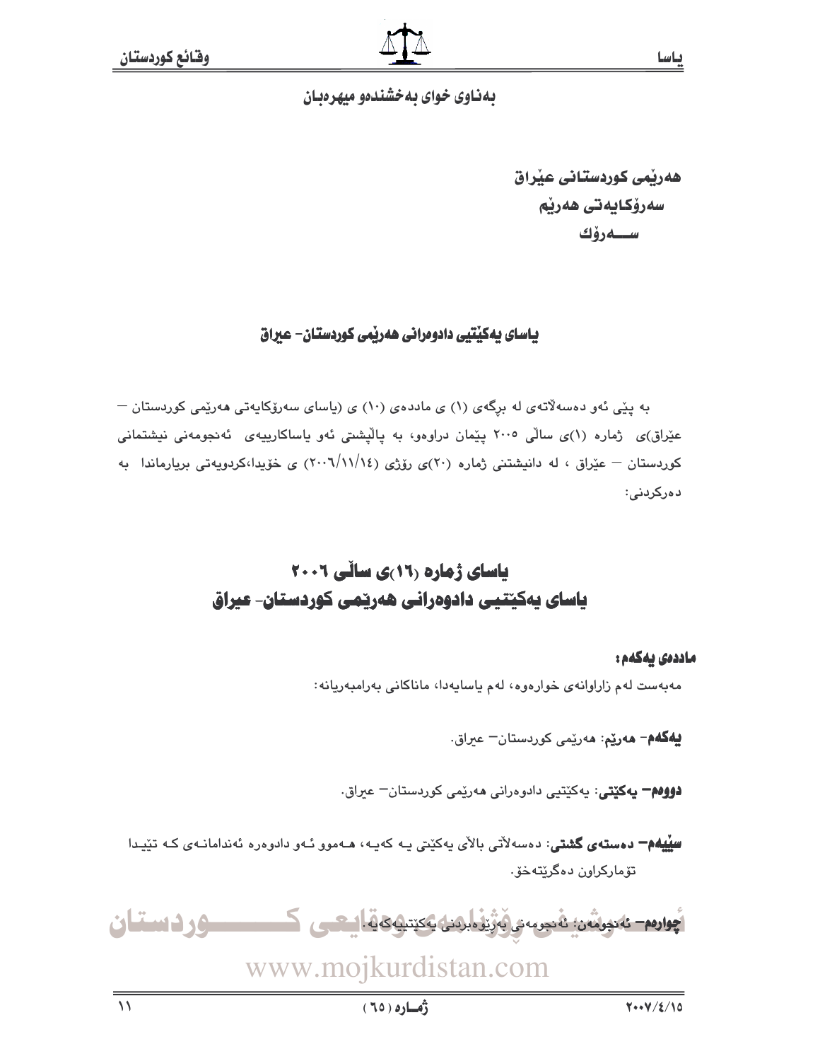بەناوی خوای بەخشندەو میهرەبان

هەرێمی کوردستانی عێراق
سەرۆکایەتی هەرێم
ســـەرۆك

## یاسای یەکێتیی دادوەرانی هەرێمی کوردستان- عیراق

بە پێی ئەو دەسەڵاتەی لە برگەی (١) ی ماددەی (١٠) ی (یاسای سەرۆکایەتی هەرێمی کوردستان – عێراق)ی ژمارە (١)ی ساڵی ٢٠٠٥ پێمان دراوەو، بە پاڵپشتی ئەو یاساکارییەی ئەنجومەنی نیشتمانی کوردستان – عێراق ، لە دانیشتنی ژمارە (٢٠)ی رۆژی (٢٠٠٦/١١/١٤) ی خۆیدا،کردویەتی بریارماندا بە دەرکردنی:

# یاسای ژمارە (١٦)ی ساڵی ٢٠٠٦
# یاسای یەکێتیی دادوەرانی هەرێمی کوردستان- عیراق

**ماددەی یەکەم:**

مەبەست لەم زاراوانەی خوارەوە، لەم یاسایەدا، ماناکانی بەرامبەریانە:

**یەکەم- هەرێم:** هەرێمی کوردستان– عیراق.

**دووەم– یەکێتی:** یەکێتیی دادوەرانی هەرێمی کوردستان– عیراق.

**سێیەم– دەستەی گشتی:** دەسەڵاتی باڵای یەکێتی یە کەیە، هەموو ئەو دادوەرە ئەندامانەی کە تێیدا تۆمارکراون دەگرێتەخۆ.

**چوارەم– ئەنجومەن:** ئەنجومەنی بەرێوەبردنی یەکێتییەکەیە.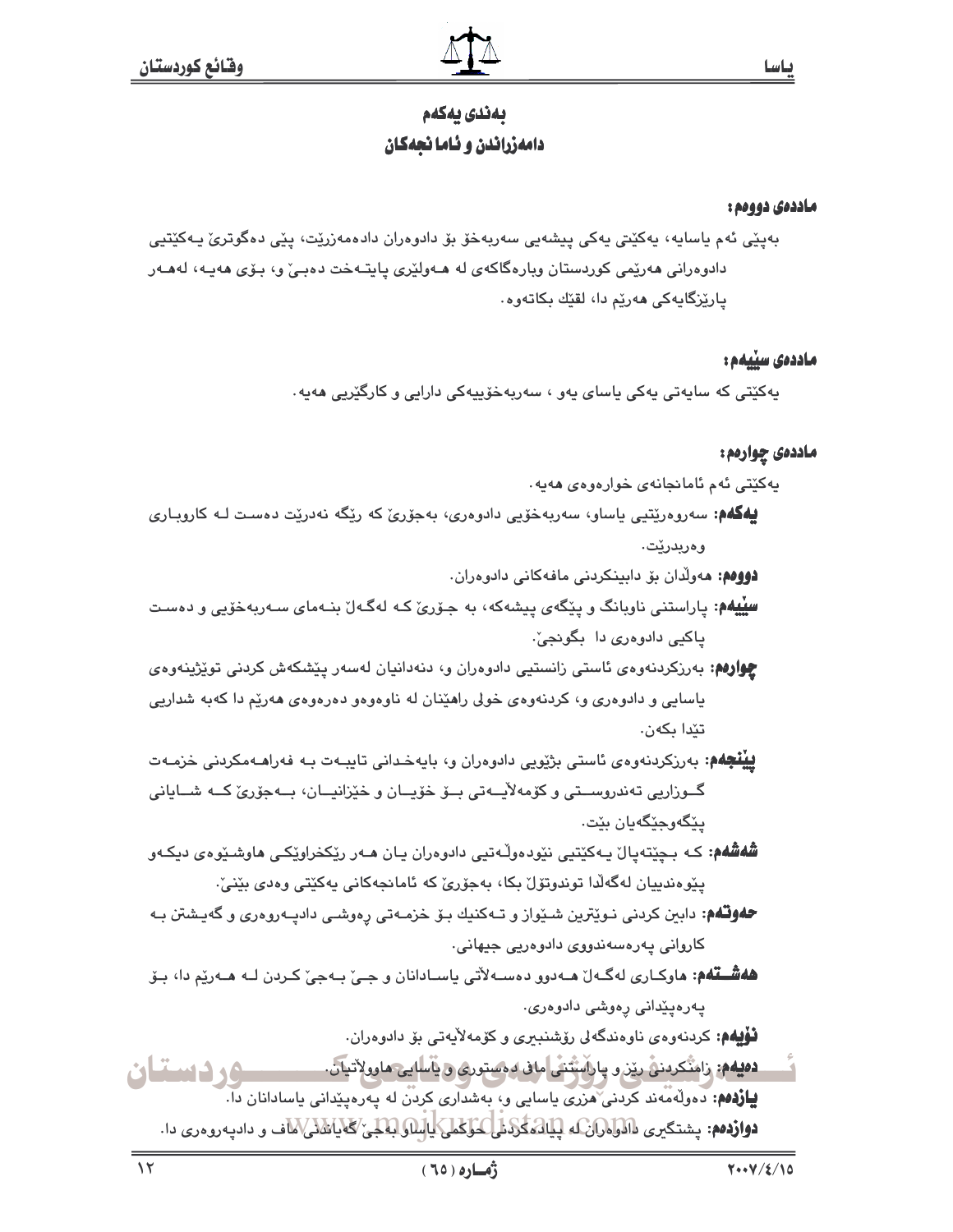## بەندی یەکەم
## دامەزراندن و ئامانجەکان

**ماددەی دووەم:**

بەپێی ئەم یاسایە، یەکێتی یەکی پیشەیی سەربەخۆ بۆ دادوەران دادەمەزرێت، پێی دەگوترێ یەکێتیی دادوەرانی هەرێمی کوردستان وبارەگاکەی لە هەولێری پایتەخت دەبێ و، بۆی هەیە، لەهەر پارێزگایەکی هەرێم دا، لقێك بکاتەوە.

**ماددەی سێیەم:**

یەکێتی کە سایەتی یەکی یاسای یەو ، سەربەخۆییەکی دارایی و کارگێریی هەیە.

**ماددەی چوارەم:**

یەکێتی ئەم ئامانجانەی خوارەوەی هەیە.

**یەکەم:** سەروەرێتیی یاساو، سەربەخۆیی دادوەری، بەجۆرێ کە رێگە نەدرێت دەست لە کاروباری وەربدرێت.

**دووەم:** هەوڵدان بۆ دابینکردنی مافەکانی دادوەران.

**سێیەم:** پاراستنی ناوبانگ و پێگەی پیشەکە، بە جۆرێ کە لەگەڵ بنەمای سەربەخۆیی و دەست پاکیی دادوەری دا بگونجێ.

**چوارەم:** بەرزکردنەوەی ئاستی زانستیی دادوەران و، دنەدانیان لەسەر پێشکەش کردنی توێژینەوەی یاسایی و دادوەری و، کردنەوەی خولی راهێنان لە ناوەوەو دەرەوەی هەرێم دا کەبە شداریی تێدا بکەن.

**پێنجەم:** بەرزکردنەوەی ئاستی بژێویی دادوەران و، بایەخدانی تایبەت بە فەراهەمکردنی خزمەت گوزاریی تەندروستی و کۆمەڵایەتی بۆ خۆیان و خێزانیان، بەجۆرێ کە شایانی پێگەوجێگەیان بێت.

**شەشەم:** کە بچێتەپاڵ یەکێتیی نێودەوڵەتیی دادوەران یان هەر رێکخراوێکی هاوشێوەی دیکەو پێوەندییان لەگەڵدا توندوتۆڵ بکا، بەجۆرێ کە ئامانجەکانی یەکێتی وەدی بێنێ.

**حەوتەم:** دابین کردنی نوێترین شێواز و تەکنیك بۆ خزمەتی رەوشی دادپەروەری و گەیشتن بە کاروانی پەرەسەندووی دادوەریی جیهانی.

**هەشتەم:** هاوکاری لەگەڵ هەردوو دەسەڵاتی یاسادانان و جێ بەجێ کردن لە هەرێم دا، بۆ پەرەپێدانی رەوشی دادوەری.

**نۆیەم:** کردنەوەی ناوەندگەلی رۆشنبیری و کۆمەڵایەتی بۆ دادوەران.

**دەیەم:** زامنکردنی رێز و پاراستنی ماف دەستوری و یاسایی هاووڵاتیان.

**یازدەم:** دەوڵەمەند کردنی هزری یاسایی و، بەشداری کردن لە پەرەپێدانی یاسادانان دا.

**دوازدەم:** پشتگیری دادوەران لە پیادەکردنی حوکمی یاساو بەجێ گەیاندنی ماف و دادپەروەری دا.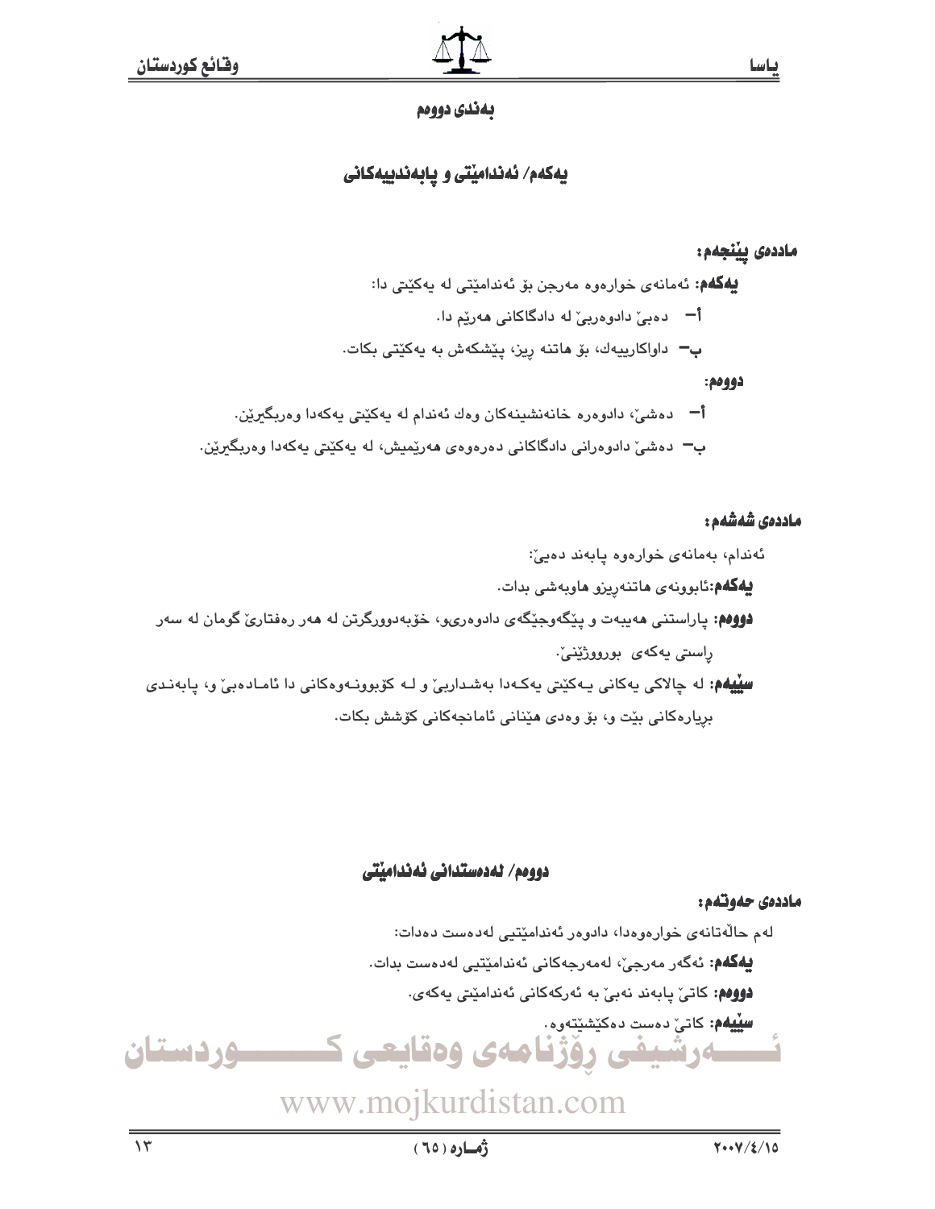## بەندی دووەم

### یەکەم/ ئەندامێتی و پابەندییەکانی

**ماددەی پێنجەم:**

**یەکەم:** ئەمانەی خوارەوە مەرجن بۆ ئەندامێتی لە یەکێتی دا:

أ- دەبێ دادوەربێ لە دادگاکانی هەرێم دا.

ب- داواکارییەك، بۆ هاتنە ریز، پێشکەش بە یەکێتی بکات.

**دووەم:**

أ- دەشێ، دادوەرە خانەنشینەکان وەك ئەندام لە یەکێتی یەکەدا وەربگیرێن.

ب- دەشێ دادوەرانی دادگاکانی دەرەوەی هەرێمیش، لە یەکێتی یەکەدا وەربگیرێن.

**ماددەی شەشەم:**

ئەندام، بەمانەی خوارەوە پابەند دەبێ:

**یەکەم:** ئابوونەی هاتنەریزو هاوبەشی بدات.

**دووەم:** پاراستنی هەیبەت و پێگەوجێگەی دادوەریو، خۆبەدوورگرتن لە هەر رەفتارێ گومان لە سەر راستی یەکەی بورووژێنێ.

**سێیەم:** لە چالاکی یەکانی یەکێتی یەکەدا بەشداربێ و لە کۆبوونەوەکانی دا ئامادەبێ و، پابەندی بڕیارەکانی بێت و، بۆ وەدی هێنانی ئامانجەکانی کۆشش بکات.

### دووەم/ لەدەستدانی ئەندامێتی

**ماددەی حەوتەم:**

لەم حاڵەتانەی خوارەوەدا، دادوەر ئەندامێتیی لەدەست دەدات:

**یەکەم:** ئەگەر مەرجێ، لەمەرجەکانی ئەندامێتیی لەدەست بدات.

**دووەم:** کاتێ پابەند نەبێ بە ئەرکەکانی ئەندامێتی یەکەی.

**سێیەم:** کاتێ دەست دەکێشێتەوە.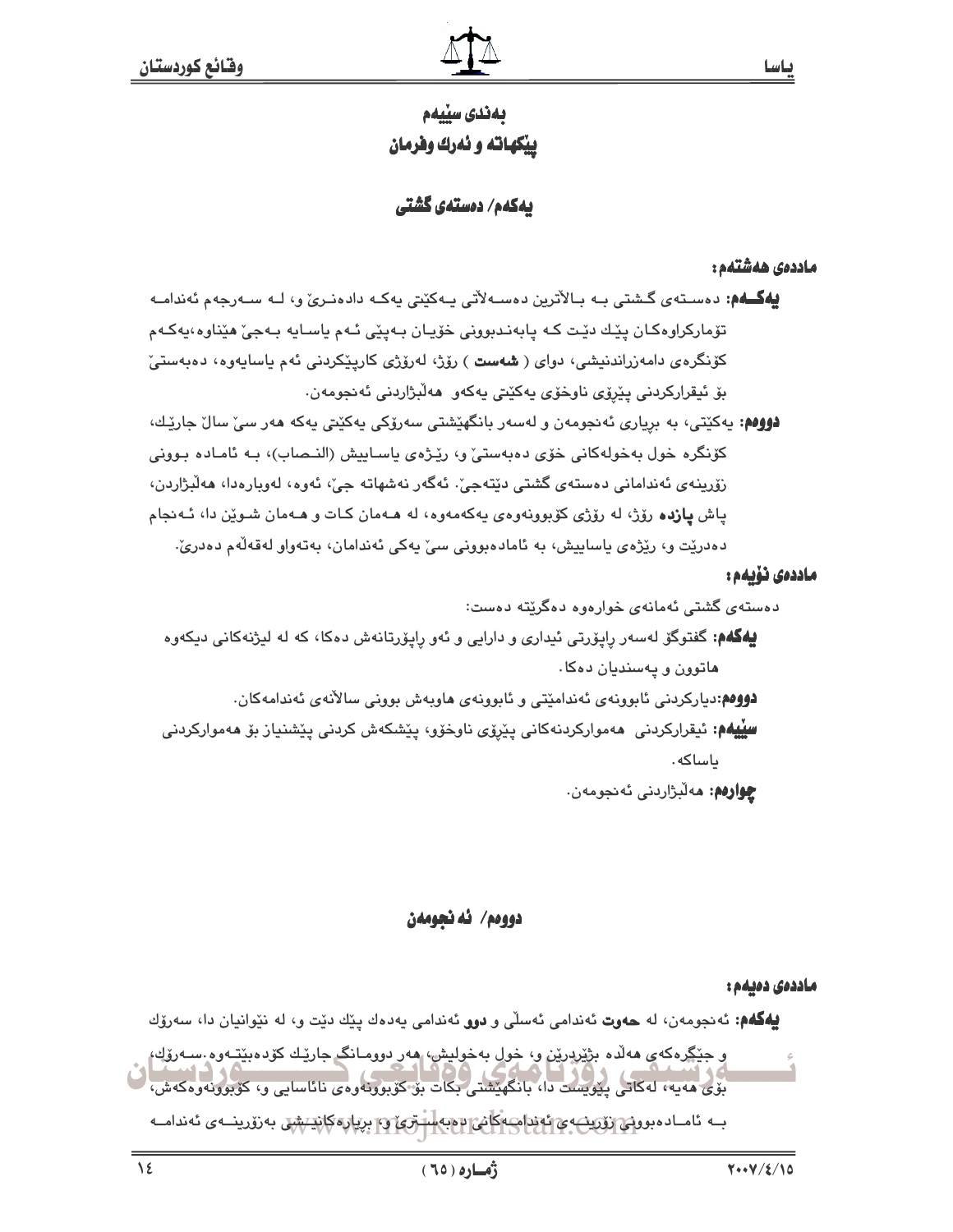## بەندی سێیەم
## پێکهاتە و ئەرك وفرمان

### یەکەم/ دەستەی گشتی

**ماددەی هەشتەم:**

**یەکـــەم:** دەسـتەی گـشتی بـە بـاڵاترین دەسـەڵاتی یـەکێتی یەکـە دادەنـرێ و، لـە سـەرجەم ئەندامـە تۆمارکراوەکـان پێـك دێـت کـە پابەنـدبوونی خۆیـان بـەپێی ئـەم یاسـایە بـەجێ هێناوە،یەکـەم کۆنگرەی دامەزراندنیشی، دوای ( **شەست** ) رۆژ، لەرۆژی کارپێکردنی ئەم یاسایەوە، دەبەستێ بۆ ئیقرارکردنی پێڕۆی ناوخۆی یەکێتی یەکەو هەڵبژاردنی ئەنجومەن.

**دووەم:** یەکێتی، بە بڕیاری ئەنجومەن و لەسەر بانگهێشتی سەرۆکی یەکێتی یەکە هەر سێ ساڵ جارێك، کۆنگرە خول بەخولەکانی خۆی دەبەستێ و، رێـژەی یاسـاییش (النـصاب)، بـە ئامـادە بـوونی زۆرینەی ئەندامانی دەستەی گشتی دێتەجێ. ئەگەر نەشهاتە جێ، ئەوە، لەوبارەدا، هەڵبژاردن، پاش **پازدە** رۆژ، لە رۆژی کۆبوونەوەی یەکەمەوە، لە هـەمان کـات و هـەمان شـوێن دا، ئـەنجام دەدرێت و، رێژەی یاساییش، بە ئامادەبوونی سێ یەکی ئەندامان، بەتەواو لەقەڵەم دەدرێ.

**ماددەی نۆیەم:**

دەستەی گشتی ئەمانەی خوارەوە دەگرێتە دەست:

**یەکەم:** گفتوگۆ لەسەر ڕاپۆرتی ئیداری و دارایی و ئەو ڕاپۆرتانەش دەکا، کە لە لیژنەکانی دیکەوە هاتوون و پەسندیان دەکا.

**دووەم:** دیارکردنی ئابوونەی ئەندامێتی و ئابوونەی هاوبەش بوونی ساڵانەی ئەندامەکان.

**سێیەم:** ئیقرارکردنی هەموارکردنەکانی پێڕۆی ناوخۆو، پێشکەش کردنی پێشنیاز بۆ هەموارکردنی یاساکە.

**چوارەم:** هەڵبژاردنی ئەنجومەن.

### دووەم/ ئە نجومەن

**ماددەی دەیەم:**

**یەکەم:** ئەنجومەن، لە **حەوت** ئەندامی ئەسڵی و **دوو** ئەندامی یەدەك پێك دێت و، لە نێوانیان دا، سەرۆك و جێگرەکەی هەڵدە بژێردرێن و، خول بەخولیش، هەر دوومـانگ جارێك کۆدەبێتـەوە.سـەرۆك، بۆی هەیە، لەکاتی پێویست دا، بانگهێشتی بکات بۆ کۆبوونەوەی نائاسایی و، کۆبوونەوەکەش، بـە ئامـادەبوونی زۆرینـەی ئەندامـەکانی دەبەسـترێ و، بڕیارەکانیـشی بەزۆرینـەی ئەندامـە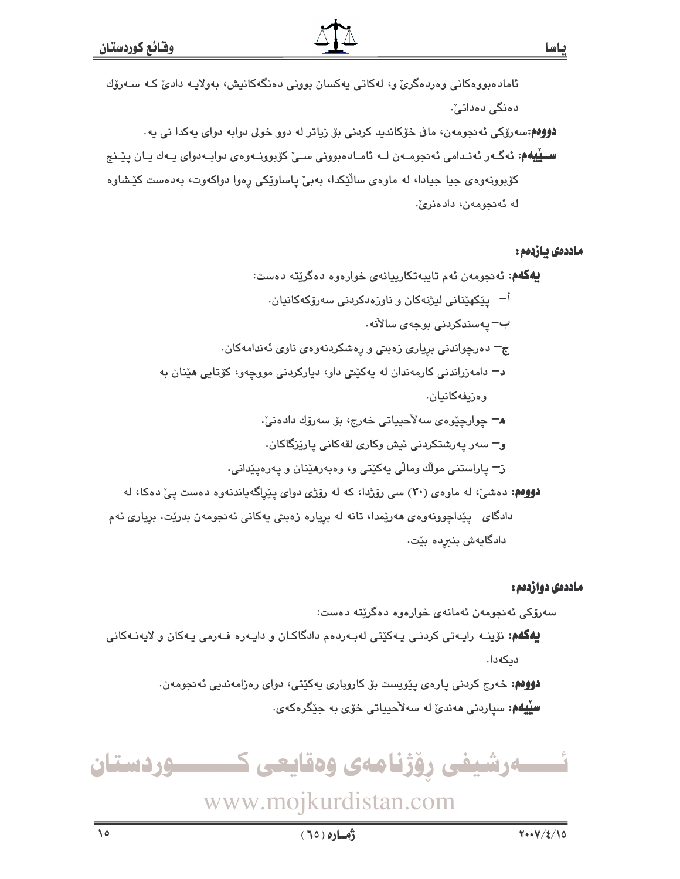ئامادەبووەکانی وەردەگرێ و، لەکاتی یەکسان بوونی دەنگەکانیش، بەولایە دادێ کە سەرۆك دەنگی دەداتێ.

**دووەم:** سەرۆکی ئەنجومەن، مافی خۆکاندید کردنی بۆ زیاتر لە دوو خولی دوابە دوای یەکدا نی یە.

**سێیەم:** ئەگەر ئەندامی ئەنجومەن لە ئامادەبوونی سێ کۆبوونەوەی دوابەدوای یەك یان پێنج کۆبوونەوەی جیا جیادا، لە ماوەی ساڵێکدا، بەبێ پاساوێکی ڕەوا دواکەوت، بەدەست کێشاوە لە ئەنجومەن، دادەنرێ.

## ماددەی یازدەم:

**یەکەم:** ئەنجومەن ئەم تایبەتکارییانەی خوارەوە دەگرێتە دەست:

أ- پێکهێنانی لیژنەکان و ناوزەدکردنی سەرۆکەکانیان.

ب- پەسندکردنی بوجەی ساڵانە.

ج- دەرچواندنی بڕیاری زەبتی و ڕەشکردنەوەی ناوی ئەندامەکان.

د- دامەزراندنی کارمەندان لە یەکێتی داو، دیارکردنی مووچەو، کۆتایی هێنان بە وەزیفەکانیان.

هـ- چوارچێوەی سەلاحییاتی خەرج، بۆ سەرۆك دادەنێ.

و- سەر پەرشتکردنی ئیش وکاری لقەکانی پارێزگاکان.

ز- پاراستنی موڵك وماڵی یەکێتی و، وەبەرهێنان و پەرەپێدانی.

**دووەم:** دەشێ، لە ماوەی (٣٠) سی ڕۆژدا، کە لە ڕۆژی دوای پێڕاگەیاندنەوە دەست پێ دەکا، لە دادگای پێداچوونەوەی هەرێمدا، تانە لە بڕیارە زەبتی یەکانی ئەنجومەن بدرێت. بڕیاری ئەم دادگایەش بنبڕە بێت.

## ماددەی دوازدەم:

سەرۆکی ئەنجومەن ئەمانەی خوارەوە دەگرێتە دەست:

**یەکەم:** نۆینە رایەتی کردنی یەکێتی لەبەردەم دادگاکان و دایەرە فەرمی یەکان و لایەنەکانی دیکەدا.

**دووەم:** خەرج کردنی پارەی پێویست بۆ کاروباری یەکێتی، دوای ڕەزامەندیی ئەنجومەن.

**سێیەم:** سپاردنی هەندێ لە سەلاحییاتی خۆی بە جێگرەکەی.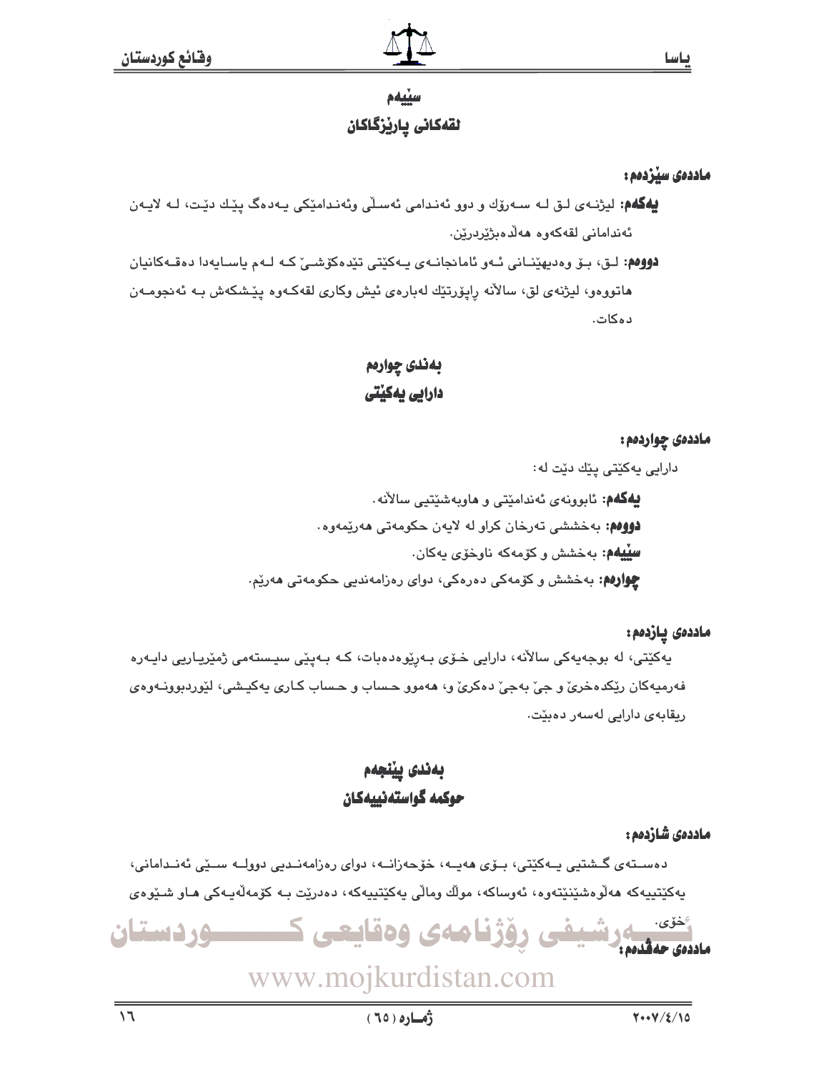## سێیەم
## لقەکانی پارێزگاکان

**ماددەی سێزدەم:**

**یەکەم:** لیژنەی لق لە سەرۆك و دوو ئەندامی ئەسڵی وئەندامێکی یەدەگ پێك دێت، لە لایەن ئەندامانی لقەکەوە هەڵدەبژێردرێن.

**دووەم:** لق، بۆ وەدیهێنانی ئەو ئامانجانەی یەکێتی تێدەکۆشێ کە لەم یاسایەدا دەقەکانیان هاتووەو، لیژنەی لق، ساڵانە راپۆرتێك لەبارەی ئیش وکاری لقەکەوە پێشکەش بە ئەنجومەن دەکات.

## بەندی چوارەم
## دارایی یەکێتی

**ماددەی چواردەم:**

دارایی یەکێتی پێك دێت لە:

**یەکەم:** ئابوونەی ئەندامێتی و هاوبەشێتیی ساڵانە.

**دووەم:** بەخششی تەرخان کراو لە لایەن حکومەتی هەرێمەوە.

**سێیەم:** بەخشش و کۆمەکە ناوخۆی یەکان.

**چوارەم:** بەخشش و کۆمەکی دەرەکی، دوای رەزامەندیی حکومەتی هەرێم.

**ماددەی پازدەم:**

یەکێتی، لە بوجەیەکی ساڵانە، دارایی خۆی بەرێوەدەبات، کە بەپێی سیستەمی ژمێریاریی دایەرە فەرمیەکان رێکدەخرێ و جێ بەجێ دەکرێ و، هەموو حساب و حساب کاری یەکیشی، لێوردبوونەوەی ریقابەی دارایی لەسەر دەبێت.

## بەندی پێنجەم
## حوکمە گواستەنییەکان

**ماددەی شازدەم:**

دەستەی گشتیی یەکێتی، بۆی هەیە، خۆحەزانە، دوای رەزامەندیی دوولە سێی ئەندامانی، یەکێتییەکە هەڵوەشێنێتەوە، ئەوساکە، موڵك وماڵی یەکێتییەکە، دەدرێت بە کۆمەڵەیەکی هاو شێوەی خۆی.

**ماددەی حەڤدەم:**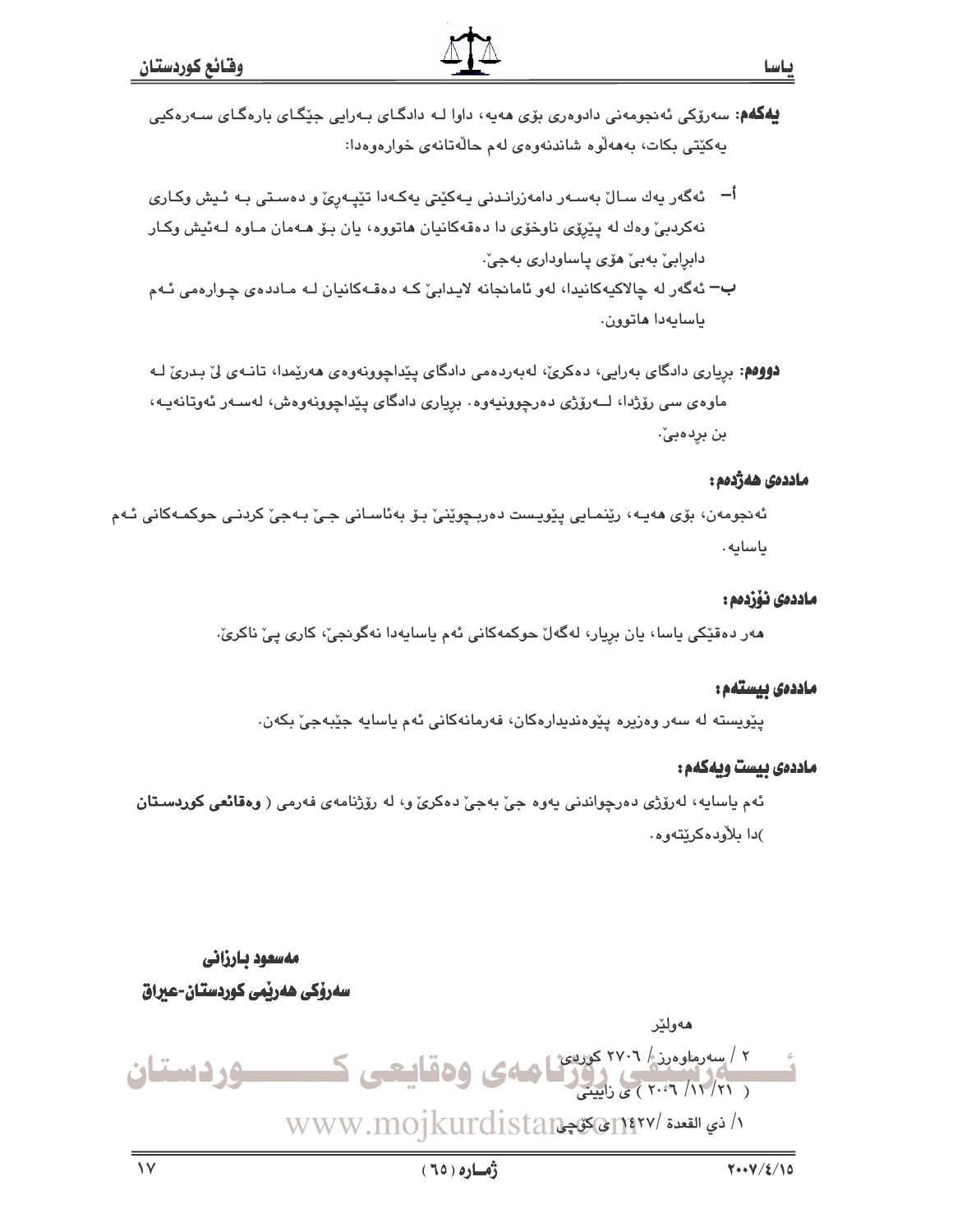**یەکەم:** سەرۆکی ئەنجومەنی دادوەری بۆی هەیە، داوا لە دادگای بەرایی جێگای بارەگای سەرەکیی یەکێتی بکات، بەهەڵوە شاندنەوەی لەم حاڵەتانەی خوارەوەدا:

أ– ئەگەر یەك ساڵ بەسەر دامەزراندنی یەکێتی یەکەدا تێپەڕێ و دەستی بە ئیش وکاری نەکردبێ وەك لە پێڕۆی ناوخۆی دا دەقەکانیان هاتووە، یان بۆ هەمان ماوە لەئیش وکار دابڕابێ بەبێ هۆی پاساوداری بەجێ.

ب– ئەگەر لە چالاکیەکانیدا، لەو ئامانجانە لایدابێ کە دەقەکانیان لە ماددەی چوارەمی ئەم یاسایەدا هاتوون.

**دووەم:** بڕیاری دادگای بەرایی، دەکرێ، لەبەردەمی دادگای پێداچوونەوەی هەرێمدا، تانەی لێ بدرێ لە ماوەی سی ڕۆژدا، لەڕۆژی دەرچوونیەوە. بڕیاری دادگای پێداچوونەوەش، لەسەر ئەوتانەیە، بن بڕدەبێ.

### ماددەی هەژدەم:

ئەنجومەن، بۆی هەیە، ڕێنمایی پێویست دەربچوێنێ بۆ بەئاسانی جێ بەجێ کردنی حوکمەکانی ئەم یاسایە.

### ماددەی نۆزدەم:

هەر دەقێکی یاسا، یان بڕیار، لەگەڵ حوکمەکانی ئەم یاسایەدا نەگونجێ، کاری پێ ناکرێ.

### ماددەی بیستەم:

پێویستە لە سەر وەزیرە پێوەندیدارەکان، فەرمانەکانی ئەم یاسایە جێبەجێ بکەن.

### ماددەی بیست ویەکەم:

ئەم یاسایە، لەرۆژی دەرچواندنی یەوە جێ بەجێ دەکرێ و، لە ڕۆژنامەی فەرمی ( **وەقائعی کوردستان** )دا بڵاودەکرێتەوە.

**مەسعود بارزانی**
**سەرۆکی هەرێمی کوردستان-عیراق**

هەولێر
٢ / سەرماوەرز / ٢٧٠٦ کوردی
( ٢١ / ١١ / ٢٠٠٦ ) ی زایینی
١/ ذي القعدة /١٤٢٧ ی کۆچی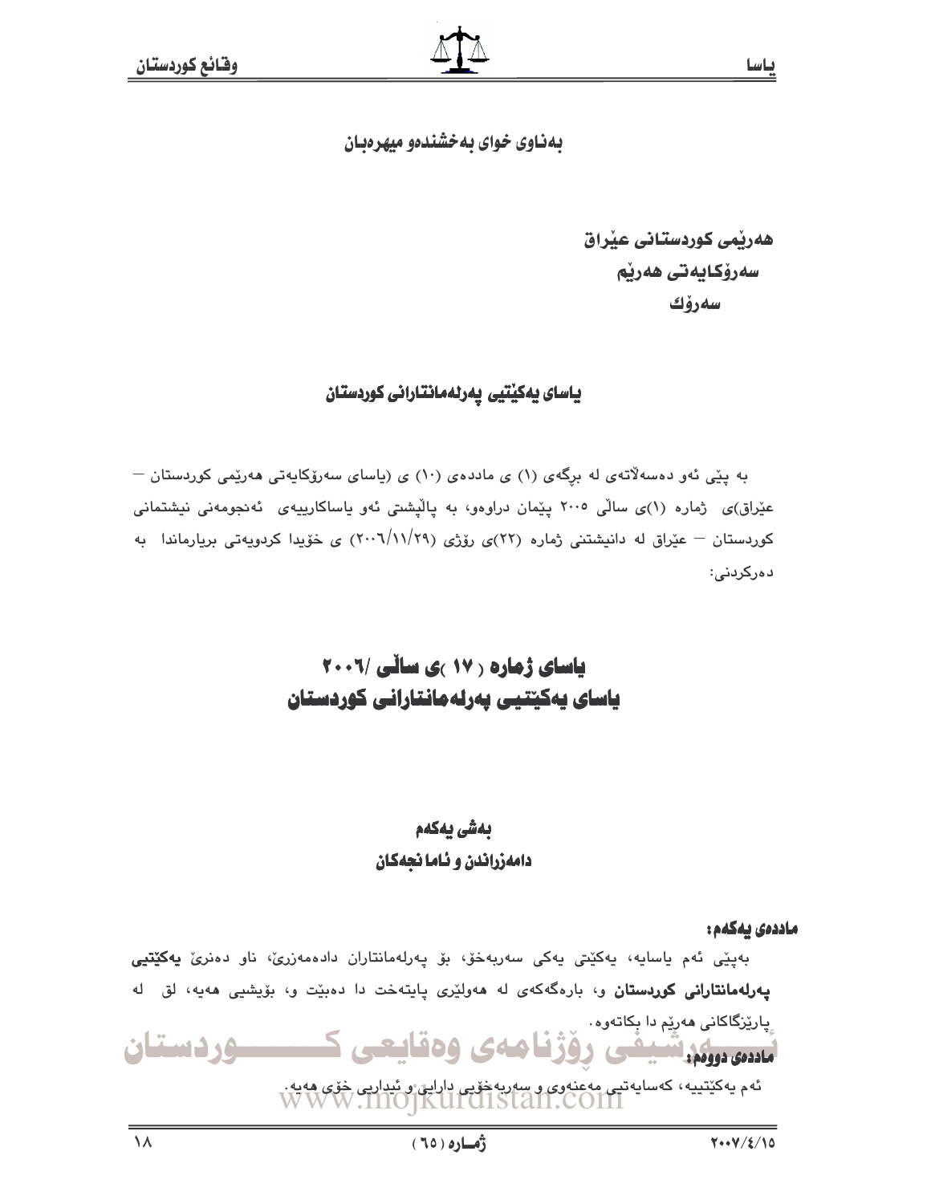بەناوی خوای بەخشندەو میهرەبان

هەرێمی کوردستانی عێراق
سەرۆکایەتی هەرێم
سەرۆك

## یاسای یەکێتیی پەرلەمانتارانی کوردستان

بە پێی ئەو دەسەلاٌتەی لە برگەی (١) ی ماددەی (١٠) ی (یاسای سەرۆکایەتی هەرێمی کوردستان – عێراق)ی ژمارە (١)ی ساڵی ٢٠٠٥ پێمان دراوەو، بە پاڵپشتی ئەو یاساکارییەی ئەنجومەنی نیشتمانی کوردستان – عێراق لە دانیشتنی ژمارە (٢٢)ی رۆژی (٢٠٠٦/١١/٢٩) ی خۆیدا کردویەتی بریارماندا بە دەرکردنی:

# یاسای ژمارە (١٧)ی ساڵی /٢٠٠٦
# یاسای یەکێتیی پەرلەمانتارانی کوردستان

## بەشی یەکەم
## دامەزراندن و ئامانجەکان

**ماددەی یەکەم:**

بەپێی ئەم یاسایە، یەکێتی یەکی سەربەخۆ، بۆ پەرلەمانتاران دادەمەزرێ، ناو دەنرێ **یەکێتیی پەرلەمانتارانی کوردستان** و، بارەگاکەی لە هەولێری پایتەخت دا دەبێت و، بۆیشیی هەیە، لق لە پارێزگاکانی هەرێم دا بکاتەوە.

**ماددەی دووەم:**

ئەم یەکێتییە، کەسایەتیی مەعنەوی و سەربەخۆیی دارایی و ئیداریی خۆی هەیە.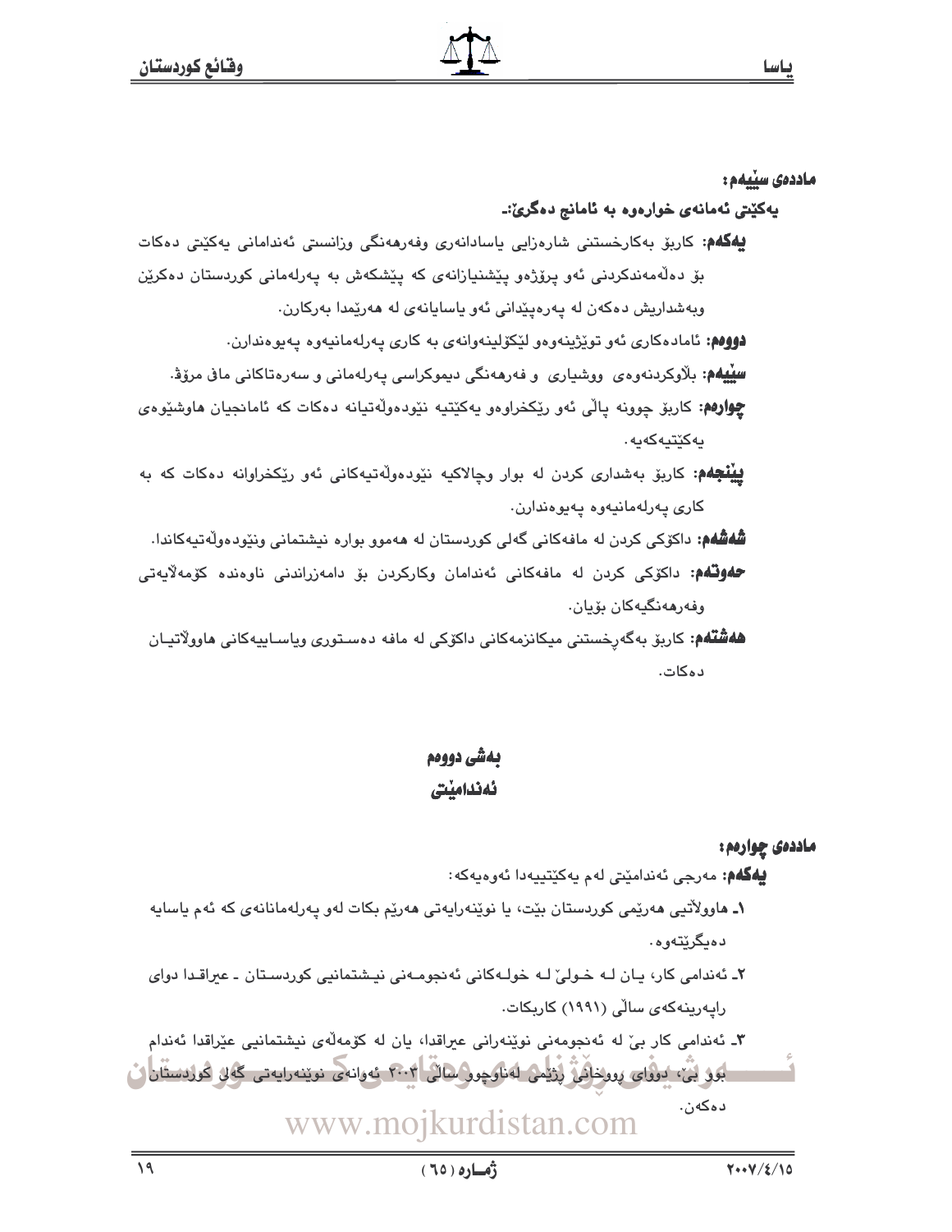**ماددەی سێیەم:**

**یەکێتی ئەمانەی خوارەوە بە ئامانج دەگرێ:-**

**یەکەم:** کاربۆ بەکارخستنی شارەزایی یاسادانەری وفەرهەنگی وزانستی ئەندامانی یەکێتی دەکات بۆ دەڵەمەندکردنی ئەو پرۆژەو پێشنیازانەی کە پێشکەش بە پەرلەمانی کوردستان دەکرێن وبەشداریش دەکەن لە پەرەپێدانی ئەو یاسایانەی لە هەرێمدا بەرکارن.

**دووەم:** ئامادەکاری ئەو توێژینەوەو لێکۆلینەوانەی بە کاری پەرلەمانیەوە پەیوەندارن.

**سێیەم:** بڵاوکردنەوەی ووشیاری و فەرهەنگی دیموکراسی پەرلەمانی و سەرەتاکانی مافی مرۆڤ.

**چوارەم:** کاربۆ چوونە پاڵی ئەو رێکخراوەو یەکێتیە نێودەوڵەتیانە دەکات کە ئامانجیان هاوشێوەی یەکێتیەکەیە.

**پێنجەم:** کاربۆ بەشداری کردن لە بوار وچالاکیە نێودەوڵەتیەکانی ئەو رێکخراوانە دەکات کە بە کاری پەرلەمانیەوە پەیوەندارن.

**شەشەم:** داکۆکی کردن لە مافەکانی گەلی کوردستان لە هەموو بوارە نیشتمانی ونێودەوڵەتیەکاندا.

**حەوتەم:** داکۆکی کردن لە مافەکانی ئەندامان وکارکردن بۆ دامەزراندنی ناوەندە کۆمەڵایەتی وفەرهەنگیەکان بۆیان.

**هەشتەم:** کاربۆ بەگەڕخستنی میکانزمەکانی داکۆکی لە مافە دەستوری وسیاسییەکانی هاووڵاتیان دەکات.

## بەشی دووەم
## ئەندامێتی

**ماددەی چوارەم:**

**یەکەم:** مەرجی ئەندامێتی لەم یەکێتییەدا ئەوەیەکە:

١- هاووڵاتیی هەرێمی کوردستان بێت، یا نوێنەرایەتی هەرێم بکات لەو پەرلەمانانەی کە ئەم یاسایە دەیگرێتەوە.

٢- ئەندامی کار، یان لە خولێ لە خولەکانی ئەنجومەنی نیشتمانیی کوردستان - عیراقدا دوای راپەرینەکەی ساڵی (١٩٩١) کاربکات.

٣- ئەندامی کار بێ لە ئەنجومەنی نوێنەرانی عیراقدا، یان لە کۆمەڵەی نیشتمانیی عێراقدا ئەندام بوو بێ، دووای رووخانی رژێمی لەناوچوو ساڵی ٢٠٠٣ ئەوانەی نوێنەرایەتی گەلی کوردستان دەکەن.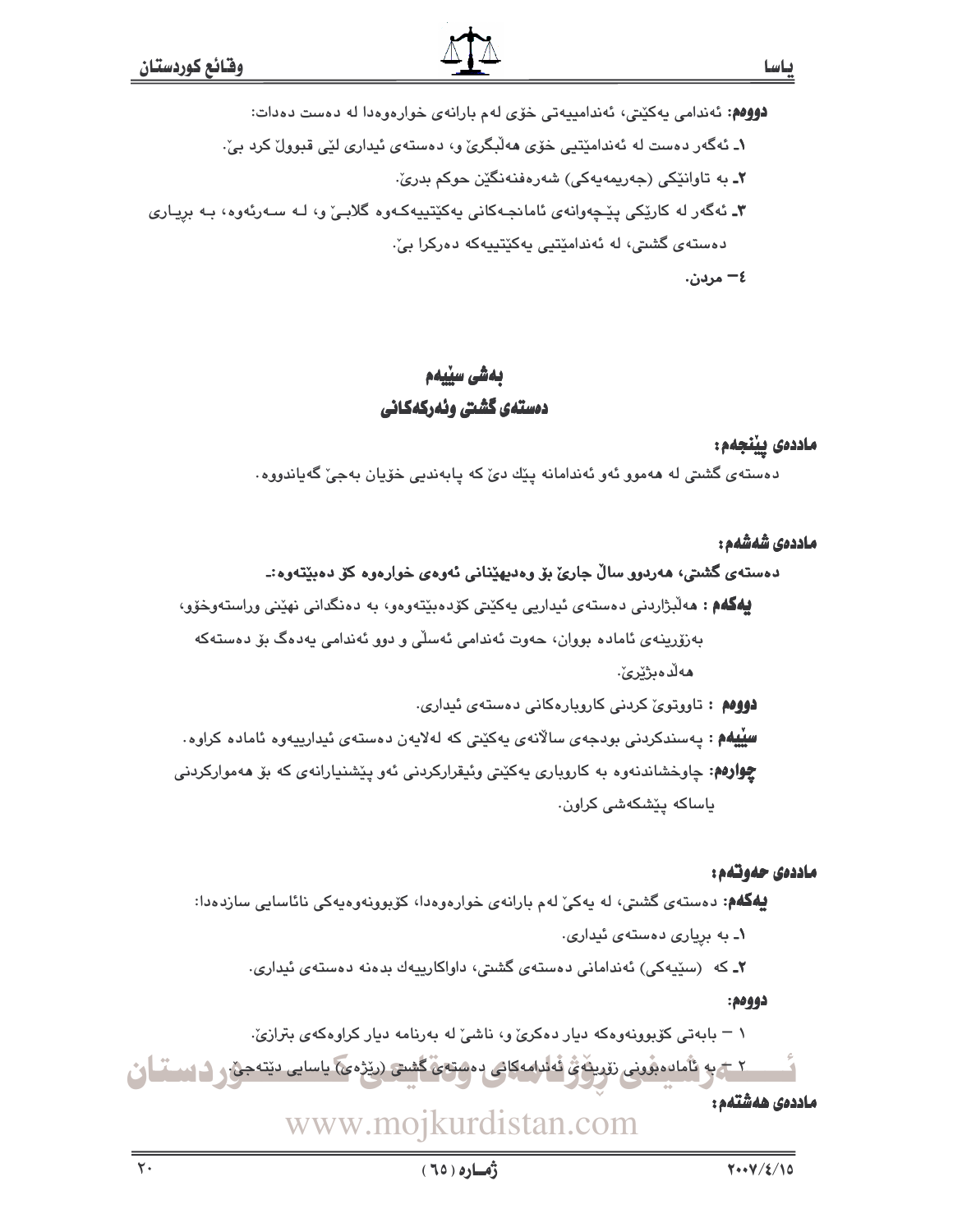**دووەم:** ئەندامی یەکێتی، ئەندامییەتی خۆی لەم بارانەی خوارەوەدا لە دەست دەدات:

١ـ ئەگەر دەست لە ئەندامێتیی خۆی هەڵبگرێ و، دەستەی ئیداری لێی قبووڵ کرد بێ.

٢ـ بە تاوانێکی (جەریمەیەکی) شەرەفنەنگێن حوکم بدرێ.

٣ـ ئەگەر لە کارێکی پێچەوانەی ئامانجەکانی یەکێتییەکەوە گلابێ و، لە سەرئەوە، بە بڕیاری دەستەی گشتی، لە ئەندامێتیی یەکێتییەکە دەرکرا بێ.

٤ــ مردن.

## بەشی سێیەم
## دەستەی گشتی وئەرکەکانی

**ماددەی پێنجەم:**

دەستەی گشتی لە هەموو ئەو ئەندامانە پێك دێ کە پابەندیی خۆیان بەجێ گەیاندووە.

**ماددەی شەشەم:**

**دەستەی گشتی، هەردوو ساڵ جارێ بۆ وەدیهێنانی ئەوەی خوارەوە کۆ دەبێتەوە:ـ**

**یەکەم :** هەڵبژاردنی دەستەی ئیداریی یەکێتی کۆدەبێتەوەو، بە دەنگدانی نهێنی وراستەوخۆو، بەزۆرینەی ئامادە بووان، حەوت ئەندامی ئەسڵی و دوو ئەندامی یەدەگ بۆ دەستەکە هەڵدەبژێرێ.

**دووەم :** تاووتوێ کردنی کاروبارەکانی دەستەی ئیداری.

**سێیەم :** پەسندکردنی بودجەی ساڵانەی یەکێتی کە لەلایەن دەستەی ئیدارییەوە ئامادە کراوە.

**چوارەم:** چاوخشاندنەوە بە کاروباری یەکێتی وئیقرارکردنی ئەو پێشنیارانەی کە بۆ هەموارکردنی یاساکە پێشکەشی کراون.

**ماددەی حەوتەم:**

**یەکەم:** دەستەی گشتی، لە یەکێ لەم بارانەی خوارەوەدا، کۆبوونەوەیەکی نائاسایی سازدەدا:

١ـ بە بڕیاری دەستەی ئیداری.

٢ـ کە (سێیەکی) ئەندامانی دەستەی گشتی، داواکارییەك بدەنە دەستەی ئیداری.

**دووەم:**

١ ــ بابەتی کۆبوونەوەکە دیار دەکرێ و، ناشێ لە بەرنامە دیار کراوەکەی بترازێ.

٢ ــ بە ئامادەبوونی زۆرینەی ئەندامەکانی دەستەی گشتی (رێژەی) یاسایی دێتەجێ.

**ماددەی هەشتەم:**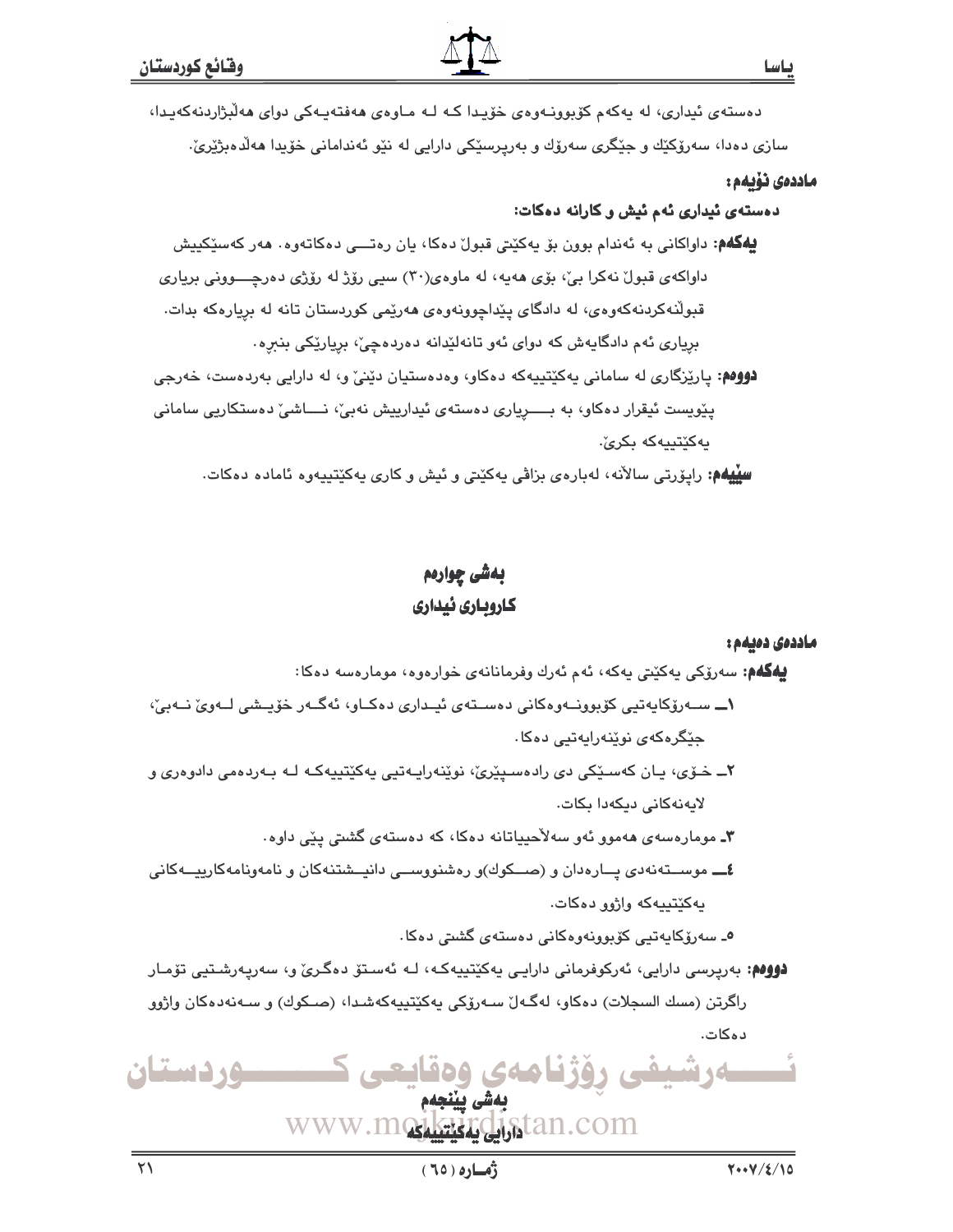دەستەی ئیداری، لە یەکەم کۆبوونـەوەی خۆیدا کـە لـە مـاوەی هەفتەیـەکی دوای هەڵبژاردنەکەیدا، سازی دەدا، سەرۆکێك و جێگری سەرۆك و بەرپرسێکی دارایی لە نێو ئەندامانی خۆیدا هەڵدەبژێرێ.

**ماددەی نۆیەم:**

**دەستەی ئیداری ئەم ئیش و کارانە دەکات:**

**یەکەم:** داواکانی بە ئەندام بوون بۆ یەکێتی قبوڵ دەکا، یان رەتـــی دەکاتەوە. هەر کەسێکیش داواکەی قبوڵ نەکرا بێ، بۆی هەیە، لە ماوەی(٣٠) سیی رۆژ لە رۆژی دەرچـــوونی بریاری قبوڵنەکردنەکەوەی، لە دادگای پێداچوونەوەی هەرێمی کوردستان تانە لە بریارەکە بدات. بریاری ئەم دادگایەش کە دوای ئەو تانەلێدانە دەردەچێ، بریارێکی بنبڕە.

**دووەم:** پارێزگاری لە سامانی یەکێتییەکە دەکاو، وەدەستیان دێنێ و، لە دارایی بەردەست، خەرجی پێویست ئیقرار دەکاو، بە بـــریاری دەستەی ئیدارییش نەبێ، نـــاشێ دەستکاریی سامانی یەکێتییەکە بکرێ.

**سێیەم:** راپۆرتی ساڵانە، لەبارەی بزاڤی یەکێتی و ئیش و کاری یەکێتییەوە ئامادە دەکات.

## بەشی چوارەم
## کاروباری ئیداری

**ماددەی دەیەم:**

**یەکەم:** سەرۆکی یەکێتی یەکە، ئەم ئەرك وفرمانانەی خوارەوە، مومارەسە دەکا:

١ــ ســەرۆکایەتیی کۆبوونــەوەکانی دەســتەی ئیـداری دەکـاو، ئەگـەر خۆیــشی لــەوێ نــەبێ، جێگرەکەی نوێنەرایەتیی دەکا.

٢ــ خـۆی، یـان کەسـێکی دی رادەسـپێرێ، نوێنەرایـەتیی یەکێتییەکـە لـە بـەردەمی دادوەری و لایەنەکانی دیکەدا بکات.

٣ـ مومارەسەی هەموو ئەو سەلاحییاتانە دەکا، کە دەستەی گشتی پێی داوە.

٤ــ موســتەنەدی پــارەدان و (صــکوك)و رەشنووســی دانیــشتنەکان و نامەونامەکارییــەکانی یەکێتییەکە واژوو دەکات.

٥ـ سەرۆکایەتیی کۆبوونەوەکانی دەستەی گشتی دەکا.

**دووەم:** بەرپرسی دارایی، ئەرکوفرمانی دارایـی یەکێتییەکـە، لـە ئەسـتۆ دەگرێ و، سەرپەرشـتیی تۆمـار راگرتن (مسك السجلات) دەکاو، لەگـەڵ سـەرۆکی یەکێتییەکەشـدا، (صـکوك) و سـەنەدەکان واژوو دەکات.

## بەشی پێنجەم
## دارایی یەکێتییەکە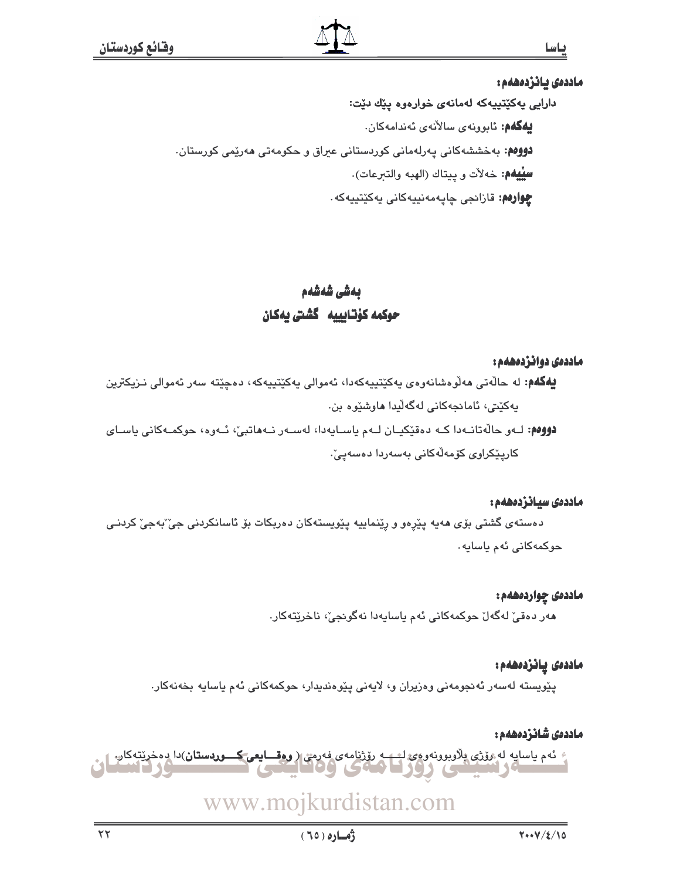**ماددەی یانزدەهەم:**

دارایی یەکێتییەکە لەمانەی خوارەوە پێك دێت:

**یەکەم:** ئابوونەی ساڵانەی ئەندامەکان.

**دووەم:** بەخششەکانی پەرلەمانی کوردستانی عیراق و حکومەتی هەرێمی کورستان.

**سێیەم:** خەڵات و پیتاك (الهبه والتبرعات).

**چوارەم:** قازانجی چاپەمەنییەکانی یەکێتییەکە.

## بەشی شەشەم
## حوکمە کۆتاییە گشتی یەکان

**ماددەی دوانزدەهەم:**

**یەکەم:** لە حاڵەتی هەڵوەشانەوەی یەکێتییەکەدا، ئەموالی یەکێتییەکە، دەچێتە سەر ئەموالی نزیکترین یەکێتی، ئامانجەکانی لەگەڵیدا هاوشێوە بن.

**دووەم:** لەو حاڵەتانەدا کە دەقێکیان لەم یاسایەدا، لەسەر نەهاتبێ، ئەوە، حوکمەکانی یاسای کارپێکراوی کۆمەڵەکانی بەسەردا دەسەپێ.

**ماددەی سیانزدەهەم:**

دەستەی گشتی بۆی هەیە پێڕەو و ڕێنمایيە پێویستەکان دەربکات بۆ ئاسانکردنی جێبەجێ کردنی حوکمەکانی ئەم یاسایە.

**ماددەی چواردەهەم:**

هەر دەقێ لەگەڵ حوکمەکانی ئەم یاسایەدا نەگونجێ، ناخرێتەکار.

**ماددەی پانزدەهەم:**

پێویستە لەسەر ئەنجومەنی وەزیران و، لایەنی پێوەندیدار، حوکمەکانی ئەم یاسایە بخەنەکار.

**ماددەی شانزدەهەم:**

ئەم یاسایە لە ڕۆژی بڵاوبوونەوەی لە ڕۆژنامەی فەرمی ( **وەقایعی کوردستان**)دا دەخرێتەکار.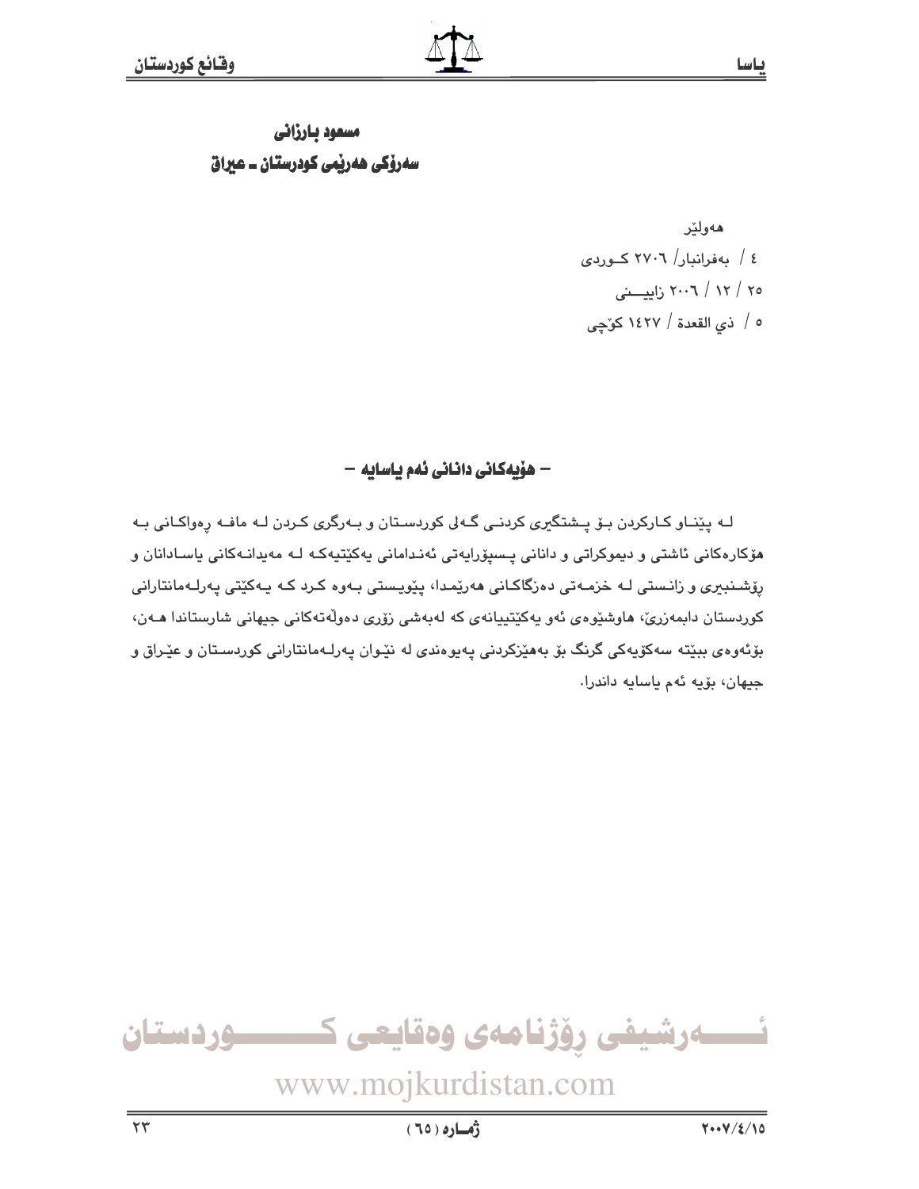**مسعود بارزانی**
**سەرۆكی هەرێمی كوردستان ـ عیراق**

هەولێر
٤ / بەفرانبار/ ٢٧٠٦ كـوردی
٢٥ / ١٢ / ٢٠٠٦ زاییـــنی
٥ / ذي القعدة / ١٤٢٧ كۆچی

### – هۆیەكانی دانانی ئەم یاسایە –

لـە پێنـاو كـاركردن بـۆ پـشتگیری كردنـی گـەلی كوردسـتان و بـەرگری كـردن لـە مافـە ڕەواكـانی بـە هۆكارەكانی ئاشتی و دیموكراتی و دانانی پـسپۆرایەتی ئەنـدامانی یەكێتیەكـە لـە مەیدانـەكانی یاسـادانان و ڕۆشـنبیری و زانـستی لـە خزمـەتی دەزگاكـانی هەرێمـدا، پێویـستی بـەوە كـرد كـە یـەكێتی پەرلـەمانتارانی كوردستان دابمەزرێ، هاوشێوەی ئەو یەكێتییانەی كە لەبەشی زۆری دەوڵەتەكانی جیهانی شارستاندا هـەن، بۆئەوەی ببێتە سەكۆیەكی گرنگ بۆ بەهێزكردنی پەیوەندی لە نێـوان پەرلـەمانتارانی كوردسـتان و عێـراق و جیهان، بۆیە ئەم یاسایە داندرا.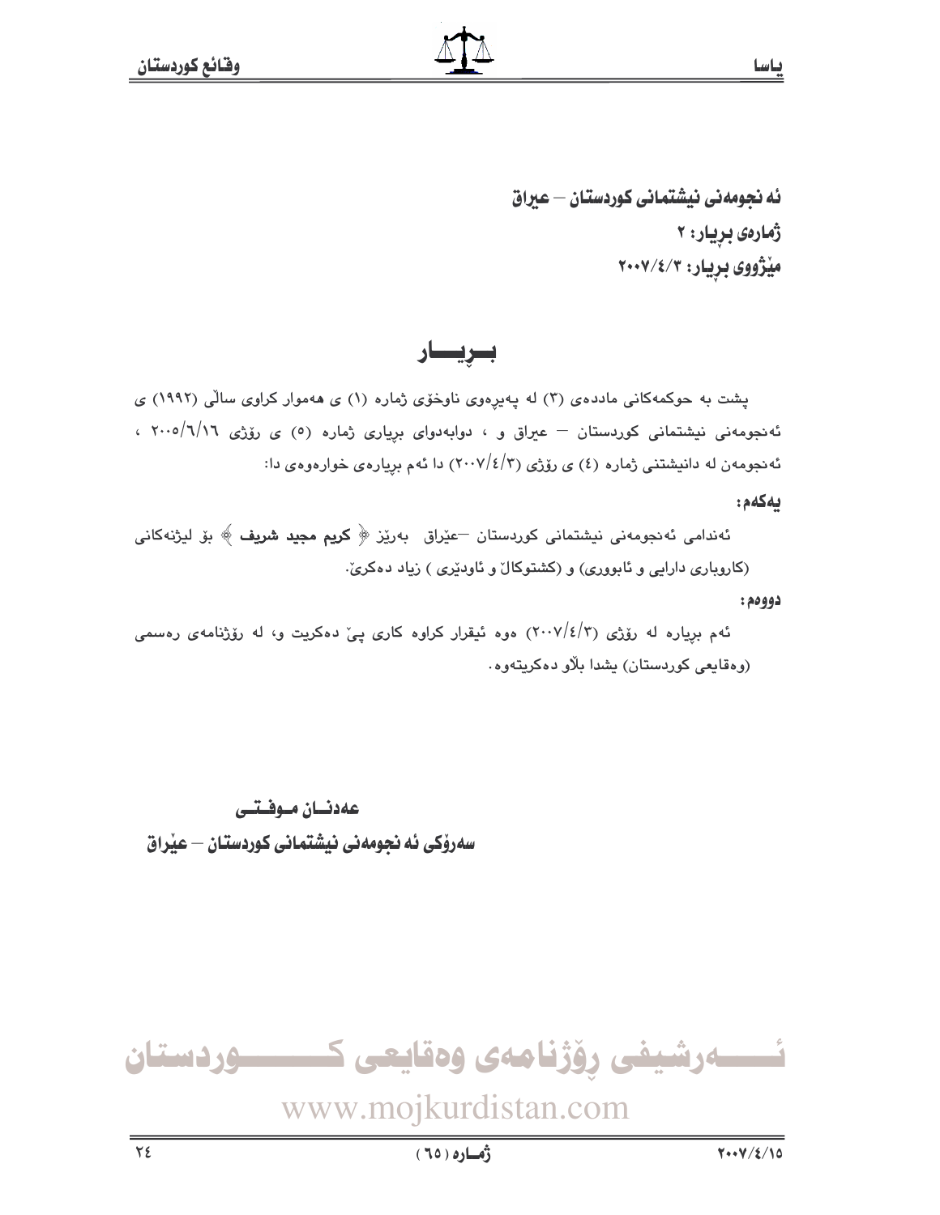ئه نجومه نی نیشتمانی کوردستان – عیراق

ژمارەی بڕیار: ٢

مێژووی بڕیار: ٢٠٠٧/٤/٣

# بــڕیـــار

پشت بە حوکمەکانی ماددەی (٣) لە پەیڕەوی ناوخۆی ژمارە (١) ی هەموار کراوی ساڵی (١٩٩٢) ی ئەنجومەنی نیشتمانی کوردستان – عیراق و ، دوابەدوای بڕیاری ژمارە (٥) ی رۆژی ٢٠٠٥/٦/١٦ ، ئەنجومەن لە دانیشتنی ژمارە (٤) ی رۆژی (٢٠٠٧/٤/٣) دا ئەم بڕیارەی خوارەوەی دا:

**یەکەم:**

ئەندامی ئەنجومەنی نیشتمانی کوردستان –عێراق بەرێز ﴿ **کریم مجید شریف** ﴾ بۆ لیژنەکانی (کاروباری دارایی و ئابووری) و (کشتوکاڵ و ئاودێری ) زیاد دەکرێ.

**دووەم:**

ئەم بڕیارە لە رۆژی (٢٠٠٧/٤/٣) ەوە ئیقرار کراوە کاری پێ دەکریت و، لە رۆژنامەی رەسمی (وەقایعی کوردستان) یشدا بڵاو دەکریتەوە.

**عەدنــان مـوفــتــی**

**سەرۆکی ئه نجومه نی نیشتمانی کوردستان – عێراق**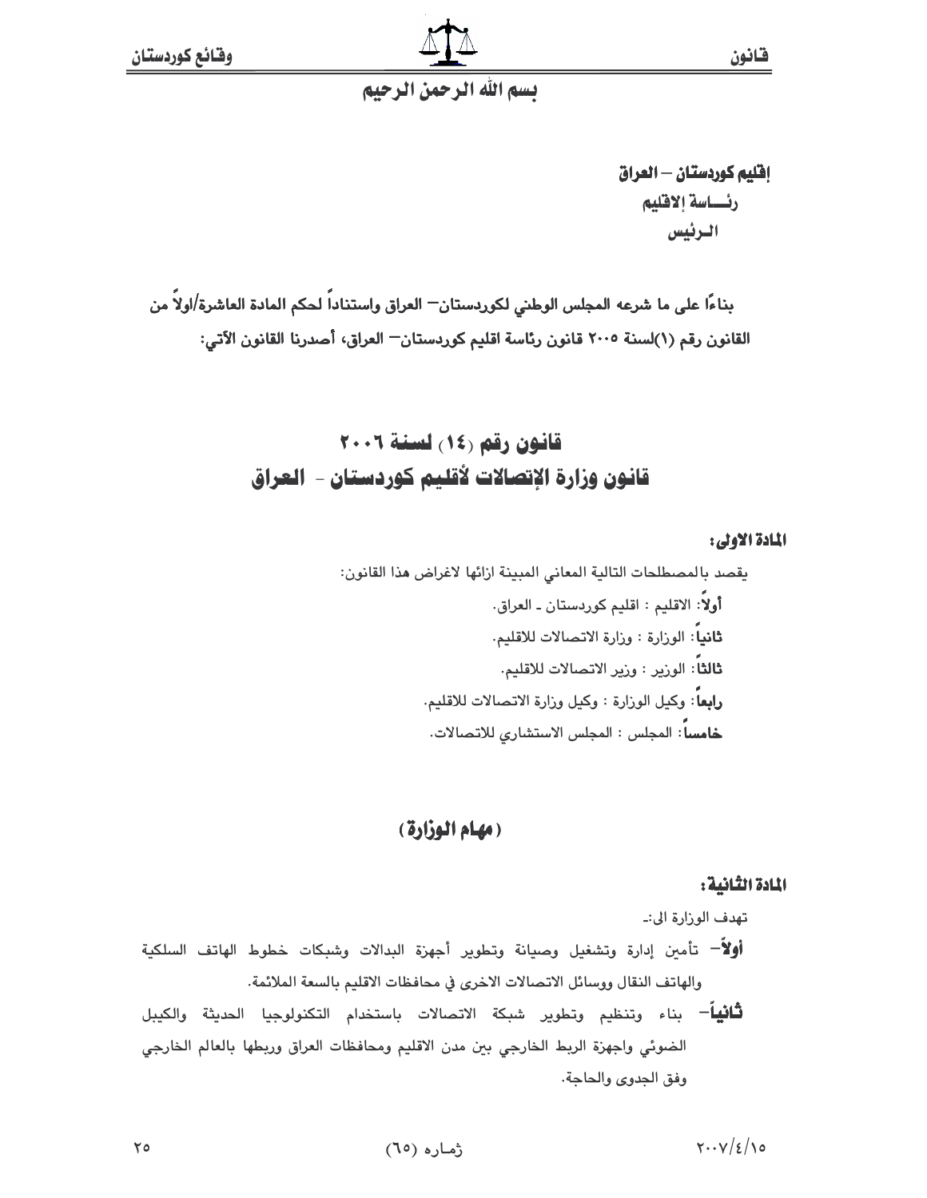بسم الله الرحمن الرحيم

**إقليم كوردستان – العراق**
**رئـــاسة الاقليم**
**الـرئيس**

**بناءًا على ما شرعه المجلس الوطني لكوردستان– العراق واستناداً لحكم المادة العاشرة/اولاً من القانون رقم (١)لسنة ٢٠٠٥ قانون رئاسة اقليم كوردستان– العراق، أصدرنا القانون الآتي:**

# قانون رقم (١٤) لسنة ٢٠٠٦
# قانون وزارة الإتصالات لأقليم كوردستان - العراق

**المادة الاولى:**

يقصد بالمصطلحات التالية المعاني المبينة ازائها لاغراض هذا القانون:

**أولاً**: الاقليم : اقليم كوردستان ـ العراق.

**ثانياً**: الوزارة : وزارة الاتصالات للاقليم.

**ثالثاً**: الوزير : وزير الاتصالات للاقليم.

**رابعاً**: وكيل الوزارة : وكيل وزارة الاتصالات للاقليم.

**خامساً**: المجلس : المجلس الاستشاري للاتصالات.

## (مهام الوزارة)

**المادة الثانية:**

تهدف الوزارة الى:ـ

**أولاً**– تأمين إدارة وتشغيل وصيانة وتطوير أجهزة البدالات وشبكات خطوط الهاتف السلكية والهاتف النقال ووسائل الاتصالات الاخرى في محافظات الاقليم بالسعة الملائمة.

**ثانياً**– بناء وتنظيم وتطوير شبكة الاتصالات باستخدام التكنولوجيا الحديثة والكيبل الضوئي واجهزة الربط الخارجي بين مدن الاقليم ومحافظات العراق وربطها بالعالم الخارجي وفق الجدوى والحاجة.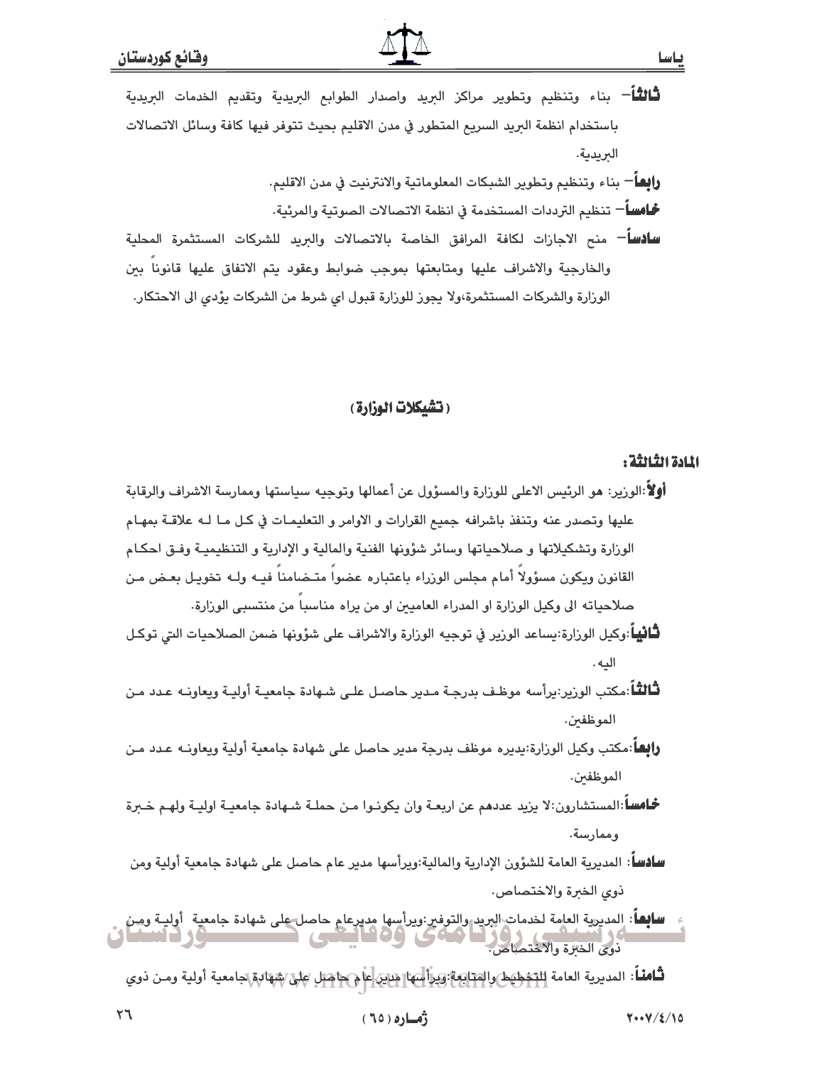**ثالثاً**– بناء وتنظيم وتطوير مراكز البريد واصدار الطوابع البريدية وتقديم الخدمات البريدية باستخدام انظمة البريد السريع المتطور في مدن الاقليم بحيث تتوفر فيها كافة وسائل الاتصالات البريدية.

**رابعاً**– بناء وتنظيم وتطوير الشبكات المعلوماتية والانترنيت في مدن الاقليم.

**خامساً**– تنظيم الترددات المستخدمة في انظمة الاتصالات الصوتية والمرئية.

**سادساً**– منح الاجازات لكافة المرافق الخاصة بالاتصالات والبريد للشركات المستثمرة المحلية والخارجية والاشراف عليها ومتابعتها بموجب ضوابط وعقود يتم الاتفاق عليها قانوناً بين الوزارة والشركات المستثمرة،ولا يجوز للوزارة قبول اي شرط من الشركات يؤدي الى الاحتكار.

## (تشيكلات الوزارة)

### المادة الثالثة:

**أولاً**:الوزير: هو الرئيس الاعلى للوزارة والمسؤول عن أعمالها وتوجيه سياستها وممارسة الاشراف والرقابة عليها وتصدر عنه وتنفذ باشرافه جميع القرارات و الاوامر و التعليمات في كل ما له علاقة بمهام الوزارة وتشكيلاتها و صلاحياتها وسائر شؤونها الفنية والمالية و الإدارية و التنظيمية وفق احكام القانون ويكون مسؤولاً أمام مجلس الوزراء باعتباره عضواً متضامناً فيه وله تخويل بعض من صلاحياته الى وكيل الوزارة او المدراء العامين او من يراه مناسباً من منتسبى الوزارة.

**ثانياً**:وكيل الوزارة:يساعد الوزير في توجيه الوزارة والاشراف على شؤونها ضمن الصلاحيات التي توكل اليه.

**ثالثاً**:مكتب الوزير:يرأسه موظف بدرجة مدير حاصل على شهادة جامعية أولية ويعاونه عدد من الموظفين.

**رابعاً**:مكتب وكيل الوزارة:يديره موظف بدرجة مدير حاصل على شهادة جامعية أولية ويعاونه عدد من الموظفين.

**خامساً**:المستشارون:لا يزيد عددهم عن اربعة وان يكونوا من حملة شهادة جامعية اولية ولهم خبرة وممارسة.

**سادساً**: المديرية العامة للشؤون الإدارية والمالية:ويرأسها مدير عام حاصل على شهادة جامعية أولية ومن ذوي الخبرة والاختصاص.

**سابعاً**: المديرية العامة لخدمات البريد والتوفير:ويرأسها مديرعام حاصل على شهادة جامعية أولية ومن ذوي الخبرة والاختصاص.

**ثامناً**: المديرية العامة للتخطيط والمتابعة:ويرأسها مدير عام حاصل على شهادة جامعية أولية ومن ذوي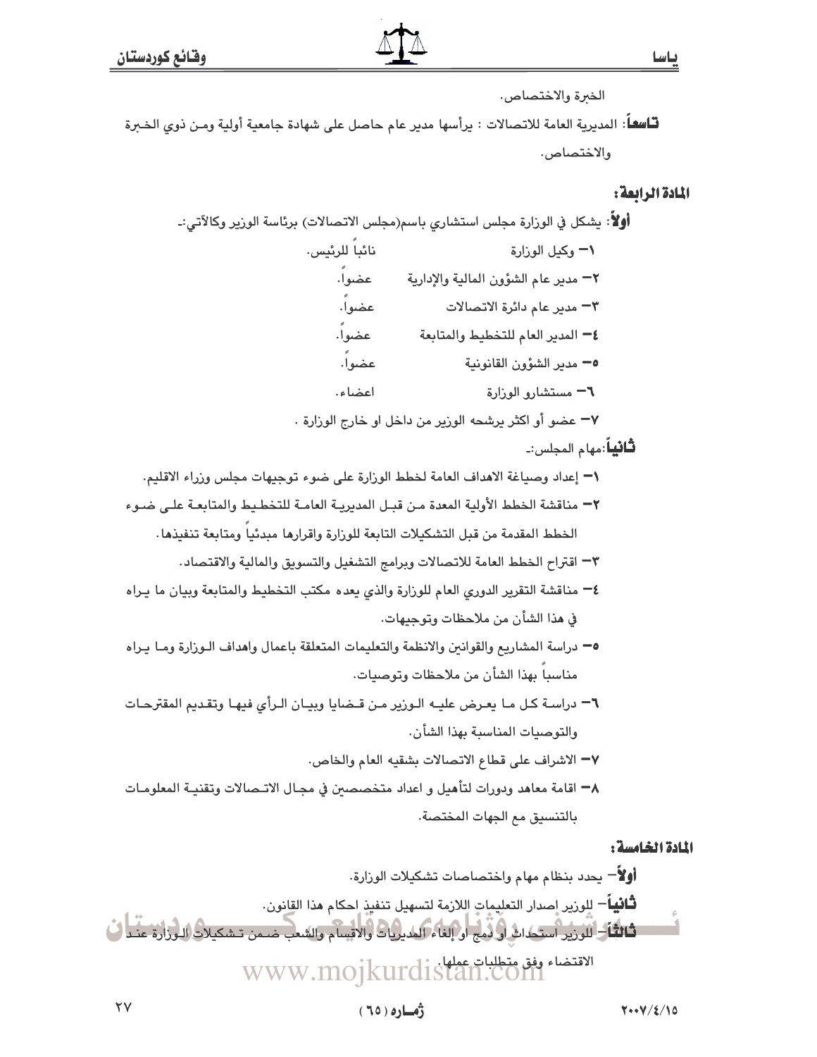الخبرة والاختصاص.

**تاسعاً**: المديرية العامة للاتصالات : يرأسها مدير عام حاصل على شهادة جامعية أولية ومن ذوي الخبرة والاختصاص.

### المادة الرابعة:

**أولاً**: يشكل في الوزارة مجلس استشاري باسم(مجلس الاتصالات) برئاسة الوزير وكالآتي:ـ

١– وكيل الوزارة نائباً للرئيس.

٢– مدير عام الشؤون المالية والإدارية عضواً.

٣– مدير عام دائرة الاتصالات عضواً.

٤– المدير العام للتخطيط والمتابعة عضواً.

٥– مدير الشؤون القانونية عضواً.

٦– مستشارو الوزارة اعضاء.

٧– عضو أو اكثر يرشحه الوزير من داخل او خارج الوزارة .

**ثانياً**:مهام المجلس:ـ

١– إعداد وصياغة الاهداف العامة لخطط الوزارة على ضوء توجيهات مجلس وزراء الاقليم.

٢– مناقشة الخطط الأولية المعدة من قبل المديرية العامة للتخطيط والمتابعة على ضوء الخطط المقدمة من قبل التشكيلات التابعة للوزارة واقرارها مبدئياً ومتابعة تنفيذها.

٣– اقتراح الخطط العامة للاتصالات وبرامج التشغيل والتسويق والمالية والاقتصاد.

٤– مناقشة التقرير الدوري العام للوزارة والذي يعده مكتب التخطيط والمتابعة وبيان ما يراه في هذا الشأن من ملاحظات وتوجيهات.

٥– دراسة المشاريع والقوانين والانظمة والتعليمات المتعلقة باعمال واهداف الوزارة وما يراه مناسباً بهذا الشأن من ملاحظات وتوصيات.

٦– دراسة كل ما يعرض عليه الوزير من قضايا وبيان الرأي فيها وتقديم المقترحات والتوصيات المناسبة بهذا الشأن.

٧– الاشراف على قطاع الاتصالات بشقيه العام والخاص.

٨– اقامة معاهد ودورات لتأهيل و اعداد متخصصين في مجال الاتصالات وتقنية المعلومات بالتنسيق مع الجهات المختصة.

### المادة الخامسة:

**أولاً**– يحدد بنظام مهام واختصاصات تشكيلات الوزارة.

**ثانياً**– للوزير اصدار التعليمات اللازمة لتسهيل تنفيذ احكام هذا القانون.

**ثالثاً**– للوزير استحداث او دمج او إلغاء المديريات والاقسام والشعب ضمن تشكيلات الوزارة عند الاقتضاء وفق متطلبات عملها.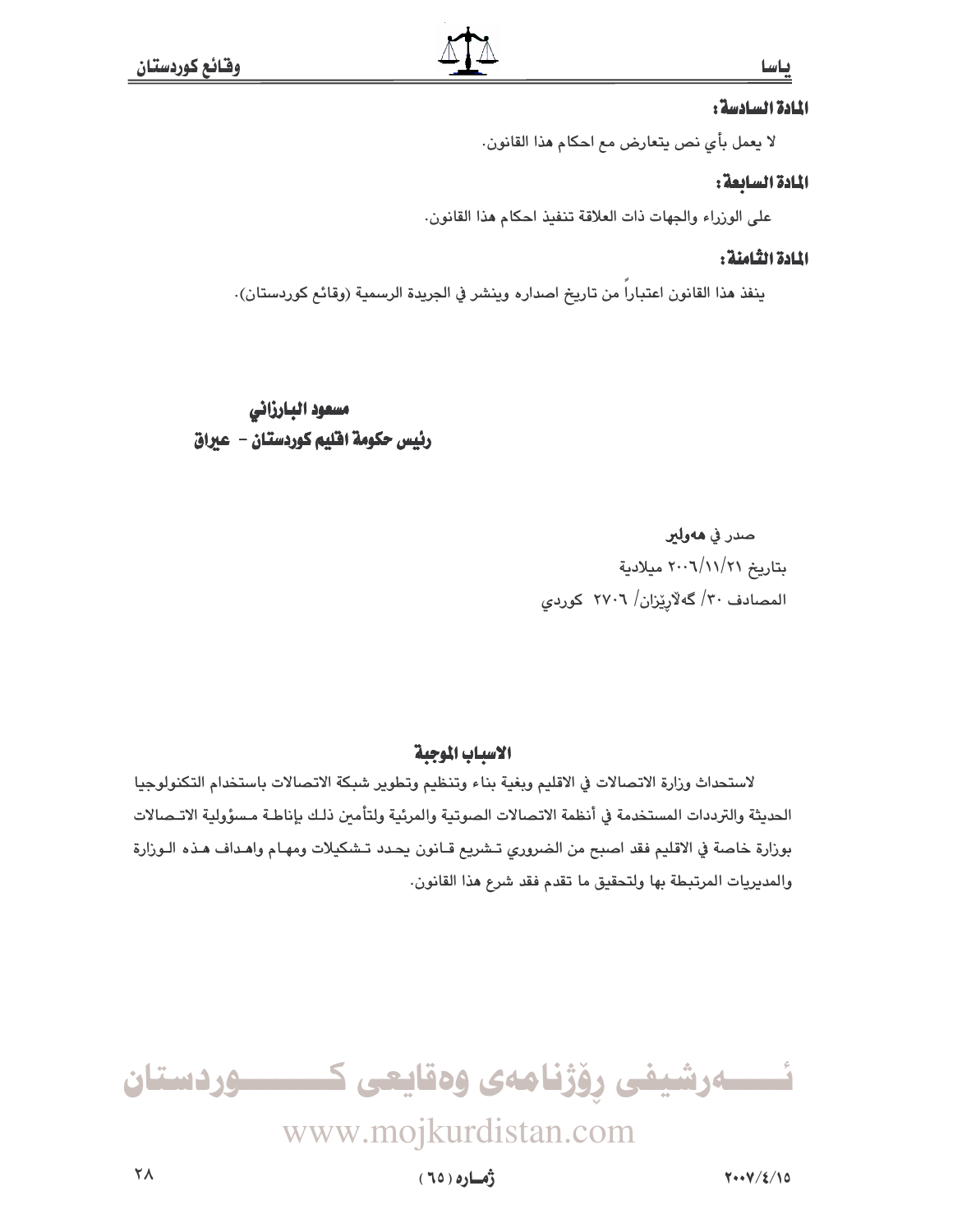### المادة السادسة:

لا يعمل بأي نص يتعارض مع احكام هذا القانون.

### المادة السابعة:

على الوزراء والجهات ذات العلاقة تنفيذ احكام هذا القانون.

### المادة الثامنة:

ينفذ هذا القانون اعتباراً من تاريخ اصداره وينشر في الجريدة الرسمية (وقائع كوردستان).

**مسعود البارزاني**
**رئيس حكومة اقليم كوردستان - عيراق**

صدر في **هەولێر**
بتاريخ ٢٠٠٦/١١/٢١ ميلادية
المصادف ٣٠/ گەلاڕێزان/ ٢٧٠٦ كوردي

### الاسباب الموجبة

لاستحداث وزارة الاتصالات في الاقليم وبغية بناء وتنظيم وتطوير شبكة الاتصالات باستخدام التكنولوجيا الحديثة والترددات المستخدمة في أنظمة الاتصالات الصوتية والمرئية ولتأمين ذلك بإناطة مسؤولية الاتصالات بوزارة خاصة في الاقليم فقد اصبح من الضروري تشريع قانون يحدد تشكيلات ومهام واهداف هذه الوزارة والمديريات المرتبطة بها ولتحقيق ما تقدم فقد شرع هذا القانون.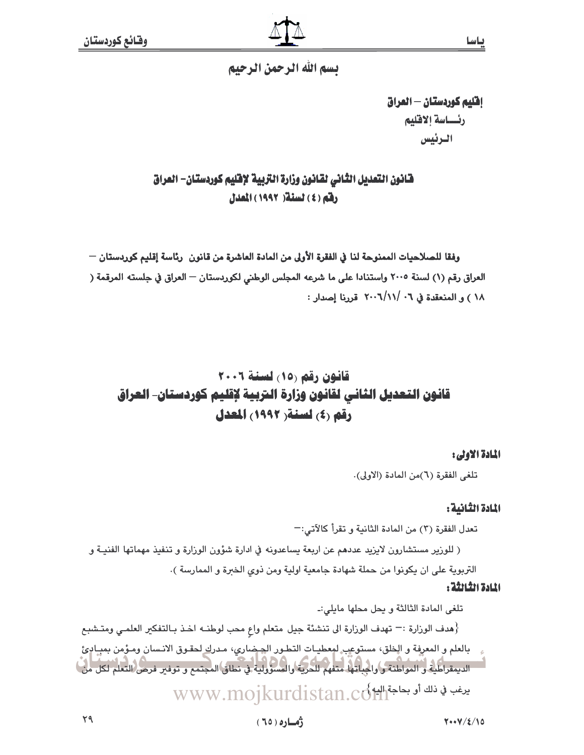بسم الله الرحمن الرحيم

**إقليم كوردستان – العراق**
**رئـــاسة الاقليم**
**الـرئيس**

## قانون التعديل الثاني لقانون وزارة التربية لإقليم كوردستان- العراق رقم (٤) لسنة( ١٩٩٢) المعدل

**وفقا للصلاحيات الممنوحة لنا في الفقرة الأولى من المادة العاشرة من قانون رئاسة إقليم كوردستان – العراق رقم (١) لسنة ٢٠٠٥ واستنادا على ما شرعه المجلس الوطني لكوردستان – العراق في جلسته المرقمة ( ١٨ ) و المنعقدة في ٠٦ /٢٠٠٦/١١ قررنا إصدار :**

# قانون رقم (١٥) لسنة ٢٠٠٦
# قانون التعديل الثاني لقانون وزارة التربية لإقليم كوردستان- العراق رقم (٤) لسنة( ١٩٩٢) المعدل

**المادة الاولى:**

تلغى الفقرة (٦)من المادة (الاولى).

**المادة الثانية:**

تعدل الفقرة (٣) من المادة الثانية و تقرأ كالآتي:–

( للوزير مستشارون لايزيد عددهم عن اربعة يساعدونه في ادارة شؤون الوزارة و تنفيذ مهماتها الفنية و التربوية على ان يكونوا من حملة شهادة جامعية اولية ومن ذوي الخبرة و الممارسة ).

**المادة الثالثة:**

تلغى المادة الثالثة و يحل محلها مايلي:-

{هدف الوزارة :– تهدف الوزارة الى تنشئة جيل متعلم واعٍ محب لوطنه اخذ بالتفكير العلمي ومتشبع بالعلم و المعرفة و الخلق، مستوعب لمعطيات التطور الحضاري، مدرك لحقوق الانسان ومؤمن بمبادئ الديمقراطية و المواطنة و واجباتها متفهم للحرية والمسؤولية في نطاق المجتمع و توفير فرص التعلم لكل من يرغب في ذلك أو بحاجة اليه}.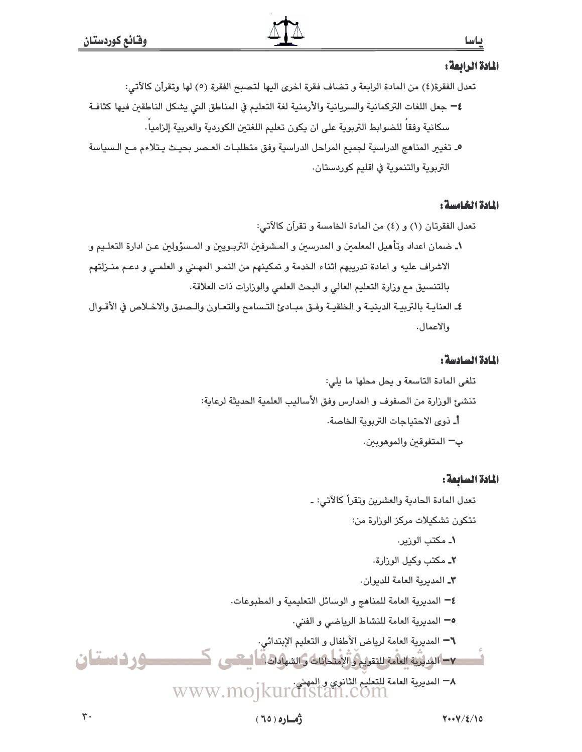### المادة الرابعة:

تعدل الفقرة(٤) من المادة الرابعة و تضاف فقرة اخرى اليها لتصبح الفقرة (٥) لها وتقرآن كالآتي:

٤– جعل اللغات التركمانية والسريانية والأرمنية لغة التعليم في المناطق التي يشكل الناطقين فيها كثافة سكانية وفقاً للضوابط التربوية على ان يكون تعليم اللغتين الكوردية والعربية إلزامياً.

٥ـ تغيير المناهج الدراسية لجميع المراحل الدراسية وفق متطلبات العصر بحيث يتلاءم مع السياسة التربوية والتنموية في اقليم كوردستان.

### المادة الخامسة:

تعدل الفقرتان (١) و (٤) من المادة الخامسة و تقرآن كالآتي:

١ـ ضمان اعداد وتأهيل المعلمين و المدرسين و المشرفين التربويين و المسؤولين عن ادارة التعليم و الاشراف عليه و اعادة تدريبهم اثناء الخدمة و تمكينهم من النمو المهني و العلمي و دعم منزلتهم بالتنسيق مع وزارة التعليم العالي و البحث العلمي والوزارات ذات العلاقة.

٤ـ العناية بالتربية الدينية و الخلقية وفق مبادئ التسامح والتعاون والصدق والاخلاص في الأقوال والاعمال.

### المادة السادسة:

تلغى المادة التاسعة و يحل محلها ما يلي:

تنشئ الوزارة من الصفوف و المدارس وفق الأساليب العلمية الحديثة لرعاية:

أـ ذوى الاحتياجات التربوية الخاصة.

ب– المتفوقين والموهوبين.

### المادة السابعة:

تعدل المادة الحادية والعشرين وتقرأ كالآتي: ـ

تتكون تشكيلات مركز الوزارة من:

١ـ مكتب الوزير.

٢ـ مكتب وكيل الوزارة.

٣ـ المديرية العامة للديوان.

٤– المديرية العامة للمناهج و الوسائل التعليمية و المطبوعات.

٥– المديرية العامة للنشاط الرياضي و الفني.

٦– المديرية العامة لرياض الأطفال و التعليم الإبتدائي.

٧– المديرية العامة للتقويم و الإمتحانات و الشهادات.

٨– المديرية العامة للتعليم الثانوي و المهني.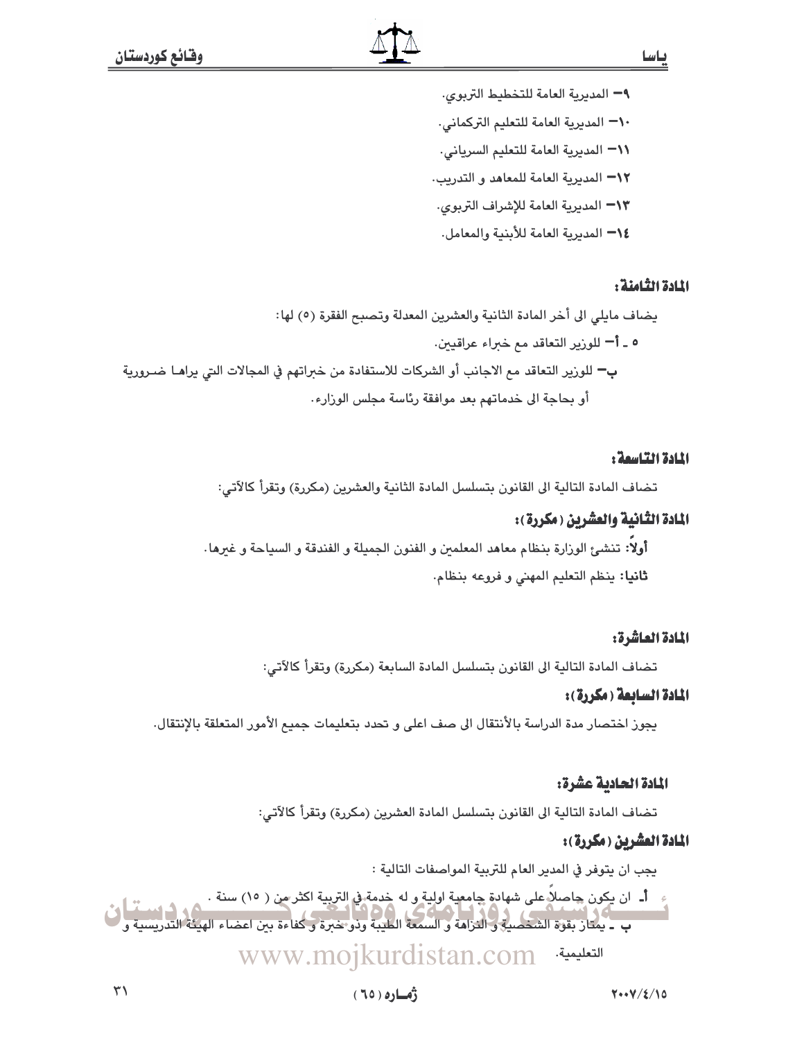٩– المديرية العامة للتخطيط التربوي.

١٠– المديرية العامة للتعليم التركماني.

١١– المديرية العامة للتعليم السرياني.

١٢– المديرية العامة للمعاهد و التدريب.

١٣– المديرية العامة للإشراف التربوي.

١٤– المديرية العامة للأبنية والمعامل.

## المادة الثامنة:

يضاف مايلي الى أخر المادة الثانية والعشرين المعدلة وتصبح الفقرة (٥) لها:

٥ ـ أ– للوزير التعاقد مع خبراء عراقيين.

ب– للوزير التعاقد مع الاجانب أو الشركات للاستفادة من خبراتهم في المجالات التي يراها ضرورية أو بحاجة الى خدماتهم بعد موافقة رئاسة مجلس الوزراء.

## المادة التاسعة:

تضاف المادة التالية الى القانون بتسلسل المادة الثانية والعشرين (مكررة) وتقرأ كالآتي:

## المادة الثانية والعشرين (مكررة):

**أولاً:** تنشئ الوزارة بنظام معاهد المعلمين و الفنون الجميلة و الفندقة و السياحة و غيرها.

**ثانيا:** ينظم التعليم المهني و فروعه بنظام.

## المادة العاشرة:

تضاف المادة التالية الى القانون بتسلسل المادة السابعة (مكررة) وتقرأ كالآتي:

## المادة السابعة (مكررة):

يجوز اختصار مدة الدراسة بالأنتقال الى صف اعلى و تحدد بتعليمات جميع الأمور المتعلقة بالإنتقال.

## المادة الحادية عشرة:

تضاف المادة التالية الى القانون بتسلسل المادة العشرين (مكررة) وتقرأ كالآتي:

## المادة العشرين (مكررة):

يجب ان يتوفر في المدير العام للتربية المواصفات التالية :

أـ ان يكون حاصلاً على شهادة جامعية اولية و له خدمة في التربية اكثر من ( ١٥) سنة .

ب ـ يمتاز بقوة الشخصية و النزاهة و السمعة الطيبة وذو خبرة و كفاءة بين اعضاء الهيئة التدريسية و التعليمية.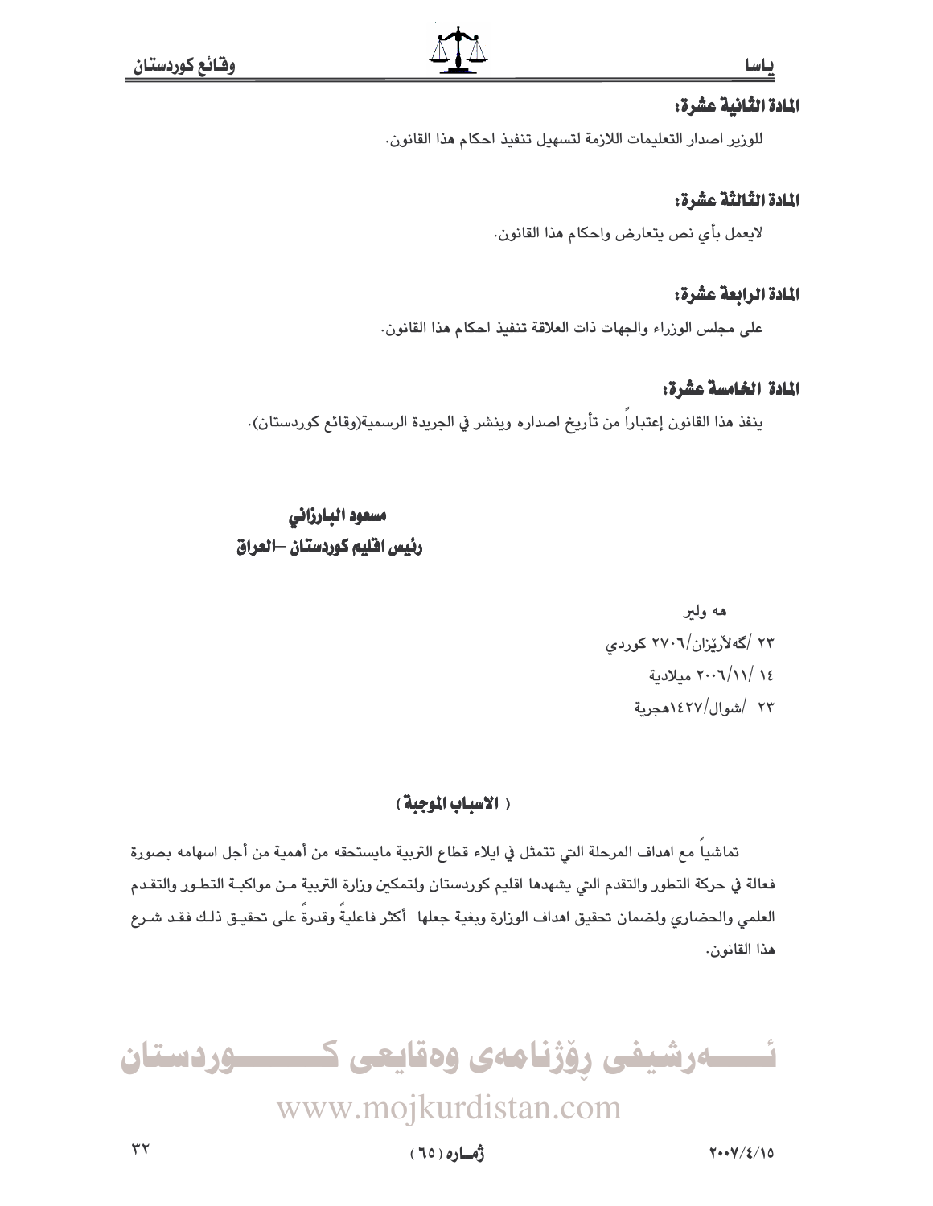### المادة الثانية عشرة:

للوزير اصدار التعليمات اللازمة لتسهيل تنفيذ احكام هذا القانون.

### المادة الثالثة عشرة:

لايعمل بأي نص يتعارض واحكام هذا القانون.

### المادة الرابعة عشرة:

على مجلس الوزراء والجهات ذات العلاقة تنفيذ احكام هذا القانون.

### المادة الخامسة عشرة:

ينفذ هذا القانون إعتباراً من تأريخ اصداره وينشر في الجريدة الرسمية(وقائع كوردستان).

**مسعود البارزاني**
**رئيس اقليم كوردستان –العراق**

هه ولير
٢٣ /گەلاْرێزان/٢٧٠٦ كوردي
١٤ /١١/٢٠٠٦ ميلادية
٢٣ /شوال/١٤٢٧هجرية

### ( الاسباب الموجبة )

تماشياً مع اهداف المرحلة التي تتمثل في ايلاء قطاع التربية مايستحقه من أهمية من أجل اسهامه بصورة فعالة في حركة التطور والتقدم التي يشهدها اقليم كوردستان ولتمكين وزارة التربية من مواكبة التطور والتقدم العلمي والحضاري ولضمان تحقيق اهداف الوزارة وبغية جعلها أكثر فاعليةً وقدرةً على تحقيق ذلك فقد شرع هذا القانون.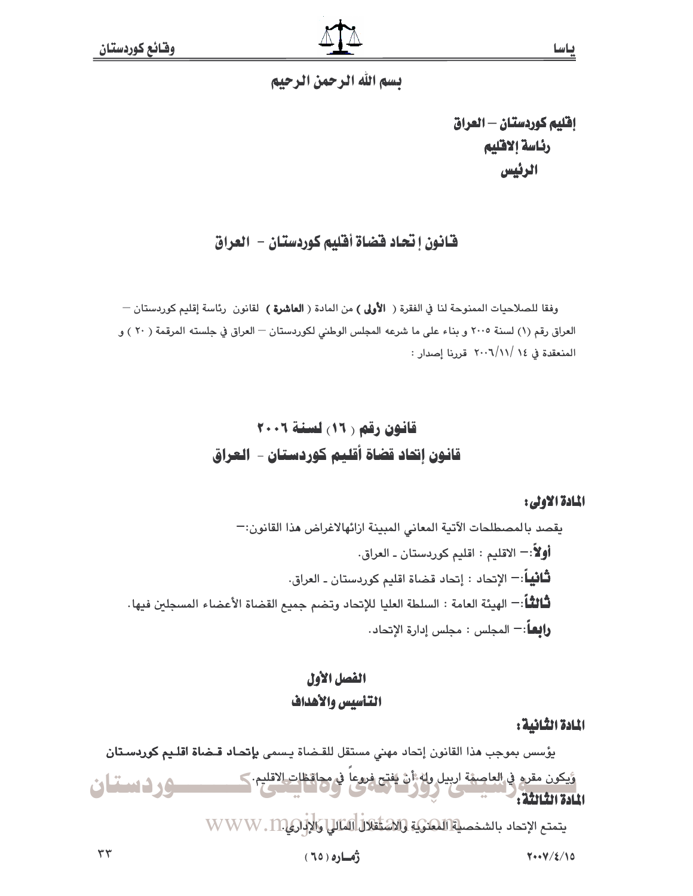بسم الله الرحمن الرحيم

**إقليم كوردستان – العراق**
**رئاسة الاقليم**
**الرئيس**

## قانون إتحاد قضاة أقليم كوردستان - العراق

وفقا للصلاحيات الممنوحة لنا في الفقرة ( **الأولى** ) من المادة ( **العاشرة** ) لقانون رئاسة إقليم كوردستان – العراق رقم (١) لسنة ٢٠٠٥ و بناء على ما شرعه المجلس الوطني لكوردستان – العراق في جلسته المرقمة ( ٢٠ ) و المنعقدة في ١٤ /١١/٢٠٠٦ قررنا إصدار :

## قانون رقم ( ١٦ ) لسنة ٢٠٠٦
## قانون إتحاد قضاة أقليم كوردستان - العراق

**المادة الاولى:**

يقصد بالمصطلحات الآتية المعاني المبينة ازائهالاغراض هذا القانون:–

**أولاً**:– الاقليم : اقليم كوردستان ـ العراق.

**ثانياً**:– الإتحاد : إتحاد قضاة اقليم كوردستان ـ العراق.

**ثالثاً**:– الهيئة العامة : السلطة العليا للإتحاد وتضم جميع القضاة الأعضاء المسجلين فيها.

**رابعاً**:– المجلس : مجلس إدارة الإتحاد.

### الفصل الأول
### التأسيس والأهداف

**المادة الثانية:**

يؤسس بموجب هذا القانون إتحاد مهني مستقل للقضاة يسمى **بإتحاد قضاة اقليم كوردستان** ويكون مقره في العاصمة اربيل وله أن يفتح فروعاً في محافظات الاقليم.

**المادة الثالثة:**

يتمتع الإتحاد بالشخصية المعنوية والاستقلال المالي والإداري.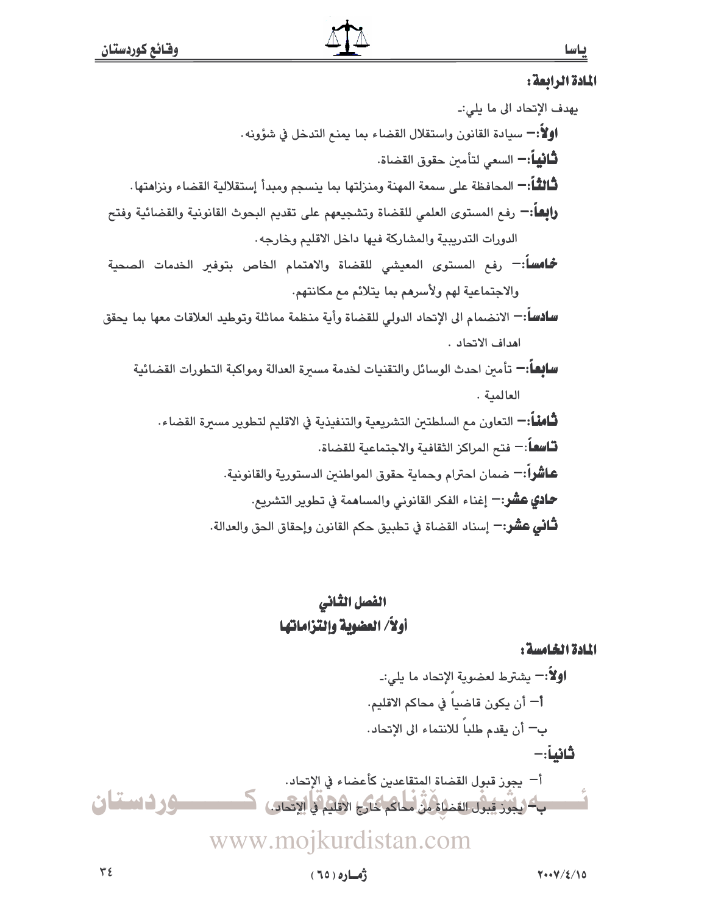**المادة الرابعة:**

يهدف الإتحاد الى ما يلي:-

**اولاً:-** سيادة القانون واستقلال القضاء بما يمنع التدخل في شؤونه.

**ثانياً:-** السعي لتأمين حقوق القضاة.

**ثالثاً:-** المحافظة على سمعة المهنة ومنزلتها بما ينسجم ومبدأ إستقلالية القضاء ونزاهتها.

**رابعاً:-** رفع المستوى العلمي للقضاة وتشجيعهم على تقديم البحوث القانونية والقضائية وفتح الدورات التدريبية والمشاركة فيها داخل الاقليم وخارجه.

**خامساً:-** رفع المستوى المعيشي للقضاة والاهتمام الخاص بتوفير الخدمات الصحية والاجتماعية لهم ولأسرهم بما يتلائم مع مكانتهم.

**سادساً:-** الانضمام الى الإتحاد الدولي للقضاة وأية منظمة مماثلة وتوطيد العلاقات معها بما يحقق اهداف الاتحاد.

**سابعاً:-** تأمين احدث الوسائل والتقنيات لخدمة مسيرة العدالة ومواكبة التطورات القضائية العالمية.

**ثامناً:-** التعاون مع السلطتين التشريعية والتنفيذية في الاقليم لتطوير مسيرة القضاء.

**تاسعاً:-** فتح المراكز الثقافية والاجتماعية للقضاة.

**عاشراً:-** ضمان احترام وحماية حقوق المواطنين الدستورية والقانونية.

**حادي عشر:-** إغناء الفكر القانوني والمساهمة في تطوير التشريع.

**ثاني عشر:-** إسناد القضاة في تطبيق حكم القانون وإحقاق الحق والعدالة.

## الفصل الثاني

## أولاً/ العضوية وإلتزاماتها

**المادة الخامسة:**

**اولاً:-** يشترط لعضوية الإتحاد ما يلي:-

أ- أن يكون قاضياً في محاكم الاقليم.

ب- أن يقدم طلباً للانتماء الى الإتحاد.

**ثانياً:-**

أ- يجوز قبول القضاة المتقاعدين كأعضاء في الإتحاد.

ب- يجوز قبول القضاة من محاكم خارج الاقليم في الإتحاد.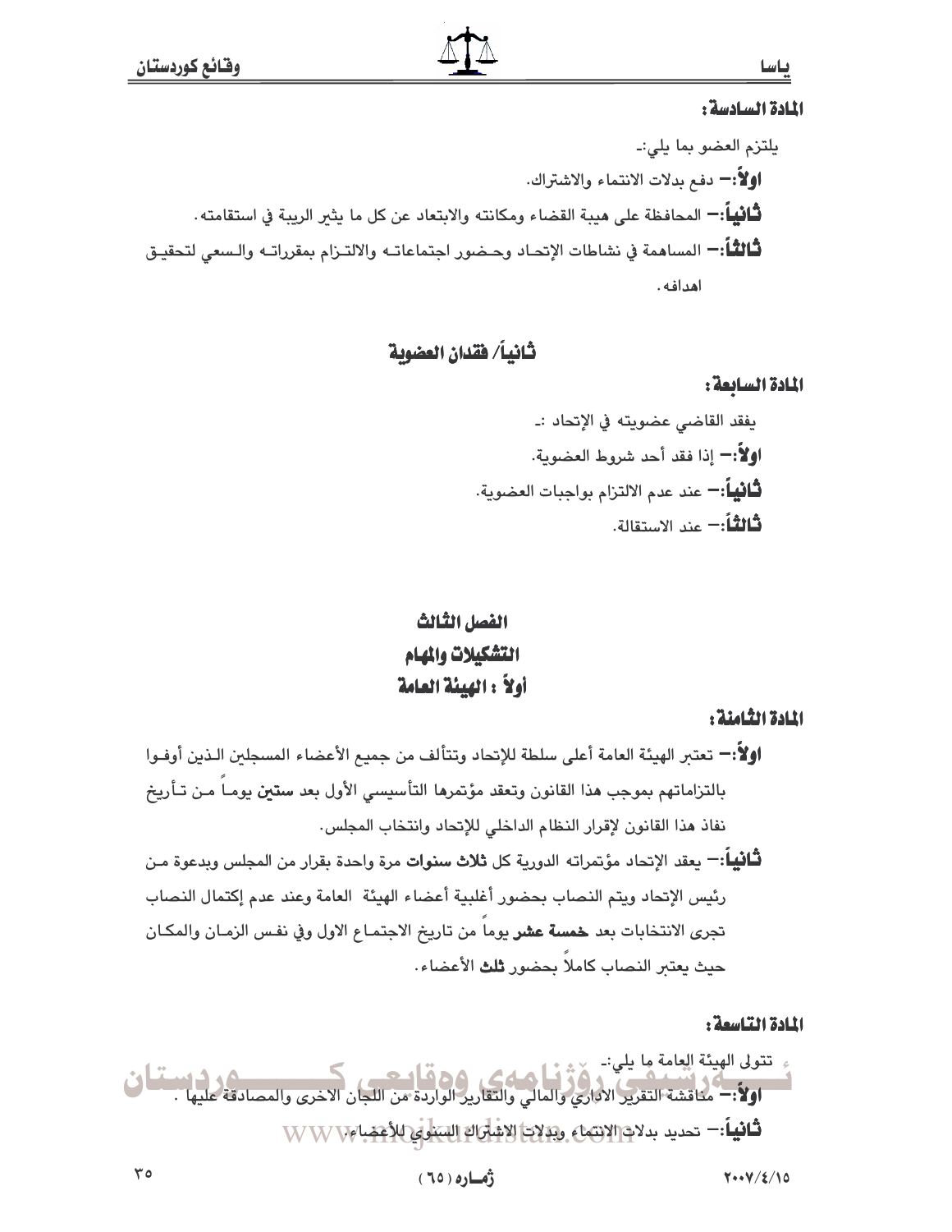**المادة السادسة:**

يلتزم العضو بما يلي:-

**اولاً:-** دفع بدلات الانتماء والاشتراك.

**ثانياً:-** المحافظة على هيبة القضاء ومكانته والابتعاد عن كل ما يثير الريبة في استقامته.

**ثالثاً:-** المساهمة في نشاطات الإتحاد وحضور اجتماعاته والالتزام بمقرراته والسعي لتحقيق اهدافه.

## ثانياً/ فقدان العضوية

**المادة السابعة:**

يفقد القاضي عضويته في الإتحاد :-

**اولاً:-** إذا فقد أحد شروط العضوية.

**ثانياً:-** عند عدم الالتزام بواجبات العضوية.

**ثالثاً:-** عند الاستقالة.

## الفصل الثالث
## التشكيلات والمهام
## أولاً : الهيئة العامة

**المادة الثامنة:**

**اولاً:-** تعتبر الهيئة العامة أعلى سلطة للإتحاد وتتألف من جميع الأعضاء المسجلين الذين أوفوا بالتزاماتهم بموجب هذا القانون وتعقد مؤتمرها التأسيسي الأول بعد **ستين** يوماً من تأريخ نفاذ هذا القانون لإقرار النظام الداخلي للإتحاد وانتخاب المجلس.

**ثانياً:-** يعقد الإتحاد مؤتمراته الدورية كل **ثلاث سنوات** مرة واحدة بقرار من المجلس وبدعوة من رئيس الإتحاد ويتم النصاب بحضور أغلبية أعضاء الهيئة العامة وعند عدم إكتمال النصاب تجرى الانتخابات بعد **خمسة عشر** يوماً من تاريخ الاجتماع الاول وفي نفس الزمان والمكان حيث يعتبر النصاب كاملاً بحضور **ثلث** الأعضاء.

**المادة التاسعة:**

تتولى الهيئة العامة ما يلي:-

**اولاً:-** مناقشة التقرير الاداري والمالي والتقارير الواردة من اللجان الاخرى والمصادقة عليها .

**ثانياً:-** تحديد بدلات الانتماء وبدلات الاشتراك السنوي للأعضاء.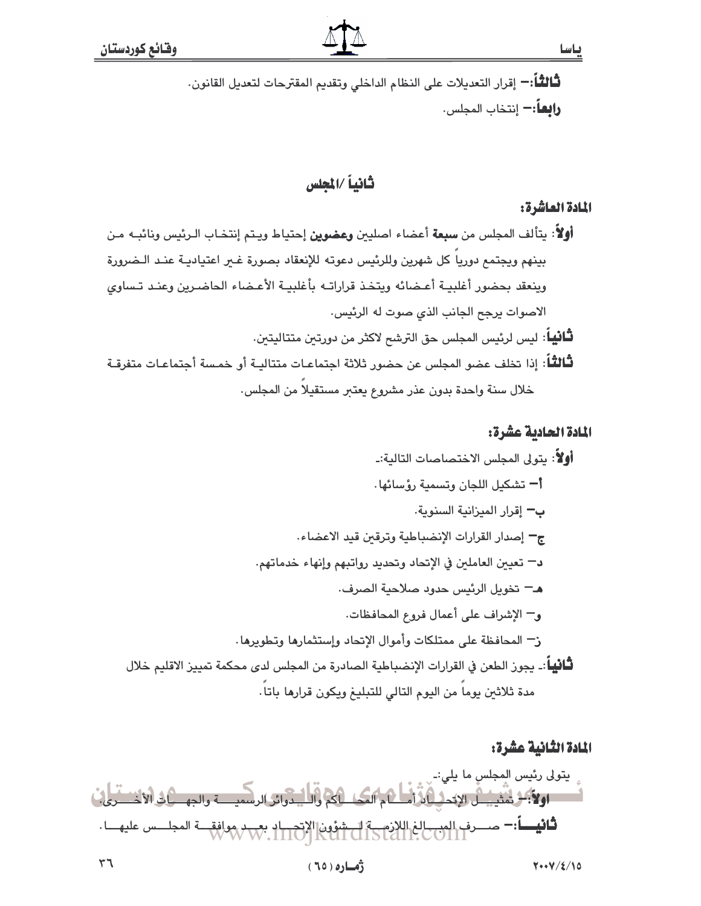**ثالثاً**:- إقرار التعديلات على النظام الداخلي وتقديم المقترحات لتعديل القانون.

**رابعاً**:- إنتخاب المجلس.

## ثانياً /المجلس

### المادة العاشرة:

**أولاً**: يتألف المجلس من **سبعة** أعضاء اصليين **وعضوين** إحتياط ويتم إنتخاب الرئيس ونائبه من بينهم ويجتمع دورياً كل شهرين وللرئيس دعوته للإنعقاد بصورة غير اعتيادية عند الضرورة وينعقد بحضور أغلبية أعضائه ويتخذ قراراته بأغلبية الأعضاء الحاضرين وعند تساوي الاصوات يرجح الجانب الذي صوت له الرئيس.

**ثانياً**: ليس لرئيس المجلس حق الترشح لاكثر من دورتين متتاليتين.

**ثالثاً**: إذا تخلف عضو المجلس عن حضور ثلاثة اجتماعات متتالية أو خمسة أجتماعات متفرقة خلال سنة واحدة بدون عذر مشروع يعتبر مستقيلاً من المجلس.

### المادة الحادية عشرة:

**أولاً**: يتولى المجلس الاختصاصات التالية:ـ

أ- تشكيل اللجان وتسمية رؤسائها.

ب- إقرار الميزانية السنوية.

ج- إصدار القرارات الإنضباطية وترقين قيد الاعضاء.

د- تعيين العاملين في الإتحاد وتحديد رواتبهم وإنهاء خدماتهم.

هـ- تخويل الرئيس حدود صلاحية الصرف.

و- الإشراف على أعمال فروع المحافظات.

ز- المحافظة على ممتلكات وأموال الإتحاد وإستثمارها وتطويرها.

**ثانياً**:ـ يجوز الطعن في القرارات الإنضباطية الصادرة من المجلس لدى محكمة تمييز الاقليم خلال مدة ثلاثين يوماً من اليوم التالي للتبليغ ويكون قرارها باتاً.

### المادة الثانية عشرة:

يتولى رئيس المجلس ما يلي:ـ

**أولاً**:- تمثيل الإتحاد أمام المحاكم والدوائر الرسمية والجهات الأخرى.

**ثانياً**:- صرف المبالغ اللازمة لشؤون الإتحاد بعد موافقة المجلس عليها.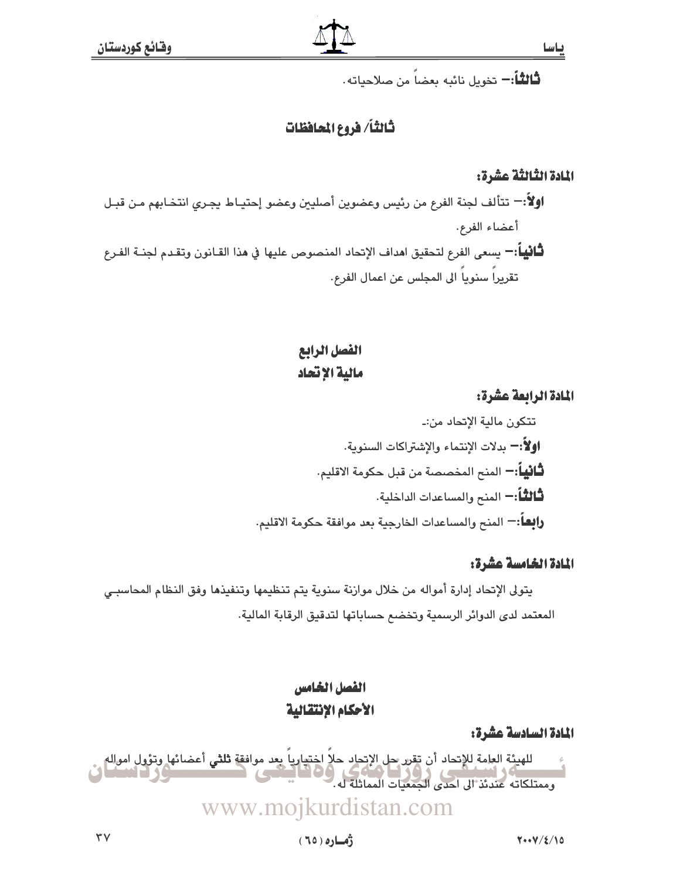**ثالثاً:-** تخويل نائبه بعضاً من صلاحياته.

### ثالثاً/ فروع المحافظات

**المادة الثالثة عشرة:**

**اولاً:-** تتألف لجنة الفرع من رئيس وعضوين أصليين وعضو إحتياط يجري انتخابهم من قبل أعضاء الفرع.

**ثانياً:-** يسعى الفرع لتحقيق اهداف الإتحاد المنصوص عليها في هذا القانون وتقدم لجنة الفرع تقريراً سنوياً الى المجلس عن اعمال الفرع.

## الفصل الرابع
## مالية الإتحاد

**المادة الرابعة عشرة:**

تتكون مالية الإتحاد من:-

**اولاً:-** بدلات الإنتماء والإشتراكات السنوية.

**ثانياً:-** المنح المخصصة من قبل حكومة الاقليم.

**ثالثاً:-** المنح والمساعدات الداخلية.

**رابعاً:-** المنح والمساعدات الخارجية بعد موافقة حكومة الاقليم.

**المادة الخامسة عشرة:**

يتولى الإتحاد إدارة أمواله من خلال موازنة سنوية يتم تنظيمها وتنفيذها وفق النظام المحاسبي المعتمد لدى الدوائر الرسمية وتخضع حساباتها لتدقيق الرقابة المالية.

## الفصل الخامس
## الأحكام الإنتقالية

**المادة السادسة عشرة:**

للهيئة العامة للإتحاد أن تقرر حل الإتحاد حلاً اختيارياً بعد موافقة **ثلثي** أعضائها وتؤول امواله وممتلكاته عندئذ الى احدى الجمعيات المماثلة له.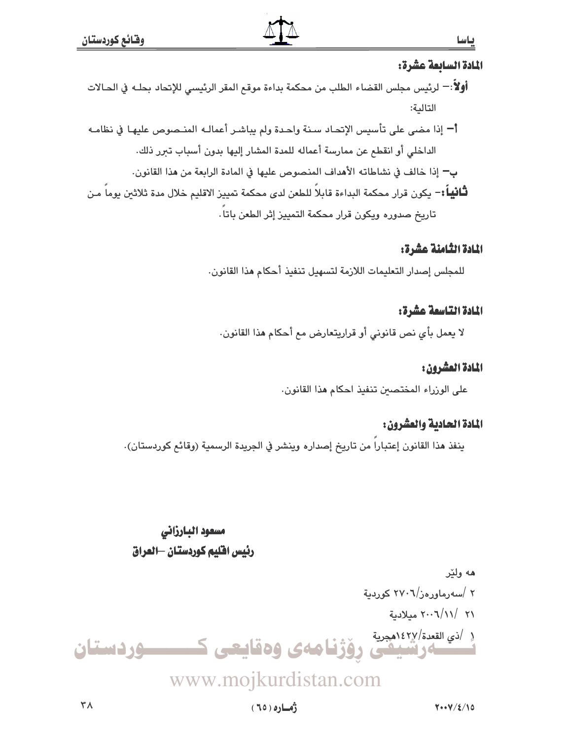**المادة السابعة عشرة:**

**أولاً**:– لرئيس مجلس القضاء الطلب من محكمة بداءة موقع المقر الرئيسي للإتحاد بحله في الحالات التالية:

**أ**– إذا مضى على تأسيس الإتحاد سنة واحدة ولم يباشر أعماله المنصوص عليها في نظامه الداخلي أو انقطع عن ممارسة أعماله للمدة المشار إليها بدون أسباب تبرر ذلك.

**ب**– إذا خالف في نشاطاته الأهداف المنصوص عليها في المادة الرابعة من هذا القانون.

**ثانياً**:– يكون قرار محكمة البداءة قابلاً للطعن لدى محكمة تمييز الاقليم خلال مدة ثلاثين يوماً من تاريخ صدوره ويكون قرار محكمة التمييز إثر الطعن باتاً.

**المادة الثامنة عشرة:**

للمجلس إصدار التعليمات اللازمة لتسهيل تنفيذ أحكام هذا القانون.

**المادة التاسعة عشرة:**

لا يعمل بأي نص قانوني أو قراريتعارض مع أحكام هذا القانون.

**المادة العشرون:**

على الوزراء المختصين تنفيذ احكام هذا القانون.

**المادة الحادية والعشرون:**

ينفذ هذا القانون إعتباراً من تاريخ إصداره وينشر في الجريدة الرسمية (وقائع كوردستان).

**مسعود البارزاني**

**رئيس اقليم كوردستان –العراق**

هه ولێر

٢ /سەرماوەز/٢٧٠٦ كوردية

٢١ /١١/٢٠٠٦ ميلادية

١ /ذي القعدة/١٤٢٧هجرية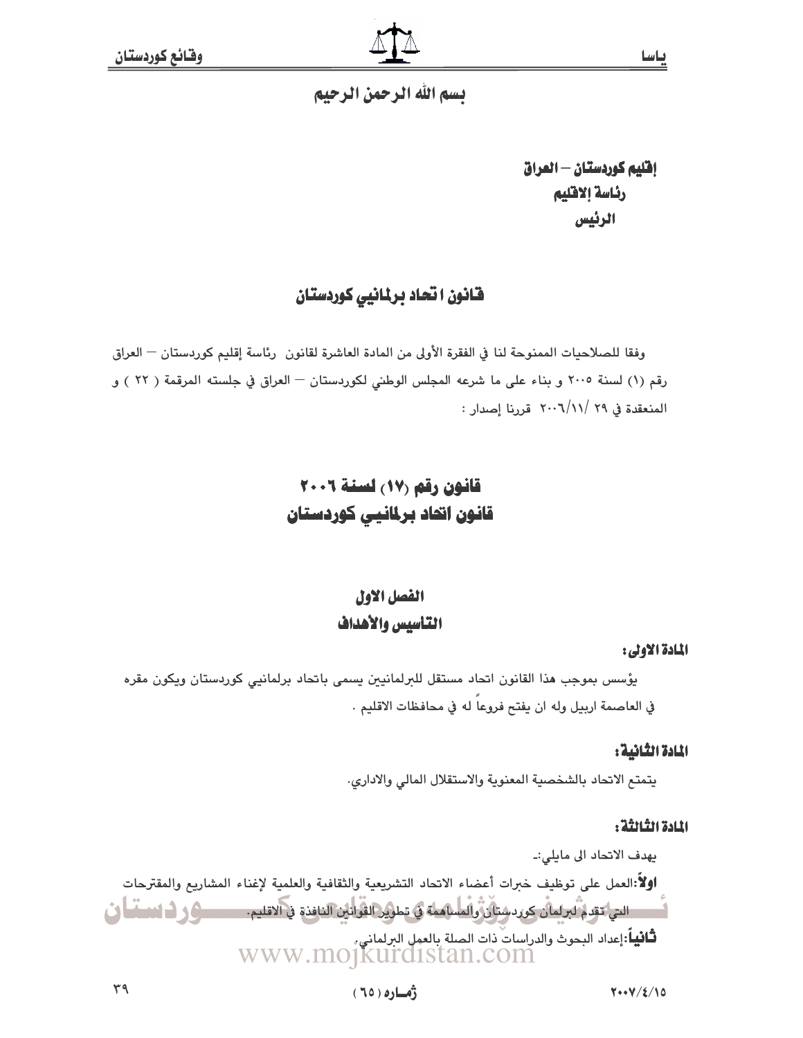بسم الله الرحمن الرحيم

**إقليم كوردستان – العراق**
**رئاسة الاقليم**
**الرئيس**

## قانون اتحاد برلمانيي كوردستان

وفقا للصلاحيات الممنوحة لنا في الفقرة الأولى من المادة العاشرة لقانون رئاسة إقليم كوردستان – العراق رقم (١) لسنة ٢٠٠٥ و بناء على ما شرعه المجلس الوطني لكوردستان – العراق في جلسته المرقمة ( ٢٢ ) و المنعقدة في ٢٩ /٢٠٠٦/١١ قررنا إصدار :

# قانون رقم (١٧) لسنة ٢٠٠٦
# قانون اتحاد برلمانيي كوردستان

## الفصل الاول
## التاسيس والأهداف

**المادة الاولى:**

يؤسس بموجب هذا القانون اتحاد مستقل للبرلمانيين يسمى باتحاد برلمانيي كوردستان ويكون مقره في العاصمة اربيل وله ان يفتح فروعاً له في محافظات الاقليم .

**المادة الثانية:**

يتمتع الاتحاد بالشخصية المعنوية والاستقلال المالي والاداري.

**المادة الثالثة:**

يهدف الاتحاد الى مايلي:-

**اولاً**:العمل على توظيف خبرات أعضاء الاتحاد التشريعية والثقافية والعلمية لإغناء المشاريع والمقترحات التي تقدم لبرلمان كوردستان والمساهمة في تطوير القوانين النافذة في الاقليم.

**ثانياً**:إعداد البحوث والدراسات ذات الصلة بالعمل البرلماني.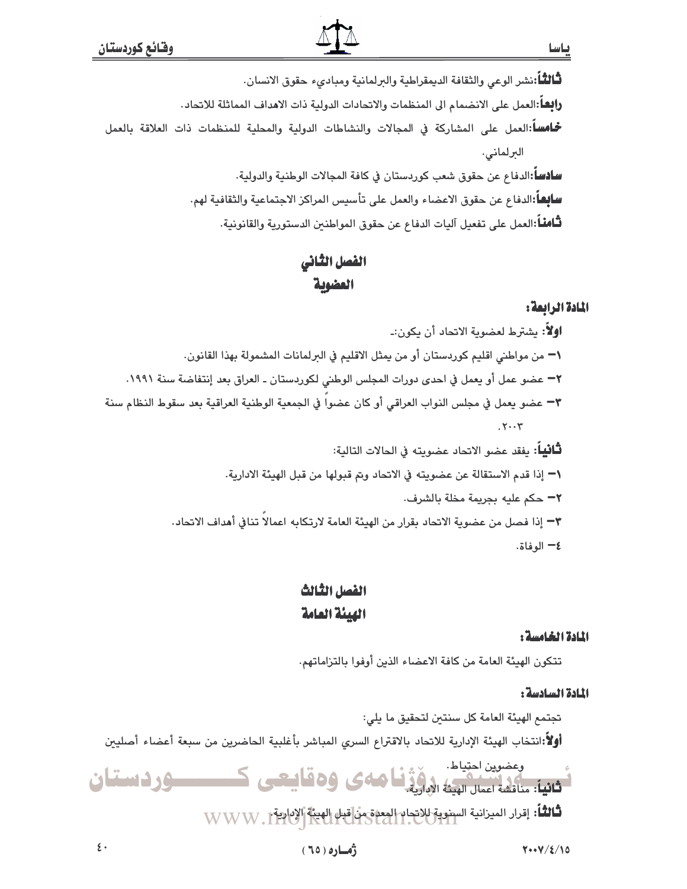**ثالثاً:** نشر الوعي والثقافة الديمقراطية والبرلمانية ومباديء حقوق الانسان.

**رابعاً:** العمل على الانضمام الى المنظمات والاتحادات الدولية ذات الاهداف المماثلة للاتحاد.

**خامساً:** العمل على المشاركة في المجالات والنشاطات الدولية والمحلية للمنظمات ذات العلاقة بالعمل البرلماني.

**سادساً:** الدفاع عن حقوق شعب كوردستان في كافة المجالات الوطنية والدولية.

**سابعاً:** الدفاع عن حقوق الاعضاء والعمل على تأسيس المراكز الاجتماعية والثقافية لهم.

**ثامناً:** العمل على تفعيل آليات الدفاع عن حقوق المواطنين الدستورية والقانونية.

## الفصل الثاني
## العضوية

### المادة الرابعة:

**اولاً:** يشترط لعضوية الاتحاد أن يكون:-

١- من مواطني اقليم كوردستان أو من يمثل الاقليم في البرلمانات المشمولة بهذا القانون.

٢- عضو عمل أو يعمل في احدى دورات المجلس الوطني لكوردستان ـ العراق بعد إنتفاضة سنة ١٩٩١.

٣- عضو يعمل في مجلس النواب العراقي أو كان عضواً في الجمعية الوطنية العراقية بعد سقوط النظام سنة ٢٠٠٣.

**ثانياً:** يفقد عضو الاتحاد عضويته في الحالات التالية:

١- إذا قدم الاستقالة عن عضويته في الاتحاد وتم قبولها من قبل الهيئة الادارية.

٢- حكم عليه بجريمة مخلة بالشرف.

٣- إذا فصل من عضوية الاتحاد بقرار من الهيئة العامة لارتكابه اعمالاً تنافي أهداف الاتحاد.

٤- الوفاة.

## الفصل الثالث
## الهيئة العامة

### المادة الخامسة:

تتكون الهيئة العامة من كافة الاعضاء الذين أوفوا بالتزاماتهم.

### المادة السادسة:

تجتمع الهيئة العامة كل سنتين لتحقيق ما يلي:

**أولاً:** انتخاب الهيئة الإدارية للاتحاد بالاقتراع السري المباشر بأغلبية الحاضرين من سبعة أعضاء أصليين وعضوين احتياط.

**ثانياً:** مناقشة اعمال الهيئة الادارية.

**ثالثاً:** إقرار الميزانية السنوية للاتحاد المعدة من قبل الهيئة الإدارية.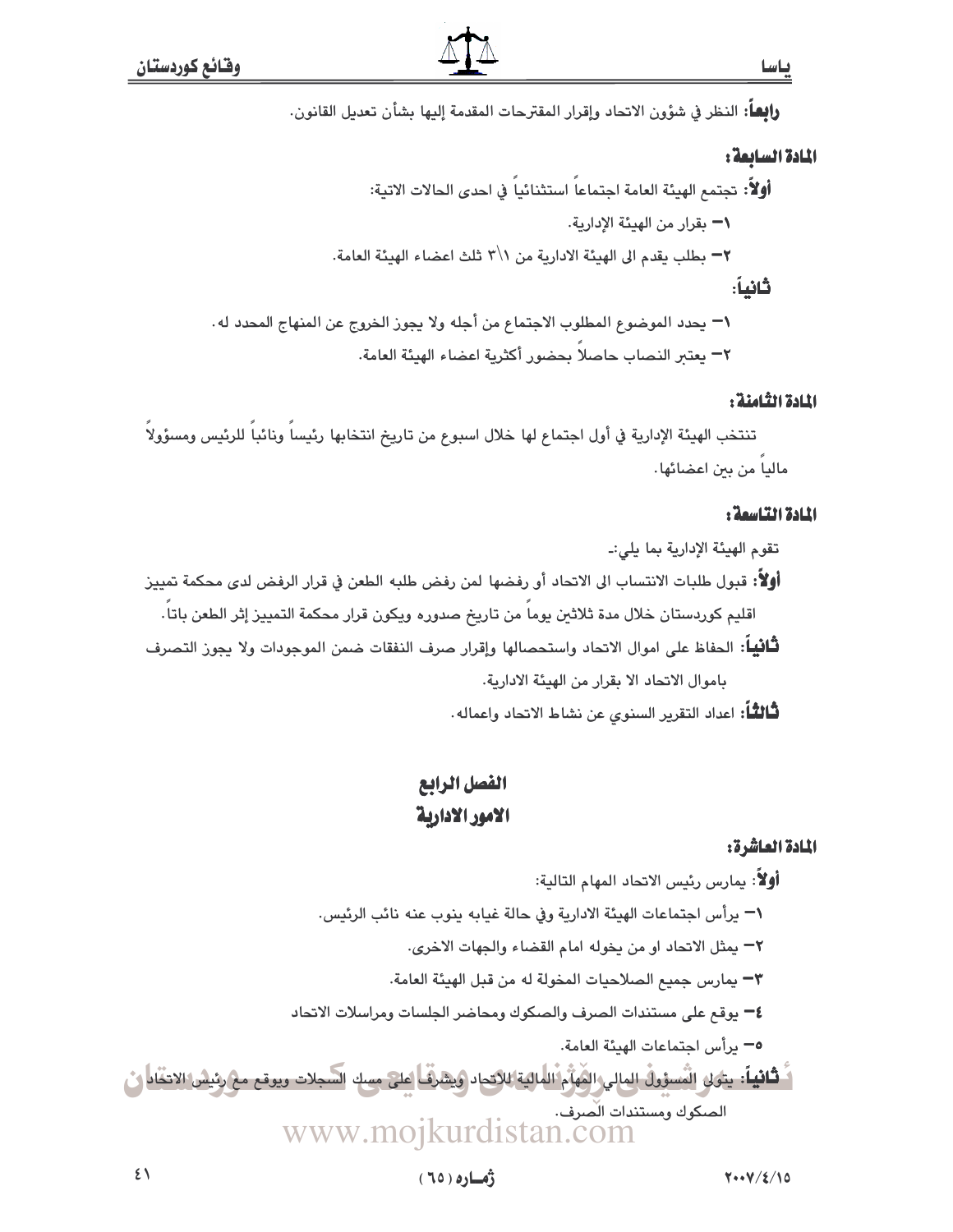**رابعاً**: النظر في شؤون الاتحاد وإقرار المقترحات المقدمة إليها بشأن تعديل القانون.

**المادة السابعة:**

**أولاً**: تجتمع الهيئة العامة اجتماعاً استثنائياً في احدى الحالات الاتية:

١- بقرار من الهيئة الإدارية.

٢- بطلب يقدم الى الهيئة الادارية من ١\٣ ثلث اعضاء الهيئة العامة.

**ثانياً**:

١- يحدد الموضوع المطلوب الاجتماع من أجله ولا يجوز الخروج عن المنهاج المحدد له.

٢- يعتبر النصاب حاصلاً بحضور أكثرية اعضاء الهيئة العامة.

**المادة الثامنة:**

تنتخب الهيئة الإدارية في أول اجتماع لها خلال اسبوع من تاريخ انتخابها رئيساً ونائباً للرئيس ومسؤولاً مالياً من بين اعضائها.

**المادة التاسعة:**

تقوم الهيئة الإدارية بما يلي:-

**أولاً**: قبول طلبات الانتساب الى الاتحاد أو رفضها لمن رفض طلبه الطعن في قرار الرفض لدى محكمة تمييز اقليم كوردستان خلال مدة ثلاثين يوماً من تاريخ صدوره ويكون قرار محكمة التمييز إثر الطعن باتاً.

**ثانياً**: الحفاظ على اموال الاتحاد واستحصالها وإقرار صرف النفقات ضمن الموجودات ولا يجوز التصرف باموال الاتحاد الا بقرار من الهيئة الادارية.

**ثالثاً**: اعداد التقرير السنوي عن نشاط الاتحاد واعماله.

## الفصل الرابع
## الامور الادارية

**المادة العاشرة:**

**أولاً**: يمارس رئيس الاتحاد المهام التالية:

١- يرأس اجتماعات الهيئة الادارية وفي حالة غيابه ينوب عنه نائب الرئيس.

٢- يمثل الاتحاد او من يخوله امام القضاء والجهات الاخرى.

٣- يمارس جميع الصلاحيات المخولة له من قبل الهيئة العامة.

٤- يوقع على مستندات الصرف والصكوك ومحاضر الجلسات ومراسلات الاتحاد

٥- يرأس اجتماعات الهيئة العامة.

**ثانياً**: يتولى المسؤول المالي المهام المالية للاتحاد ويشرف على مسك السجلات ويوقع مع رئيس الاتحاد الصكوك ومستندات الصرف.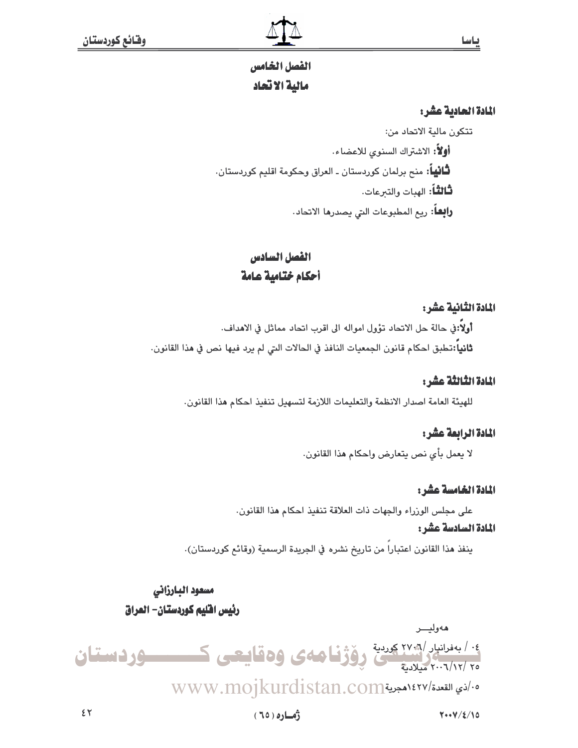## الفصل الخامس
## مالية الاتحاد

**المادة الحادية عشر:**

تتكون مالية الاتحاد من:

**أولاً**: الاشتراك السنوي للاعضاء.

**ثانياً**: منح برلمان كوردستان ـ العراق وحكومة اقليم كوردستان.

**ثالثاً**: الهبات والتبرعات.

**رابعاً**: ريع المطبوعات التي يصدرها الاتحاد.

## الفصل السادس
## أحكام ختامية عامة

**المادة الثانية عشر:**

**أولاً**:في حالة حل الاتحاد تؤول امواله الى اقرب اتحاد مماثل في الاهداف.

**ثانياً**:تطبق احكام قانون الجمعيات النافذ في الحالات التي لم يرد فيها نص في هذا القانون.

**المادة الثالثة عشر:**

للهيئة العامة اصدار الانظمة والتعليمات اللازمة لتسهيل تنفيذ احكام هذا القانون.

**المادة الرابعة عشر:**

لا يعمل بأي نص يتعارض واحكام هذا القانون.

**المادة الخامسة عشر:**

على مجلس الوزراء والجهات ذات العلاقة تنفيذ احكام هذا القانون.

**المادة السادسة عشر:**

ينفذ هذا القانون اعتباراً من تاريخ نشره في الجريدة الرسمية (وقائع كوردستان).

**مسعود البارزاني**

**رئيس اقليم كوردستان- العراق**

هەولیـــر

٠٤ / بەفرانبار /٢٧٠٦ كوردية

٢٥ /١٢/ ٢٠٠٦ ميلادية

٠٥/ذي القعدة/١٤٢٧هجرية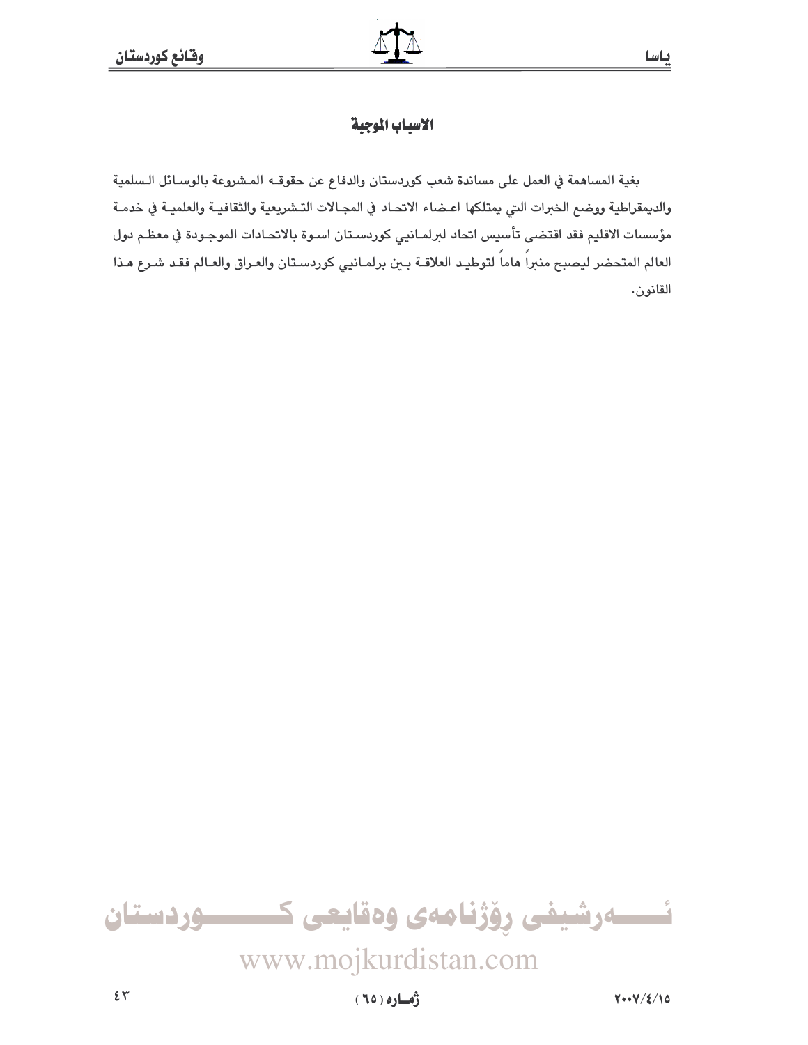## الاسباب الموجبة

بغية المساهمة في العمل على مساندة شعب كوردستان والدفاع عن حقوقه المشروعة بالوسائل السلمية والديمقراطية ووضع الخبرات التي يمتلكها اعضاء الاتحاد في المجالات التشريعية والثقافية والعلمية في خدمة مؤسسات الاقليم فقد اقتضى تأسيس اتحاد لبرلمانيي كوردستان اسوة بالاتحادات الموجودة في معظم دول العالم المتحضر ليصبح منبراً هاماً لتوطيد العلاقة بين برلمانيي كوردستان والعراق والعالم فقد شرع هذا القانون.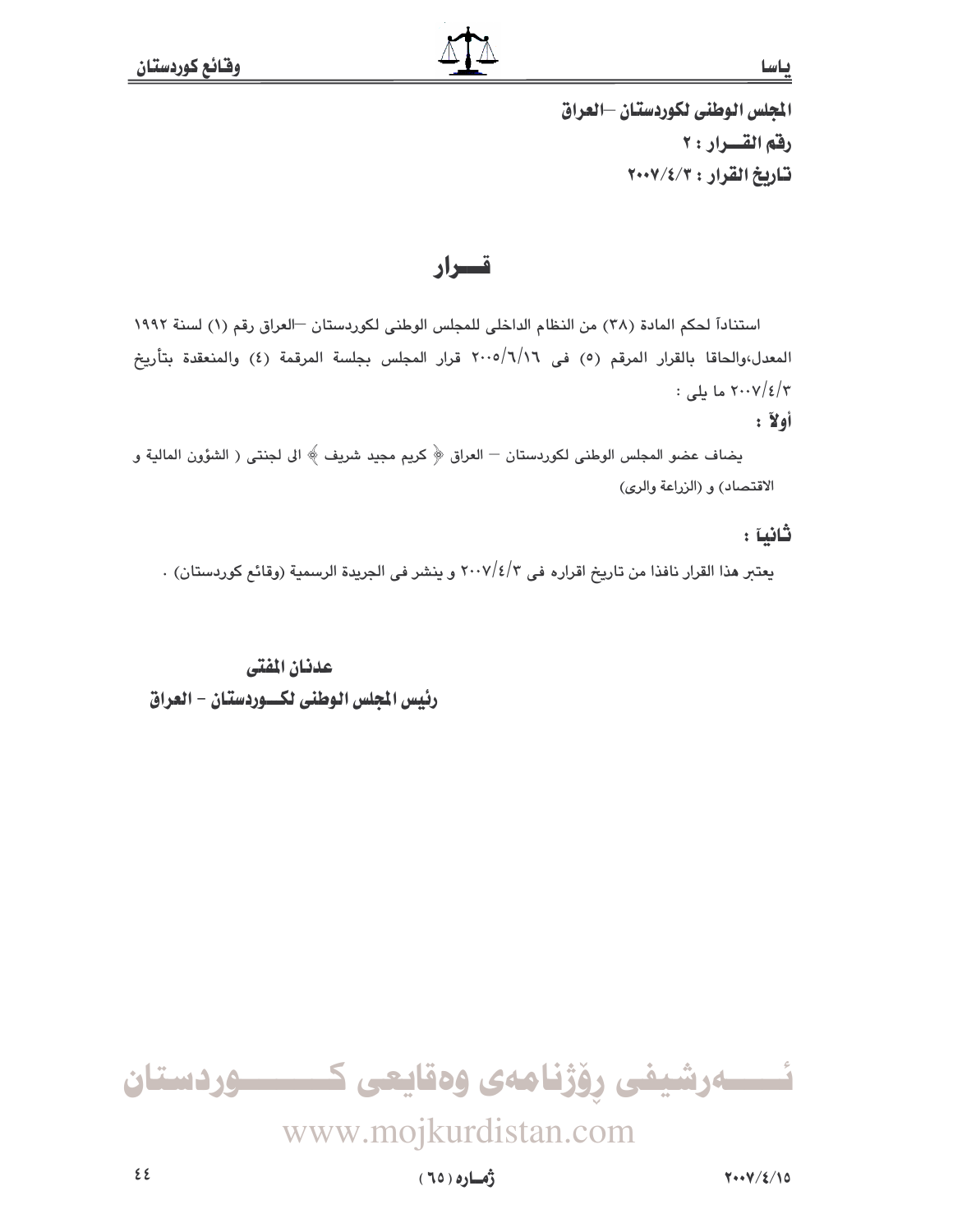المجلس الوطنى لكوردستان –العراق

رقم القـــرار : ٢

تاريخ القرار : ٢٠٠٧/٤/٣

# قـــرار

استناداً لحكم المادة (٣٨) من النظام الداخلى للمجلس الوطنى لكوردستان –العراق رقم (١) لسنة ١٩٩٢ المعدل،والحاقا بالقرار المرقم (٥) فى ٢٠٠٥/٦/١٦ قرار المجلس بجلسة المرقمة (٤) والمنعقدة بتأريخ ٢٠٠٧/٤/٣ ما يلى :

**أولاً :**

يضاف عضو المجلس الوطنى لكوردستان – العراق ﴿ كريم مجيد شريف ﴾ الى لجنتى ( الشؤون المالية و الاقتصاد) و (الزراعة والرى)

**ثانياً :**

يعتبر هذا القرار نافذا من تاريخ اقراره فى ٢٠٠٧/٤/٣ و ينشر فى الجريدة الرسمية (وقائع كوردستان) .

**عدنان المفتى**

**رئيس المجلس الوطنى لكـــوردستان - العراق**